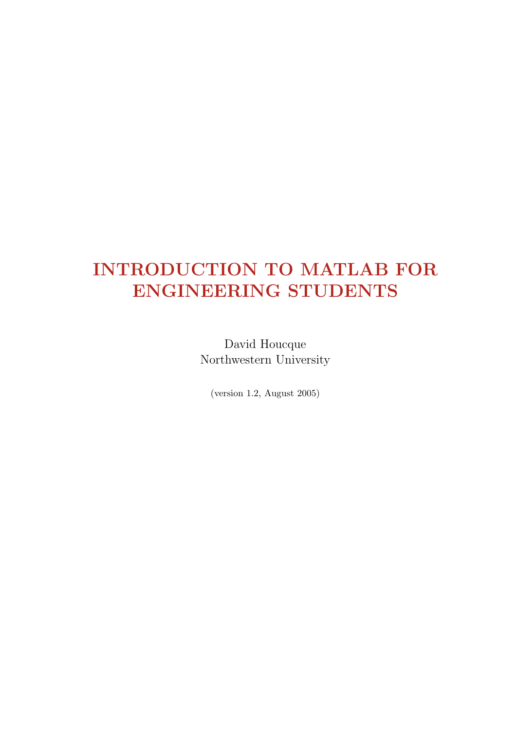# INTRODUCTION TO MATLAB FOR ENGINEERING STUDENTS

David Houcque
Northwestern University

(version 1.2, August 2005)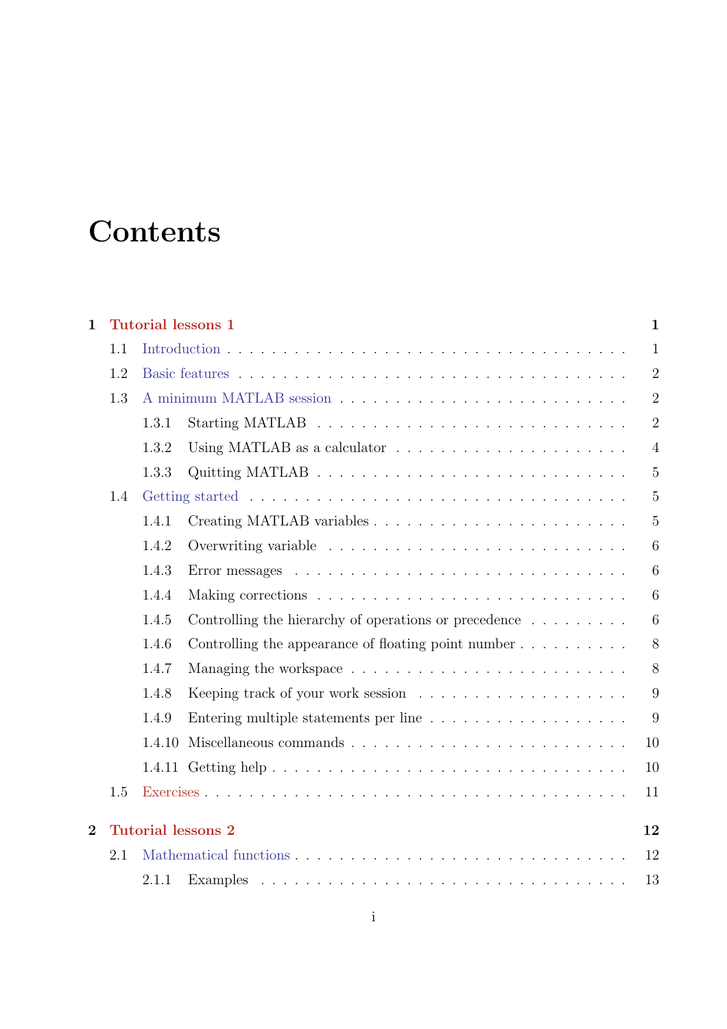# Contents

**1 Tutorial lessons 1** — **1**

- 1.1 Introduction — 1
- 1.2 Basic features — 2
- 1.3 A minimum MATLAB session — 2
  - 1.3.1 Starting MATLAB — 2
  - 1.3.2 Using MATLAB as a calculator — 4
  - 1.3.3 Quitting MATLAB — 5
- 1.4 Getting started — 5
  - 1.4.1 Creating MATLAB variables — 5
  - 1.4.2 Overwriting variable — 6
  - 1.4.3 Error messages — 6
  - 1.4.4 Making corrections — 6
  - 1.4.5 Controlling the hierarchy of operations or precedence — 6
  - 1.4.6 Controlling the appearance of floating point number — 8
  - 1.4.7 Managing the workspace — 8
  - 1.4.8 Keeping track of your work session — 9
  - 1.4.9 Entering multiple statements per line — 9
  - 1.4.10 Miscellaneous commands — 10
  - 1.4.11 Getting help — 10
- 1.5 Exercises — 11

**2 Tutorial lessons 2** — **12**

- 2.1 Mathematical functions — 12
  - 2.1.1 Examples — 13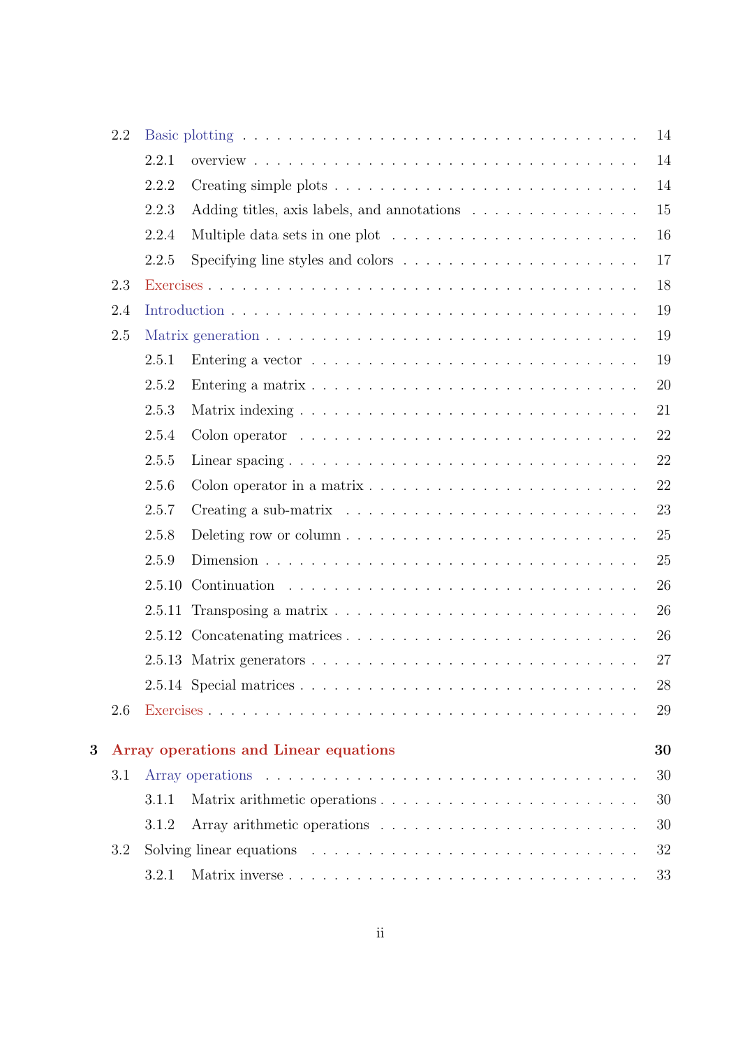- 2.2 Basic plotting . . . . . . . . . . . . . . . . . . . . . . . . . . . . . . . . 14
  - 2.2.1 overview . . . . . . . . . . . . . . . . . . . . . . . . . . . . . . . 14
  - 2.2.2 Creating simple plots . . . . . . . . . . . . . . . . . . . . . . . . 14
  - 2.2.3 Adding titles, axis labels, and annotations . . . . . . . . . . . . . 15
  - 2.2.4 Multiple data sets in one plot . . . . . . . . . . . . . . . . . . . . 16
  - 2.2.5 Specifying line styles and colors . . . . . . . . . . . . . . . . . . 17
- 2.3 Exercises . . . . . . . . . . . . . . . . . . . . . . . . . . . . . . . . . . 18
- 2.4 Introduction . . . . . . . . . . . . . . . . . . . . . . . . . . . . . . . . 19
- 2.5 Matrix generation . . . . . . . . . . . . . . . . . . . . . . . . . . . . . 19
  - 2.5.1 Entering a vector . . . . . . . . . . . . . . . . . . . . . . . . . . 19
  - 2.5.2 Entering a matrix . . . . . . . . . . . . . . . . . . . . . . . . . . 20
  - 2.5.3 Matrix indexing . . . . . . . . . . . . . . . . . . . . . . . . . . . 21
  - 2.5.4 Colon operator . . . . . . . . . . . . . . . . . . . . . . . . . . . 22
  - 2.5.5 Linear spacing . . . . . . . . . . . . . . . . . . . . . . . . . . . 22
  - 2.5.6 Colon operator in a matrix . . . . . . . . . . . . . . . . . . . . . 22
  - 2.5.7 Creating a sub-matrix . . . . . . . . . . . . . . . . . . . . . . . 23
  - 2.5.8 Deleting row or column . . . . . . . . . . . . . . . . . . . . . . . 25
  - 2.5.9 Dimension . . . . . . . . . . . . . . . . . . . . . . . . . . . . . . 25
  - 2.5.10 Continuation . . . . . . . . . . . . . . . . . . . . . . . . . . . . 26
  - 2.5.11 Transposing a matrix . . . . . . . . . . . . . . . . . . . . . . . . 26
  - 2.5.12 Concatenating matrices . . . . . . . . . . . . . . . . . . . . . . . 26
  - 2.5.13 Matrix generators . . . . . . . . . . . . . . . . . . . . . . . . . . 27
  - 2.5.14 Special matrices . . . . . . . . . . . . . . . . . . . . . . . . . . . 28
- 2.6 Exercises . . . . . . . . . . . . . . . . . . . . . . . . . . . . . . . . . . 29

**3 Array operations and Linear equations** **30**

- 3.1 Array operations . . . . . . . . . . . . . . . . . . . . . . . . . . . . . . 30
  - 3.1.1 Matrix arithmetic operations . . . . . . . . . . . . . . . . . . . . . 30
  - 3.1.2 Array arithmetic operations . . . . . . . . . . . . . . . . . . . . . 30
- 3.2 Solving linear equations . . . . . . . . . . . . . . . . . . . . . . . . . . 32
  - 3.2.1 Matrix inverse . . . . . . . . . . . . . . . . . . . . . . . . . . . . 33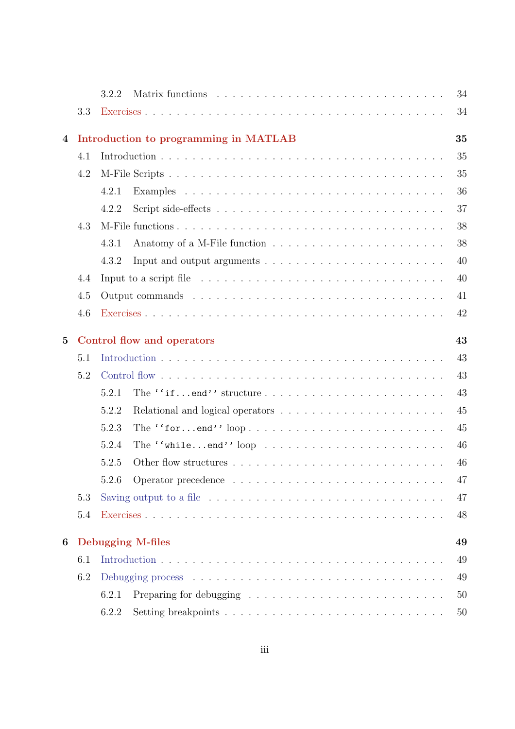3.2.2 Matrix functions . . . . . . . . . . . . . . . . . . . . . . . . . . . . 34

3.3 Exercises . . . . . . . . . . . . . . . . . . . . . . . . . . . . . . . . . . 34

**4 Introduction to programming in MATLAB** **35**

4.1 Introduction . . . . . . . . . . . . . . . . . . . . . . . . . . . . . . . . . 35

4.2 M-File Scripts . . . . . . . . . . . . . . . . . . . . . . . . . . . . . . . . 35

4.2.1 Examples . . . . . . . . . . . . . . . . . . . . . . . . . . . . . . 36

4.2.2 Script side-effects . . . . . . . . . . . . . . . . . . . . . . . . . . 37

4.3 M-File functions . . . . . . . . . . . . . . . . . . . . . . . . . . . . . . . 38

4.3.1 Anatomy of a M-File function . . . . . . . . . . . . . . . . . . . 38

4.3.2 Input and output arguments . . . . . . . . . . . . . . . . . . . . 40

4.4 Input to a script file . . . . . . . . . . . . . . . . . . . . . . . . . . . . . 40

4.5 Output commands . . . . . . . . . . . . . . . . . . . . . . . . . . . . . . 41

4.6 Exercises . . . . . . . . . . . . . . . . . . . . . . . . . . . . . . . . . . . 42

**5 Control flow and operators** **43**

5.1 Introduction . . . . . . . . . . . . . . . . . . . . . . . . . . . . . . . . . 43

5.2 Control flow . . . . . . . . . . . . . . . . . . . . . . . . . . . . . . . . . 43

5.2.1 The ``if...end'' structure . . . . . . . . . . . . . . . . . . . . . . 43

5.2.2 Relational and logical operators . . . . . . . . . . . . . . . . . . 45

5.2.3 The ``for...end'' loop . . . . . . . . . . . . . . . . . . . . . . . . 45

5.2.4 The ``while...end'' loop . . . . . . . . . . . . . . . . . . . . . . . 46

5.2.5 Other flow structures . . . . . . . . . . . . . . . . . . . . . . . . 46

5.2.6 Operator precedence . . . . . . . . . . . . . . . . . . . . . . . . 47

5.3 Saving output to a file . . . . . . . . . . . . . . . . . . . . . . . . . . . . 47

5.4 Exercises . . . . . . . . . . . . . . . . . . . . . . . . . . . . . . . . . . . 48

**6 Debugging M-files** **49**

6.1 Introduction . . . . . . . . . . . . . . . . . . . . . . . . . . . . . . . . . 49

6.2 Debugging process . . . . . . . . . . . . . . . . . . . . . . . . . . . . . . 49

6.2.1 Preparing for debugging . . . . . . . . . . . . . . . . . . . . . . 50

6.2.2 Setting breakpoints . . . . . . . . . . . . . . . . . . . . . . . . . 50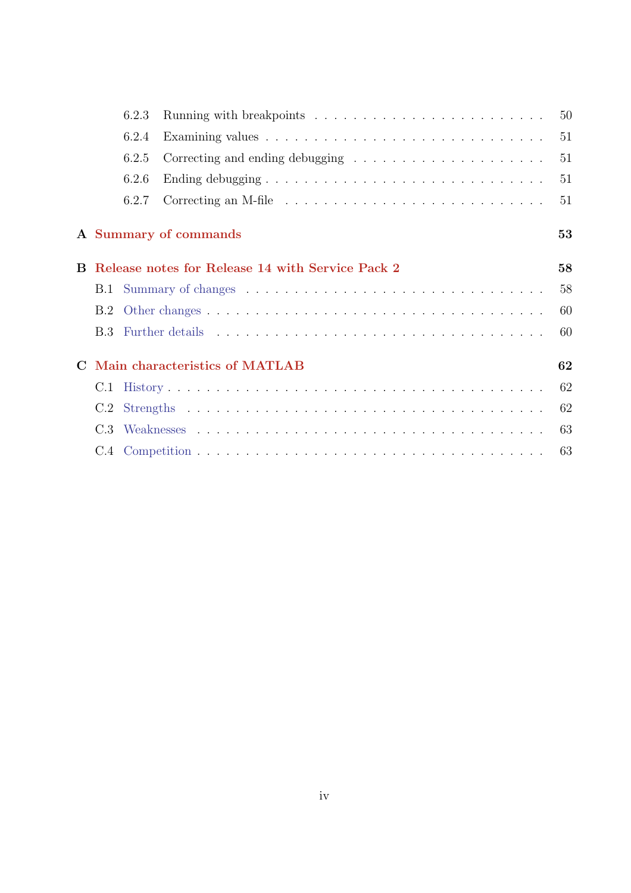6.2.3 Running with breakpoints . . . . . . . . . . . . . . . . . . . . . . . . . 50

6.2.4 Examining values . . . . . . . . . . . . . . . . . . . . . . . . . . . . . 51

6.2.5 Correcting and ending debugging . . . . . . . . . . . . . . . . . . . . 51

6.2.6 Ending debugging . . . . . . . . . . . . . . . . . . . . . . . . . . . . . 51

6.2.7 Correcting an M-file . . . . . . . . . . . . . . . . . . . . . . . . . . . 51

**A Summary of commands** **53**

**B Release notes for Release 14 with Service Pack 2** **58**

B.1 Summary of changes . . . . . . . . . . . . . . . . . . . . . . . . . . . . . . 58

B.2 Other changes . . . . . . . . . . . . . . . . . . . . . . . . . . . . . . . . . 60

B.3 Further details . . . . . . . . . . . . . . . . . . . . . . . . . . . . . . . . . 60

**C Main characteristics of MATLAB** **62**

C.1 History . . . . . . . . . . . . . . . . . . . . . . . . . . . . . . . . . . . . . 62

C.2 Strengths . . . . . . . . . . . . . . . . . . . . . . . . . . . . . . . . . . . . 62

C.3 Weaknesses . . . . . . . . . . . . . . . . . . . . . . . . . . . . . . . . . . . 63

C.4 Competition . . . . . . . . . . . . . . . . . . . . . . . . . . . . . . . . . . . 63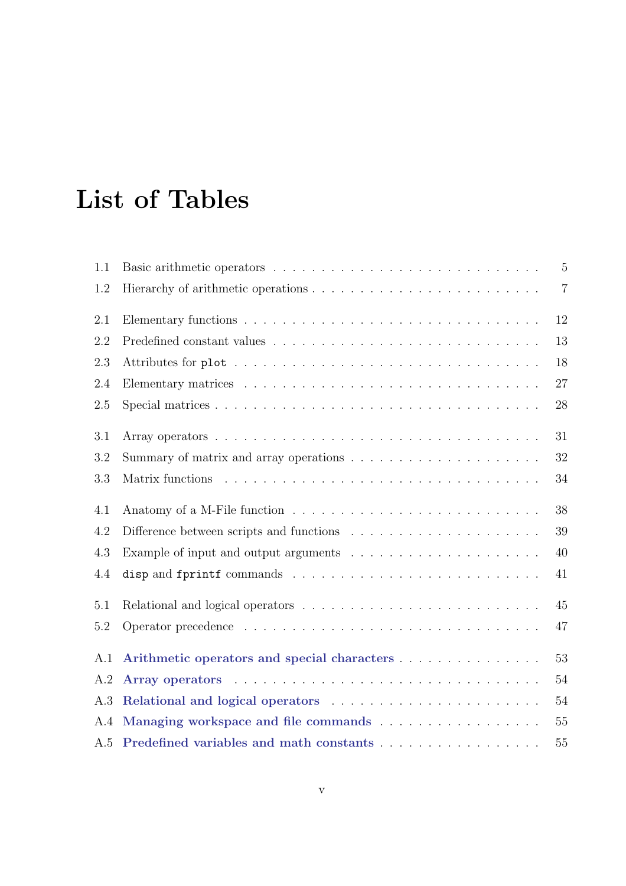# List of Tables

1.1 Basic arithmetic operators . . . . . . . . . . 5
1.2 Hierarchy of arithmetic operations . . . . . . . . . . 7

2.1 Elementary functions . . . . . . . . . . 12
2.2 Predefined constant values . . . . . . . . . . 13
2.3 Attributes for `plot` . . . . . . . . . . 18
2.4 Elementary matrices . . . . . . . . . . 27
2.5 Special matrices . . . . . . . . . . 28

3.1 Array operators . . . . . . . . . . 31
3.2 Summary of matrix and array operations . . . . . . . . . . 32
3.3 Matrix functions . . . . . . . . . . 34

4.1 Anatomy of a M-File function . . . . . . . . . . 38
4.2 Difference between scripts and functions . . . . . . . . . . 39
4.3 Example of input and output arguments . . . . . . . . . . 40
4.4 `disp` and `fprintf` commands . . . . . . . . . . 41

5.1 Relational and logical operators . . . . . . . . . . 45
5.2 Operator precedence . . . . . . . . . . 47

A.1 **Arithmetic operators and special characters** . . . . . . . . . . 53
A.2 **Array operators** . . . . . . . . . . 54
A.3 **Relational and logical operators** . . . . . . . . . . 54
A.4 **Managing workspace and file commands** . . . . . . . . . . 55
A.5 **Predefined variables and math constants** . . . . . . . . . . 55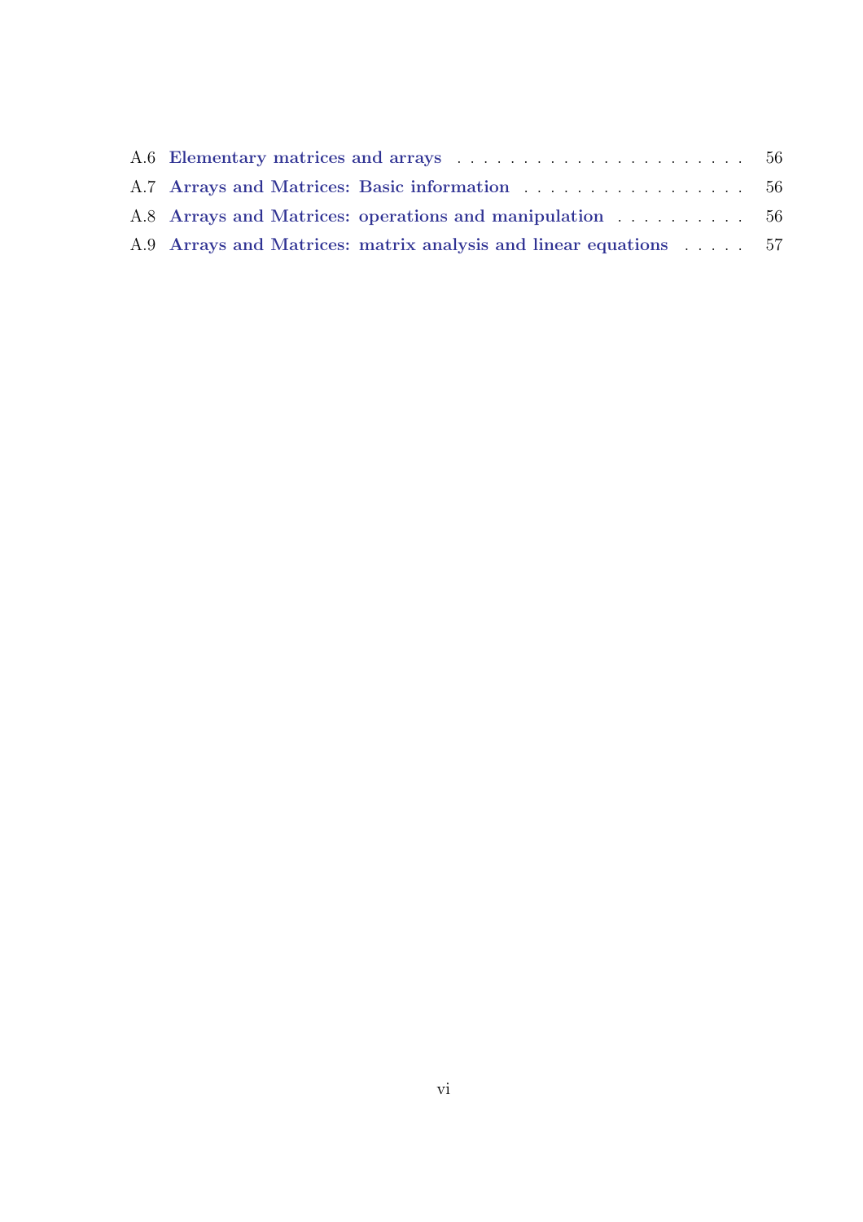A.6 **Elementary matrices and arrays** . . . . . . . . . . . . . . . . . . . . . . 56
A.7 **Arrays and Matrices: Basic information** . . . . . . . . . . . . . . . . . 56
A.8 **Arrays and Matrices: operations and manipulation** . . . . . . . . . . 56
A.9 **Arrays and Matrices: matrix analysis and linear equations** . . . . . 57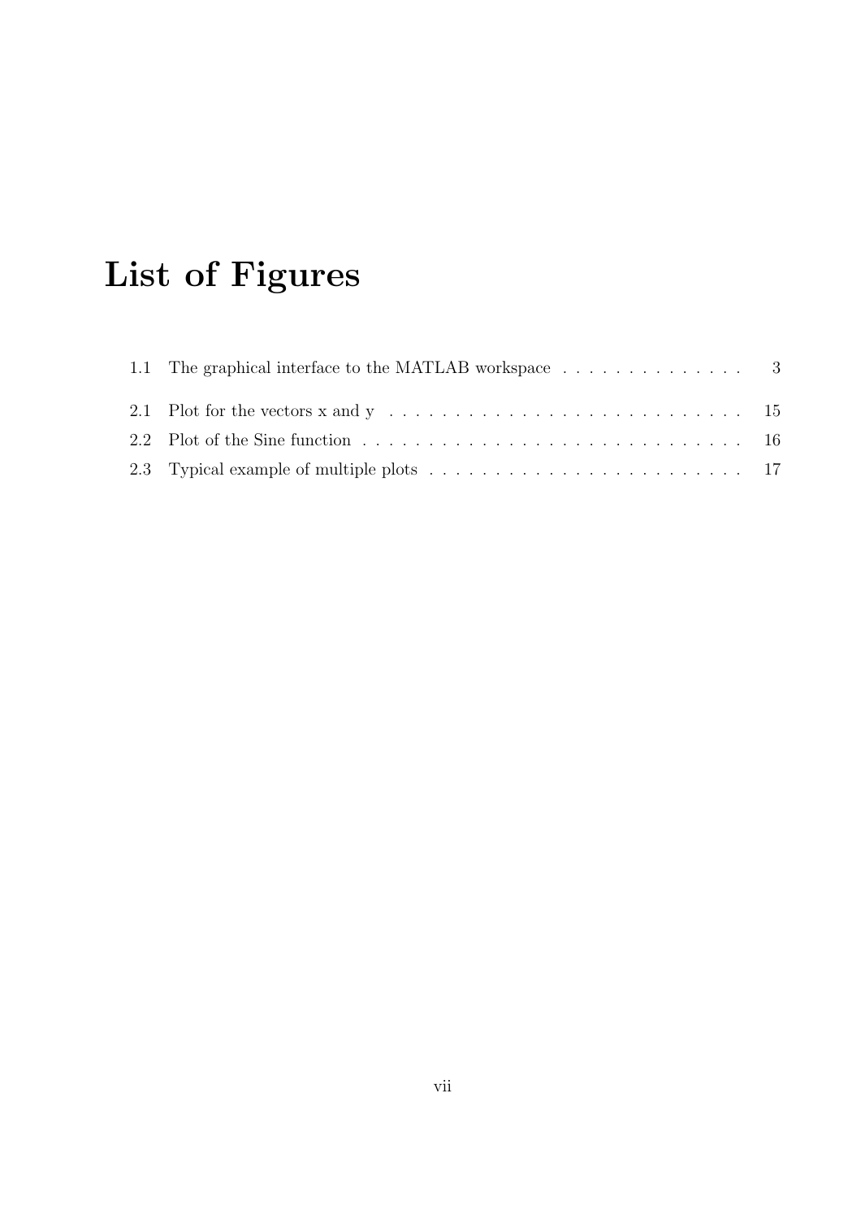# List of Figures

1.1 The graphical interface to the MATLAB workspace . . . . . . . . . . . . . . 3

2.1 Plot for the vectors x and y . . . . . . . . . . . . . . . . . . . . . . . . . . . 15

2.2 Plot of the Sine function . . . . . . . . . . . . . . . . . . . . . . . . . . . . . 16

2.3 Typical example of multiple plots . . . . . . . . . . . . . . . . . . . . . . . . 17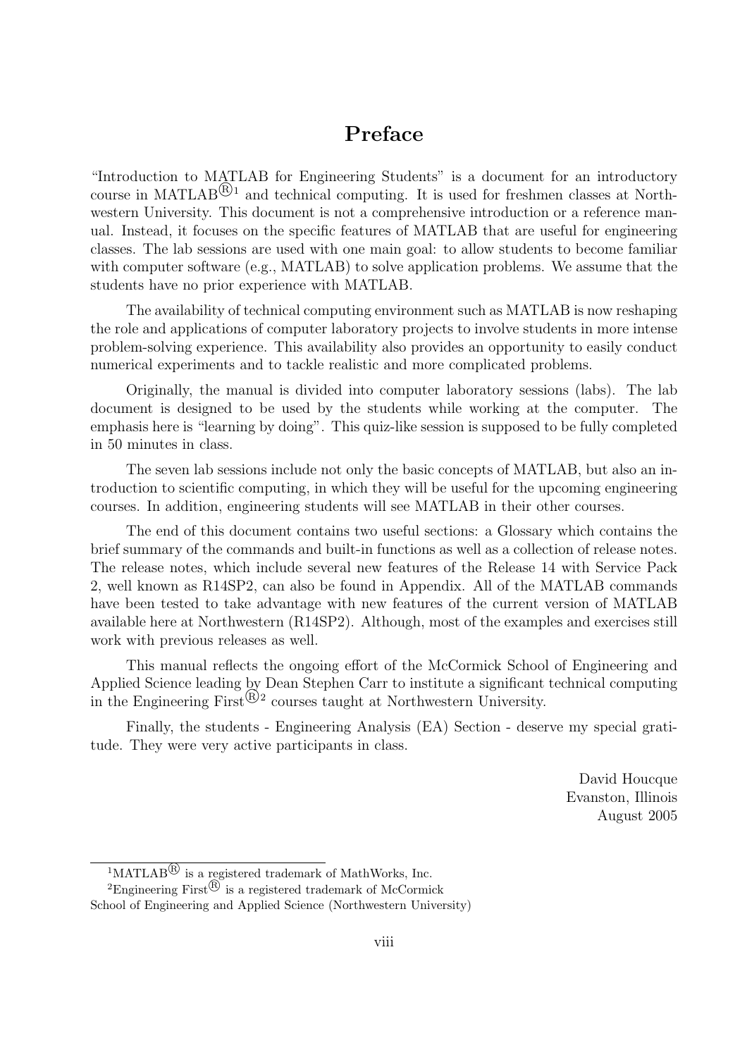# Preface

"Introduction to MATLAB for Engineering Students" is a document for an introductory course in MATLAB®[1] and technical computing. It is used for freshmen classes at Northwestern University. This document is not a comprehensive introduction or a reference manual. Instead, it focuses on the specific features of MATLAB that are useful for engineering classes. The lab sessions are used with one main goal: to allow students to become familiar with computer software (e.g., MATLAB) to solve application problems. We assume that the students have no prior experience with MATLAB.

The availability of technical computing environment such as MATLAB is now reshaping the role and applications of computer laboratory projects to involve students in more intense problem-solving experience. This availability also provides an opportunity to easily conduct numerical experiments and to tackle realistic and more complicated problems.

Originally, the manual is divided into computer laboratory sessions (labs). The lab document is designed to be used by the students while working at the computer. The emphasis here is "learning by doing". This quiz-like session is supposed to be fully completed in 50 minutes in class.

The seven lab sessions include not only the basic concepts of MATLAB, but also an introduction to scientific computing, in which they will be useful for the upcoming engineering courses. In addition, engineering students will see MATLAB in their other courses.

The end of this document contains two useful sections: a Glossary which contains the brief summary of the commands and built-in functions as well as a collection of release notes. The release notes, which include several new features of the Release 14 with Service Pack 2, well known as R14SP2, can also be found in Appendix. All of the MATLAB commands have been tested to take advantage with new features of the current version of MATLAB available here at Northwestern (R14SP2). Although, most of the examples and exercises still work with previous releases as well.

This manual reflects the ongoing effort of the McCormick School of Engineering and Applied Science leading by Dean Stephen Carr to institute a significant technical computing in the Engineering First®[2] courses taught at Northwestern University.

Finally, the students - Engineering Analysis (EA) Section - deserve my special gratitude. They were very active participants in class.

David Houcque
Evanston, Illinois
August 2005

---

[1] MATLAB® is a registered trademark of MathWorks, Inc.

[2] Engineering First® is a registered trademark of McCormick School of Engineering and Applied Science (Northwestern University)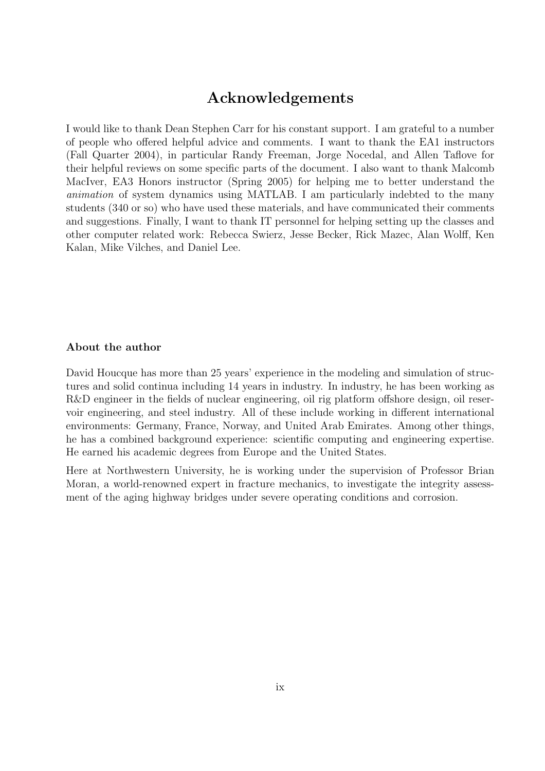# Acknowledgements

I would like to thank Dean Stephen Carr for his constant support. I am grateful to a number of people who offered helpful advice and comments. I want to thank the EA1 instructors (Fall Quarter 2004), in particular Randy Freeman, Jorge Nocedal, and Allen Taflove for their helpful reviews on some specific parts of the document. I also want to thank Malcomb MacIver, EA3 Honors instructor (Spring 2005) for helping me to better understand the *animation* of system dynamics using MATLAB. I am particularly indebted to the many students (340 or so) who have used these materials, and have communicated their comments and suggestions. Finally, I want to thank IT personnel for helping setting up the classes and other computer related work: Rebecca Swierz, Jesse Becker, Rick Mazec, Alan Wolff, Ken Kalan, Mike Vilches, and Daniel Lee.

**About the author**

David Houcque has more than 25 years' experience in the modeling and simulation of structures and solid continua including 14 years in industry. In industry, he has been working as R&D engineer in the fields of nuclear engineering, oil rig platform offshore design, oil reservoir engineering, and steel industry. All of these include working in different international environments: Germany, France, Norway, and United Arab Emirates. Among other things, he has a combined background experience: scientific computing and engineering expertise. He earned his academic degrees from Europe and the United States.

Here at Northwestern University, he is working under the supervision of Professor Brian Moran, a world-renowned expert in fracture mechanics, to investigate the integrity assessment of the aging highway bridges under severe operating conditions and corrosion.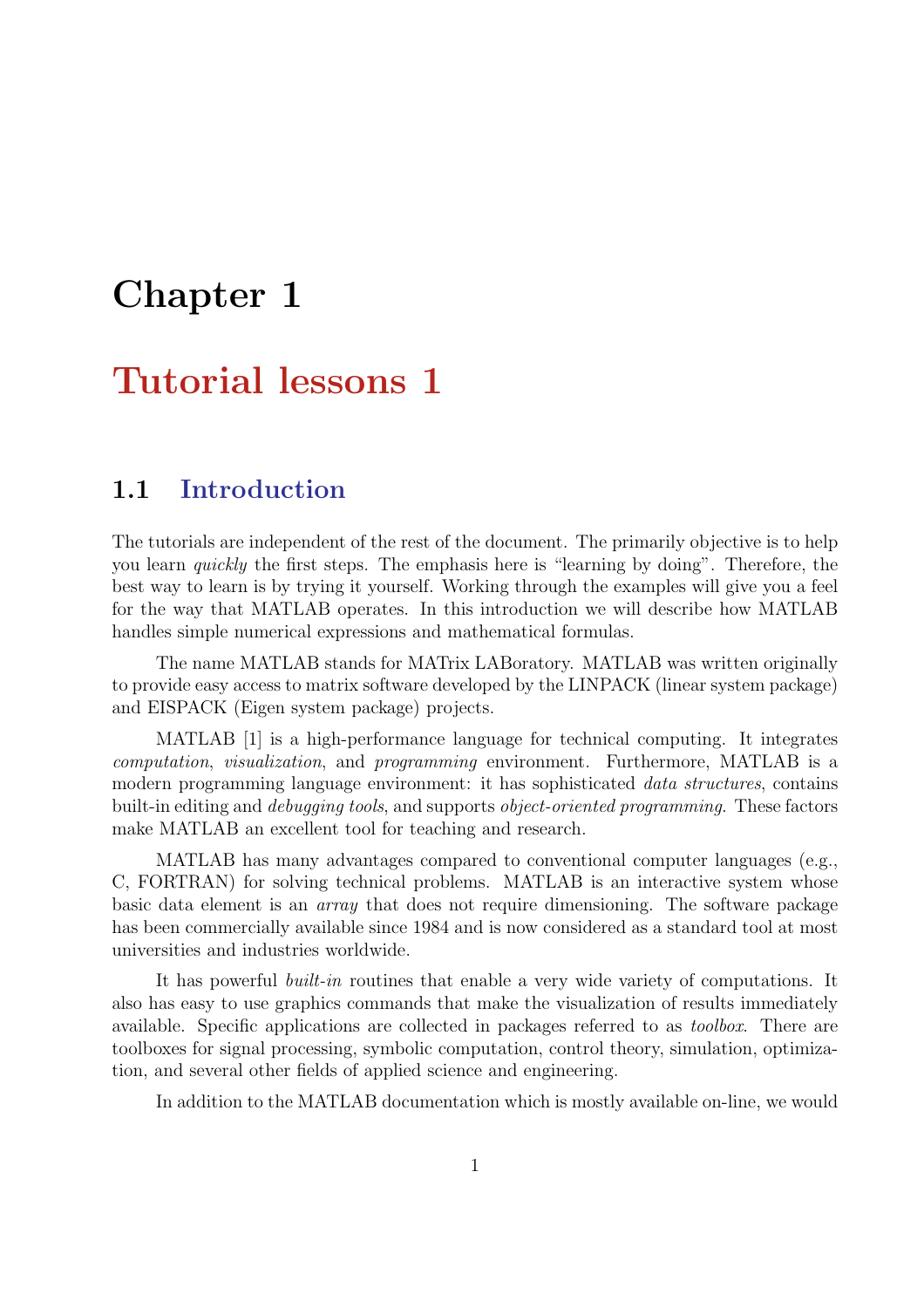# Chapter 1

# Tutorial lessons 1

## 1.1 Introduction

The tutorials are independent of the rest of the document. The primarily objective is to help you learn *quickly* the first steps. The emphasis here is "learning by doing". Therefore, the best way to learn is by trying it yourself. Working through the examples will give you a feel for the way that MATLAB operates. In this introduction we will describe how MATLAB handles simple numerical expressions and mathematical formulas.

The name MATLAB stands for MATrix LABoratory. MATLAB was written originally to provide easy access to matrix software developed by the LINPACK (linear system package) and EISPACK (Eigen system package) projects.

MATLAB [1] is a high-performance language for technical computing. It integrates *computation*, *visualization*, and *programming* environment. Furthermore, MATLAB is a modern programming language environment: it has sophisticated *data structures*, contains built-in editing and *debugging tools*, and supports *object-oriented programming*. These factors make MATLAB an excellent tool for teaching and research.

MATLAB has many advantages compared to conventional computer languages (e.g., C, FORTRAN) for solving technical problems. MATLAB is an interactive system whose basic data element is an *array* that does not require dimensioning. The software package has been commercially available since 1984 and is now considered as a standard tool at most universities and industries worldwide.

It has powerful *built-in* routines that enable a very wide variety of computations. It also has easy to use graphics commands that make the visualization of results immediately available. Specific applications are collected in packages referred to as *toolbox*. There are toolboxes for signal processing, symbolic computation, control theory, simulation, optimization, and several other fields of applied science and engineering.

In addition to the MATLAB documentation which is mostly available on-line, we would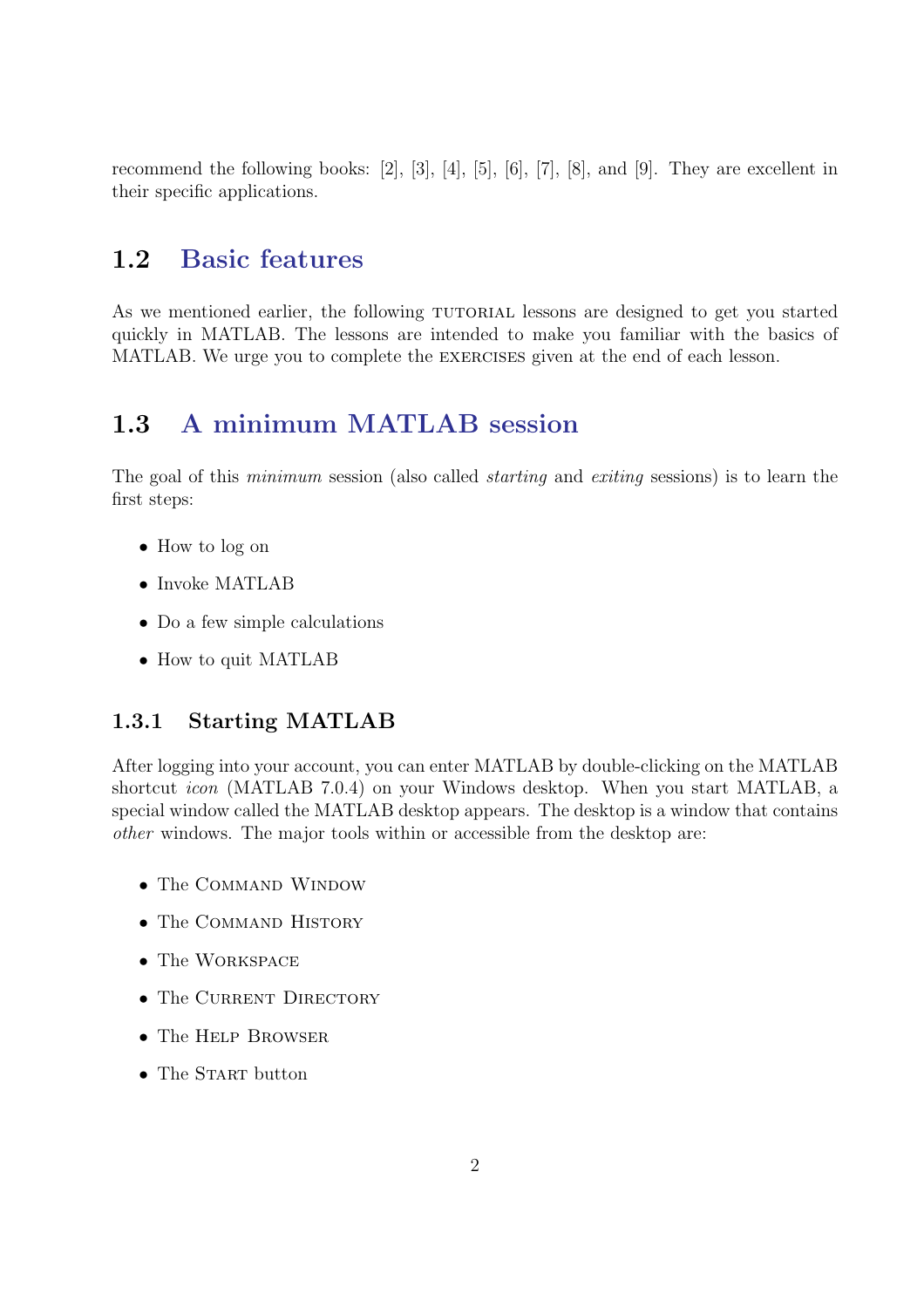recommend the following books: [2], [3], [4], [5], [6], [7], [8], and [9]. They are excellent in their specific applications.

## 1.2 Basic features

As we mentioned earlier, the following TUTORIAL lessons are designed to get you started quickly in MATLAB. The lessons are intended to make you familiar with the basics of MATLAB. We urge you to complete the EXERCISES given at the end of each lesson.

## 1.3 A minimum MATLAB session

The goal of this *minimum* session (also called *starting* and *exiting* sessions) is to learn the first steps:

- How to log on
- Invoke MATLAB
- Do a few simple calculations
- How to quit MATLAB

### 1.3.1 Starting MATLAB

After logging into your account, you can enter MATLAB by double-clicking on the MATLAB shortcut *icon* (MATLAB 7.0.4) on your Windows desktop. When you start MATLAB, a special window called the MATLAB desktop appears. The desktop is a window that contains *other* windows. The major tools within or accessible from the desktop are:

- The COMMAND WINDOW
- The COMMAND HISTORY
- The WORKSPACE
- The CURRENT DIRECTORY
- The HELP BROWSER
- The START button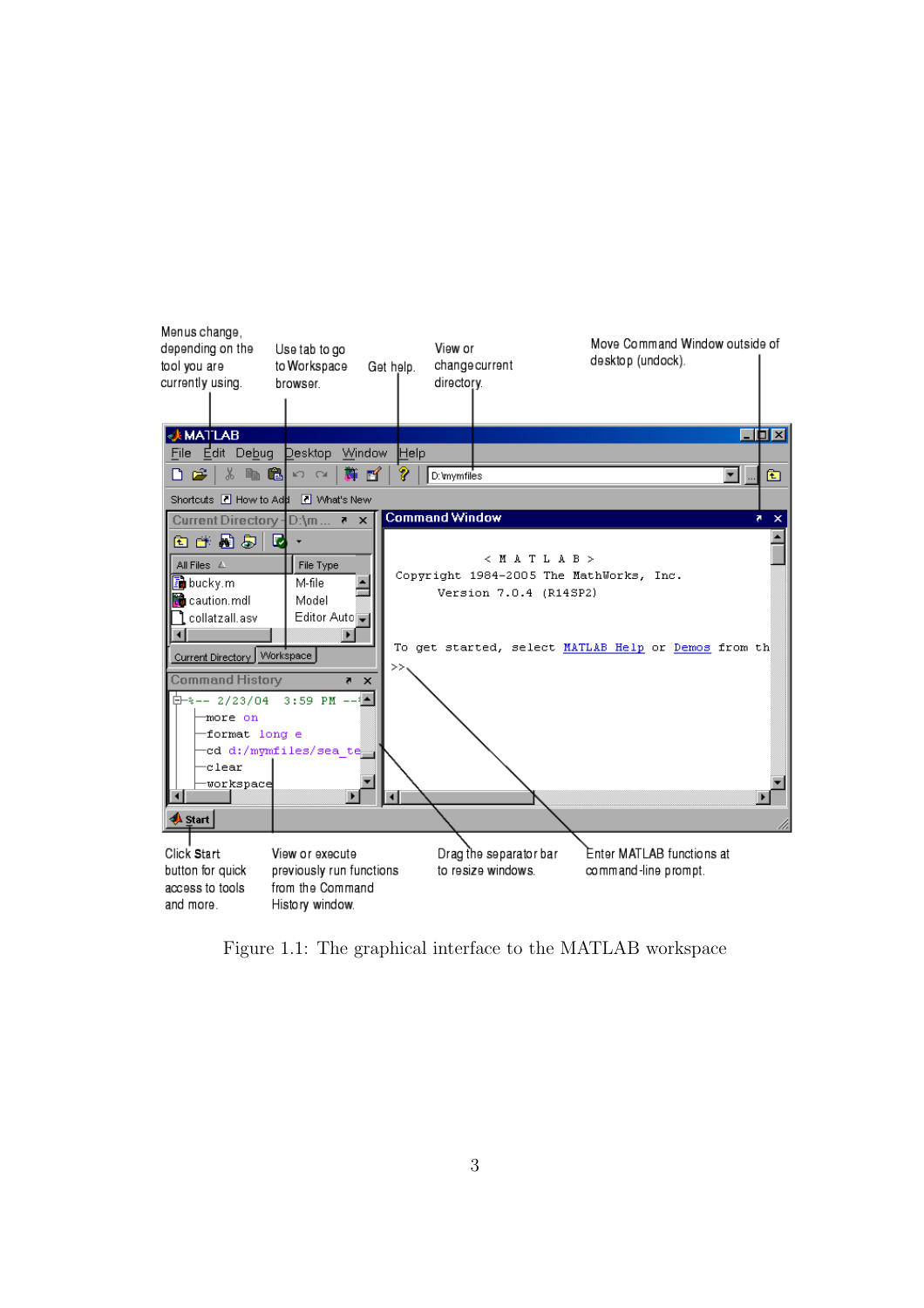Figure 1.1: The graphical interface to the MATLAB workspace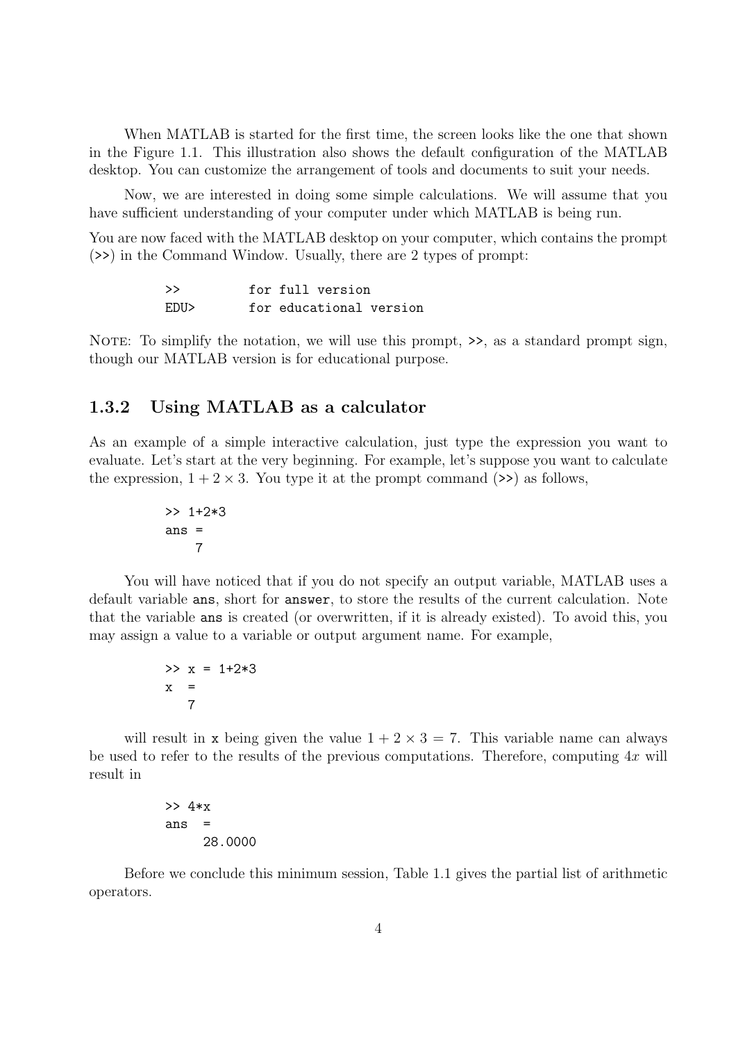When MATLAB is started for the first time, the screen looks like the one that shown in the Figure 1.1. This illustration also shows the default configuration of the MATLAB desktop. You can customize the arrangement of tools and documents to suit your needs.

Now, we are interested in doing some simple calculations. We will assume that you have sufficient understanding of your computer under which MATLAB is being run.

You are now faced with the MATLAB desktop on your computer, which contains the prompt (>>) in the Command Window. Usually, there are 2 types of prompt:

```
>>          for full version
EDU>        for educational version
```

NOTE: To simplify the notation, we will use this prompt, >>, as a standard prompt sign, though our MATLAB version is for educational purpose.

### 1.3.2 Using MATLAB as a calculator

As an example of a simple interactive calculation, just type the expression you want to evaluate. Let's start at the very beginning. For example, let's suppose you want to calculate the expression, $1 + 2 \times 3$. You type it at the prompt command (>>) as follows,

```
>> 1+2*3
ans =
     7
```

You will have noticed that if you do not specify an output variable, MATLAB uses a default variable `ans`, short for `answer`, to store the results of the current calculation. Note that the variable `ans` is created (or overwritten, if it is already existed). To avoid this, you may assign a value to a variable or output argument name. For example,

```
>> x = 1+2*3
x  =
    7
```

will result in `x` being given the value $1 + 2 \times 3 = 7$. This variable name can always be used to refer to the results of the previous computations. Therefore, computing $4x$ will result in

```
>> 4*x
ans  =
      28.0000
```

Before we conclude this minimum session, Table 1.1 gives the partial list of arithmetic operators.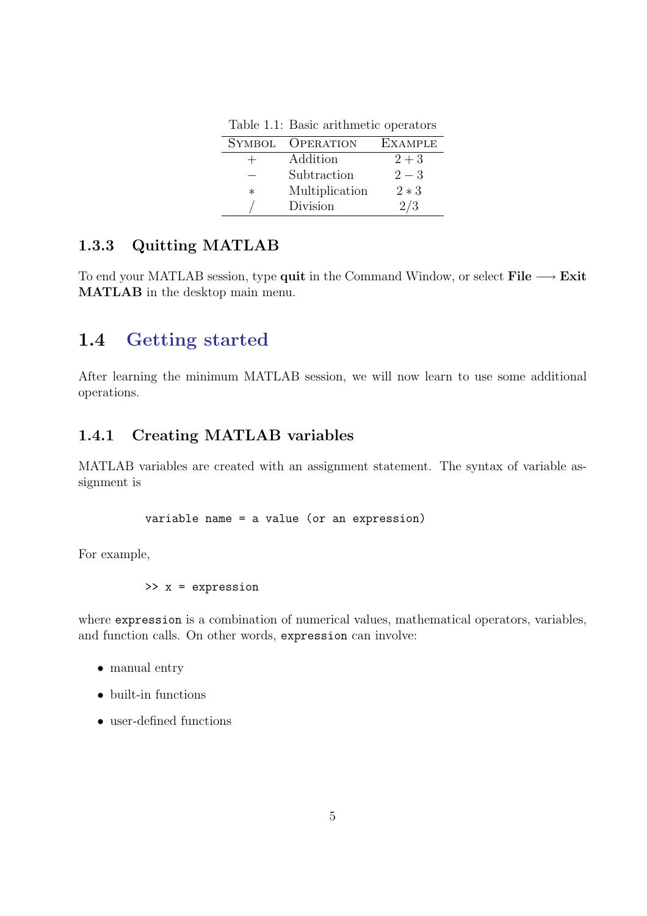Table 1.1: Basic arithmetic operators

| Symbol | Operation | Example |
|---|---|---|
| $+$ | Addition | $2 + 3$ |
| $-$ | Subtraction | $2 - 3$ |
| $*$ | Multiplication | $2 * 3$ |
| $/$ | Division | $2/3$ |

### 1.3.3 Quitting MATLAB

To end your MATLAB session, type **quit** in the Command Window, or select **File** $\longrightarrow$ **Exit MATLAB** in the desktop main menu.

## 1.4 Getting started

After learning the minimum MATLAB session, we will now learn to use some additional operations.

### 1.4.1 Creating MATLAB variables

MATLAB variables are created with an assignment statement. The syntax of variable assignment is

```
variable name = a value (or an expression)
```

For example,

```
>> x = expression
```

where `expression` is a combination of numerical values, mathematical operators, variables, and function calls. On other words, `expression` can involve:

- manual entry
- built-in functions
- user-defined functions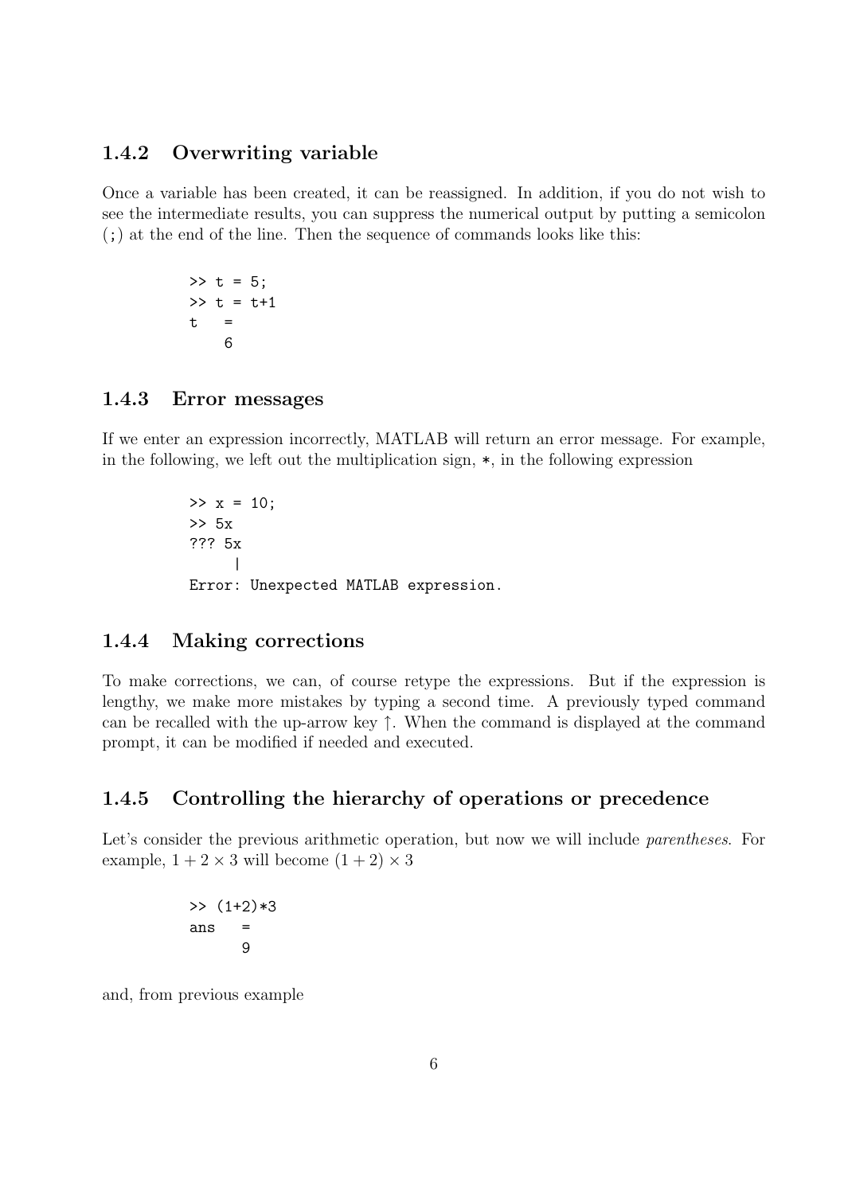### 1.4.2 Overwriting variable

Once a variable has been created, it can be reassigned. In addition, if you do not wish to see the intermediate results, you can suppress the numerical output by putting a semicolon (;) at the end of the line. Then the sequence of commands looks like this:

```
>> t = 5;
>> t = t+1
t   =
    6
```

### 1.4.3 Error messages

If we enter an expression incorrectly, MATLAB will return an error message. For example, in the following, we left out the multiplication sign, *, in the following expression

```
>> x = 10;
>> 5x
??? 5x
     |
Error: Unexpected MATLAB expression.
```

### 1.4.4 Making corrections

To make corrections, we can, of course retype the expressions. But if the expression is lengthy, we make more mistakes by typing a second time. A previously typed command can be recalled with the up-arrow key ↑. When the command is displayed at the command prompt, it can be modified if needed and executed.

### 1.4.5 Controlling the hierarchy of operations or precedence

Let's consider the previous arithmetic operation, but now we will include *parentheses*. For example, $1 + 2 \times 3$ will become $(1 + 2) \times 3$

```
>> (1+2)*3
ans   =
      9
```

and, from previous example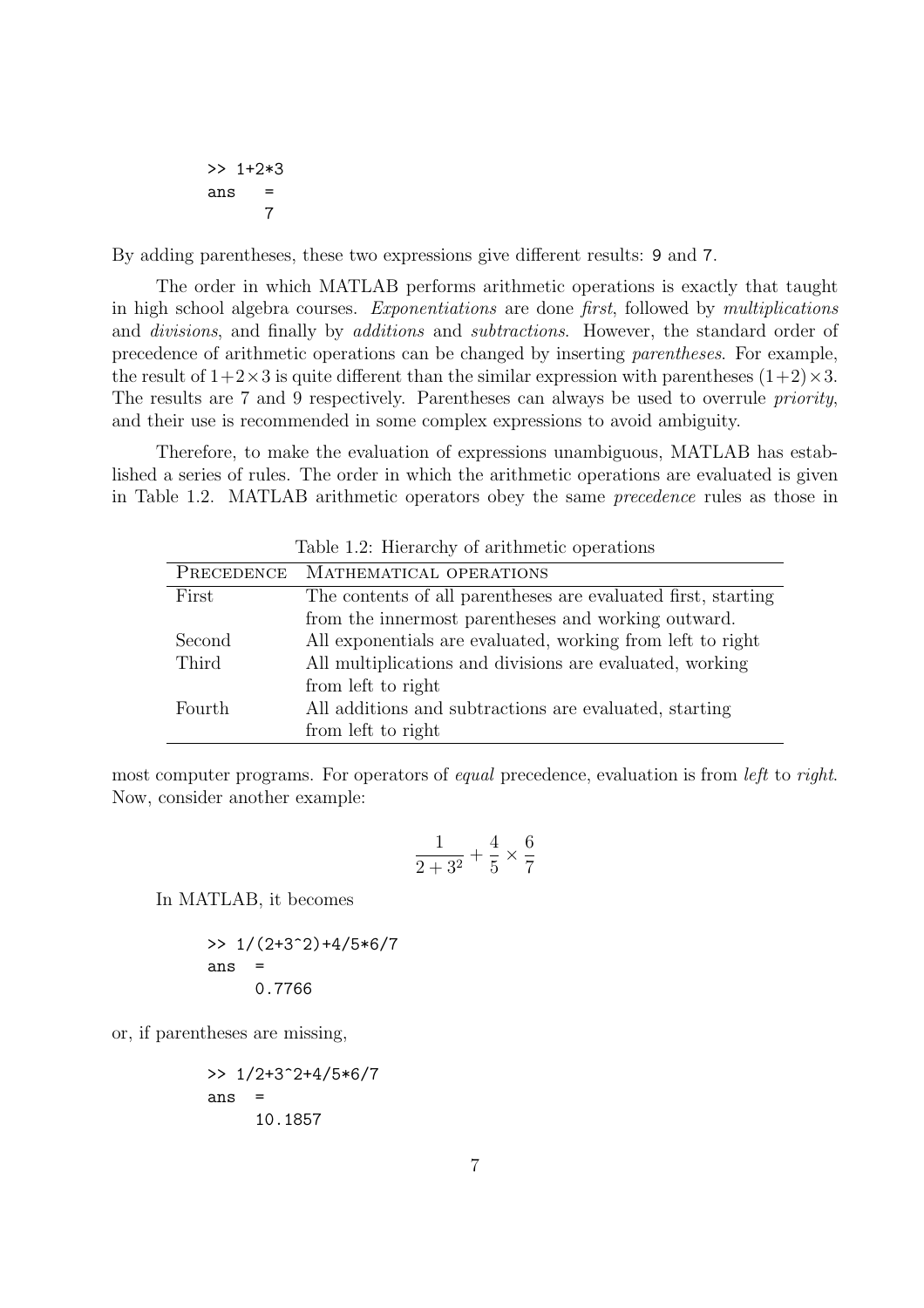```
>> 1+2*3
ans  =
      7
```

By adding parentheses, these two expressions give different results: 9 and 7.

The order in which MATLAB performs arithmetic operations is exactly that taught in high school algebra courses. *Exponentiations* are done *first*, followed by *multiplications* and *divisions*, and finally by *additions* and *subtractions*. However, the standard order of precedence of arithmetic operations can be changed by inserting *parentheses*. For example, the result of $1+2\times3$ is quite different than the similar expression with parentheses $(1+2)\times3$. The results are 7 and 9 respectively. Parentheses can always be used to overrule *priority*, and their use is recommended in some complex expressions to avoid ambiguity.

Therefore, to make the evaluation of expressions unambiguous, MATLAB has established a series of rules. The order in which the arithmetic operations are evaluated is given in Table 1.2. MATLAB arithmetic operators obey the same *precedence* rules as those in most computer programs. For operators of *equal* precedence, evaluation is from *left* to *right*. Now, consider another example:

Table 1.2: Hierarchy of arithmetic operations

| PRECEDENCE | MATHEMATICAL OPERATIONS |
|---|---|
| First | The contents of all parentheses are evaluated first, starting from the innermost parentheses and working outward. |
| Second | All exponentials are evaluated, working from left to right |
| Third | All multiplications and divisions are evaluated, working from left to right |
| Fourth | All additions and subtractions are evaluated, starting from left to right |

$$\frac{1}{2+3^2}+\frac{4}{5}\times\frac{6}{7}$$

In MATLAB, it becomes

```
>> 1/(2+3^2)+4/5*6/7
ans  =
     0.7766
```

or, if parentheses are missing,

```
>> 1/2+3^2+4/5*6/7
ans  =
     10.1857
```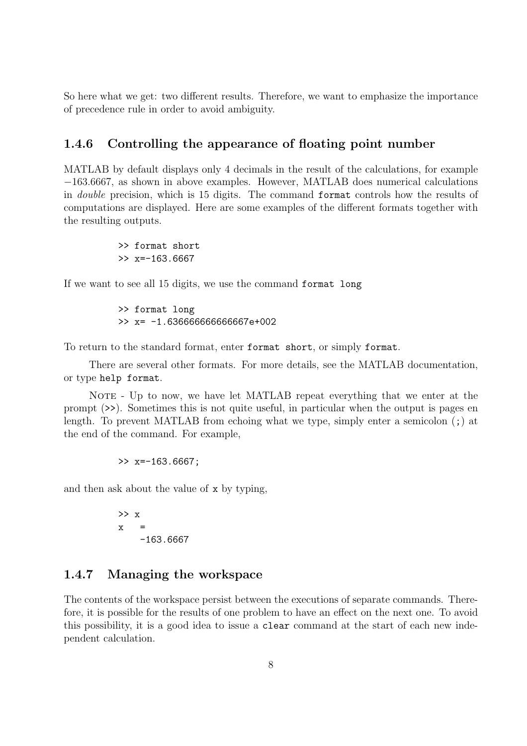So here what we get: two different results. Therefore, we want to emphasize the importance of precedence rule in order to avoid ambiguity.

### 1.4.6 Controlling the appearance of floating point number

MATLAB by default displays only 4 decimals in the result of the calculations, for example $-163.6667$, as shown in above examples. However, MATLAB does numerical calculations in *double* precision, which is 15 digits. The command `format` controls how the results of computations are displayed. Here are some examples of the different formats together with the resulting outputs.

```
>> format short
>> x=-163.6667
```

If we want to see all 15 digits, we use the command `format long`

```
>> format long
>> x= -1.636666666666667e+002
```

To return to the standard format, enter `format short`, or simply `format`.

There are several other formats. For more details, see the MATLAB documentation, or type `help format`.

NOTE - Up to now, we have let MATLAB repeat everything that we enter at the prompt (`>>`). Sometimes this is not quite useful, in particular when the output is pages en length. To prevent MATLAB from echoing what we type, simply enter a semicolon (`;`) at the end of the command. For example,

```
>> x=-163.6667;
```

and then ask about the value of `x` by typing,

```
>> x
x   =
    -163.6667
```

### 1.4.7 Managing the workspace

The contents of the workspace persist between the executions of separate commands. Therefore, it is possible for the results of one problem to have an effect on the next one. To avoid this possibility, it is a good idea to issue a `clear` command at the start of each new independent calculation.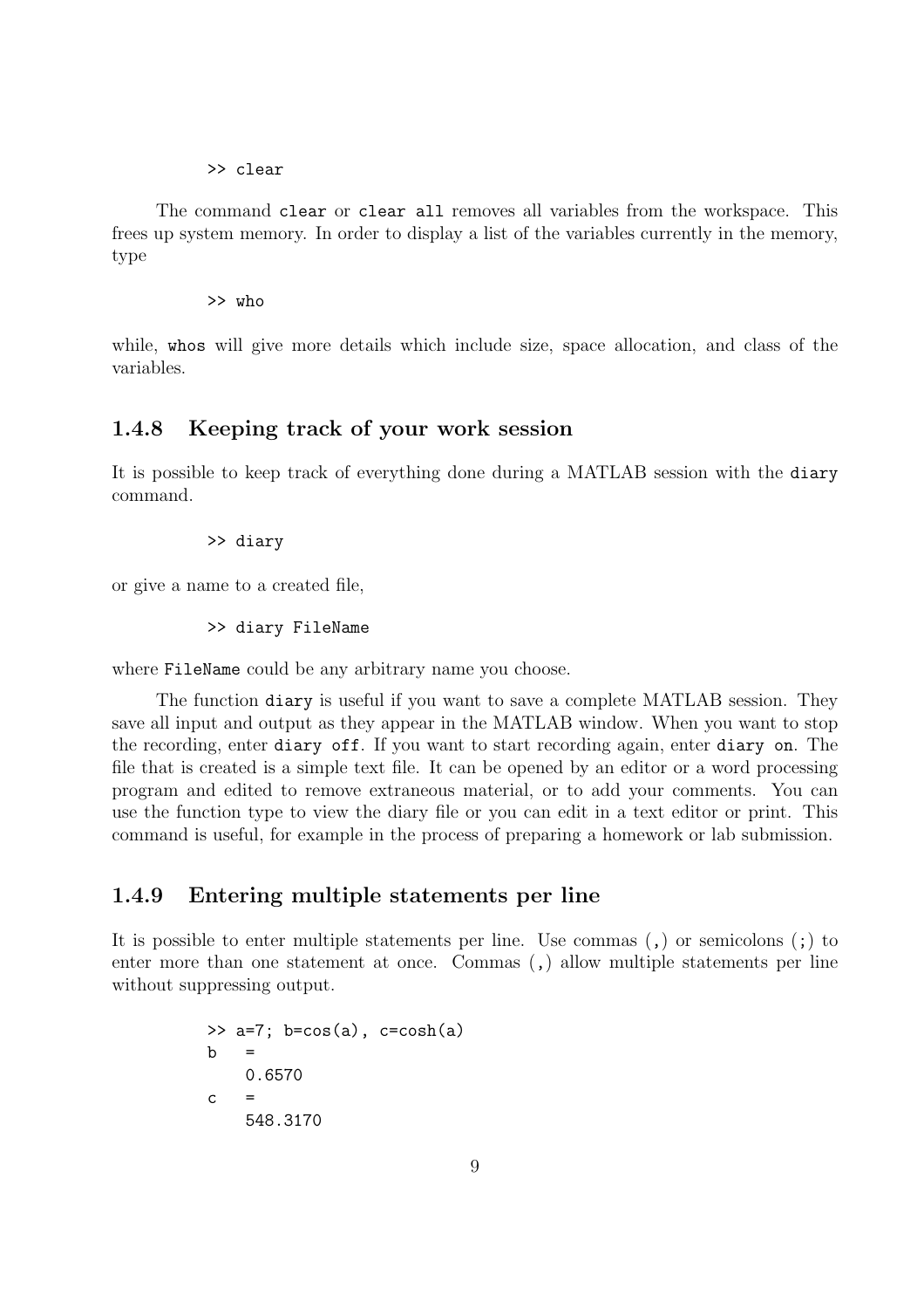```
>> clear
```

The command `clear` or `clear all` removes all variables from the workspace. This frees up system memory. In order to display a list of the variables currently in the memory, type

```
>> who
```

while, `whos` will give more details which include size, space allocation, and class of the variables.

### 1.4.8 Keeping track of your work session

It is possible to keep track of everything done during a MATLAB session with the `diary` command.

```
>> diary
```

or give a name to a created file,

```
>> diary FileName
```

where `FileName` could be any arbitrary name you choose.

The function `diary` is useful if you want to save a complete MATLAB session. They save all input and output as they appear in the MATLAB window. When you want to stop the recording, enter `diary off`. If you want to start recording again, enter `diary on`. The file that is created is a simple text file. It can be opened by an editor or a word processing program and edited to remove extraneous material, or to add your comments. You can use the function type to view the diary file or you can edit in a text editor or print. This command is useful, for example in the process of preparing a homework or lab submission.

### 1.4.9 Entering multiple statements per line

It is possible to enter multiple statements per line. Use commas (`,`) or semicolons (`;`) to enter more than one statement at once. Commas (`,`) allow multiple statements per line without suppressing output.

```
>> a=7; b=cos(a), c=cosh(a)
b   =
    0.6570
c   =
    548.3170
```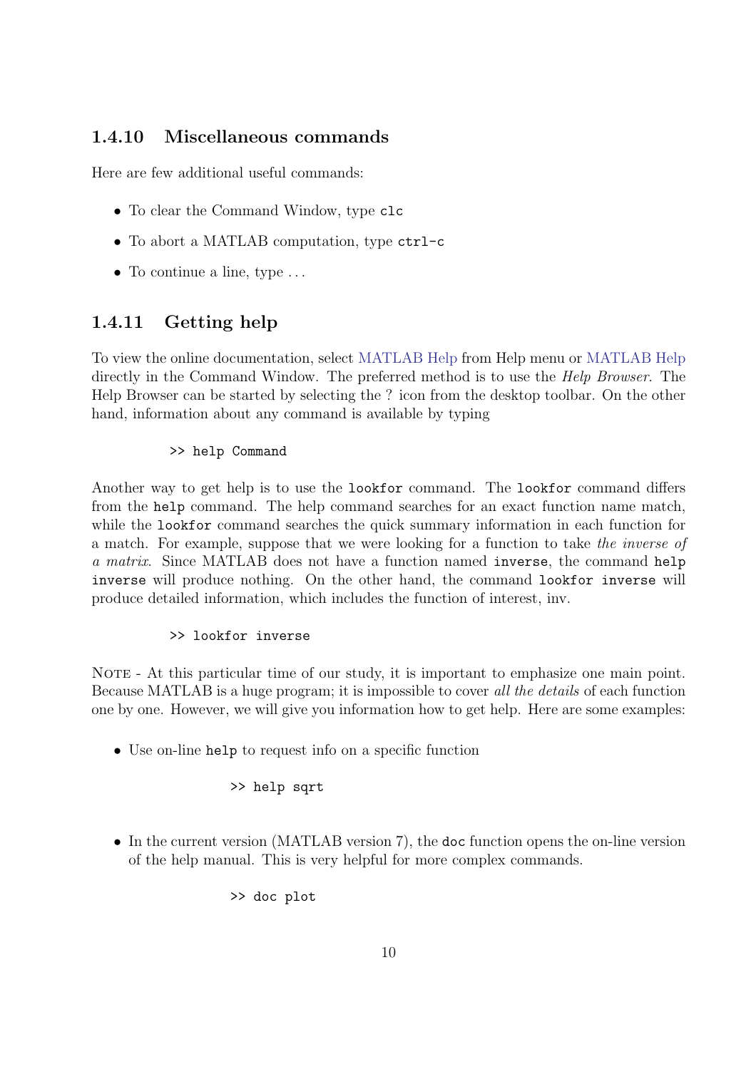### 1.4.10 Miscellaneous commands

Here are few additional useful commands:

- To clear the Command Window, type `clc`
- To abort a MATLAB computation, type `ctrl-c`
- To continue a line, type ...

### 1.4.11 Getting help

To view the online documentation, select MATLAB Help from Help menu or MATLAB Help directly in the Command Window. The preferred method is to use the *Help Browser*. The Help Browser can be started by selecting the ? icon from the desktop toolbar. On the other hand, information about any command is available by typing

```
>> help Command
```

Another way to get help is to use the `lookfor` command. The `lookfor` command differs from the `help` command. The help command searches for an exact function name match, while the `lookfor` command searches the quick summary information in each function for a match. For example, suppose that we were looking for a function to take *the inverse of a matrix*. Since MATLAB does not have a function named `inverse`, the command `help inverse` will produce nothing. On the other hand, the command `lookfor inverse` will produce detailed information, which includes the function of interest, inv.

```
>> lookfor inverse
```

NOTE - At this particular time of our study, it is important to emphasize one main point. Because MATLAB is a huge program; it is impossible to cover *all the details* of each function one by one. However, we will give you information how to get help. Here are some examples:

- Use on-line `help` to request info on a specific function

  ```
  >> help sqrt
  ```

- In the current version (MATLAB version 7), the `doc` function opens the on-line version of the help manual. This is very helpful for more complex commands.

  ```
  >> doc plot
  ```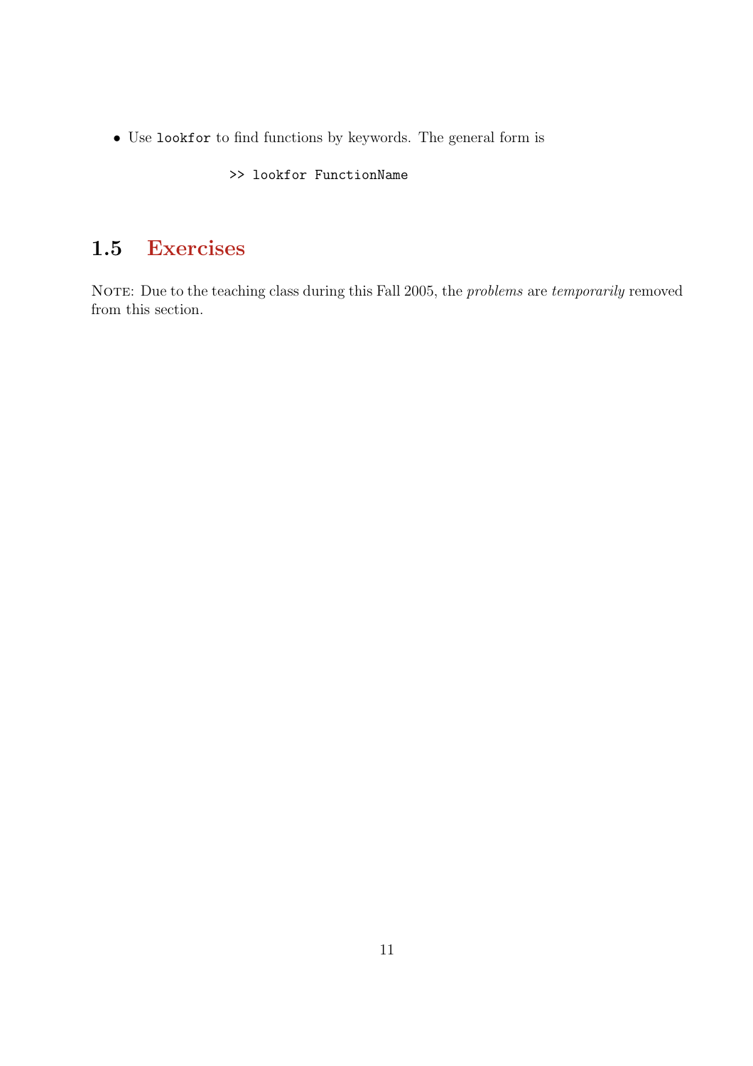- Use `lookfor` to find functions by keywords. The general form is

```
>> lookfor FunctionName
```

## 1.5 Exercises

NOTE: Due to the teaching class during this Fall 2005, the *problems* are *temporarily* removed from this section.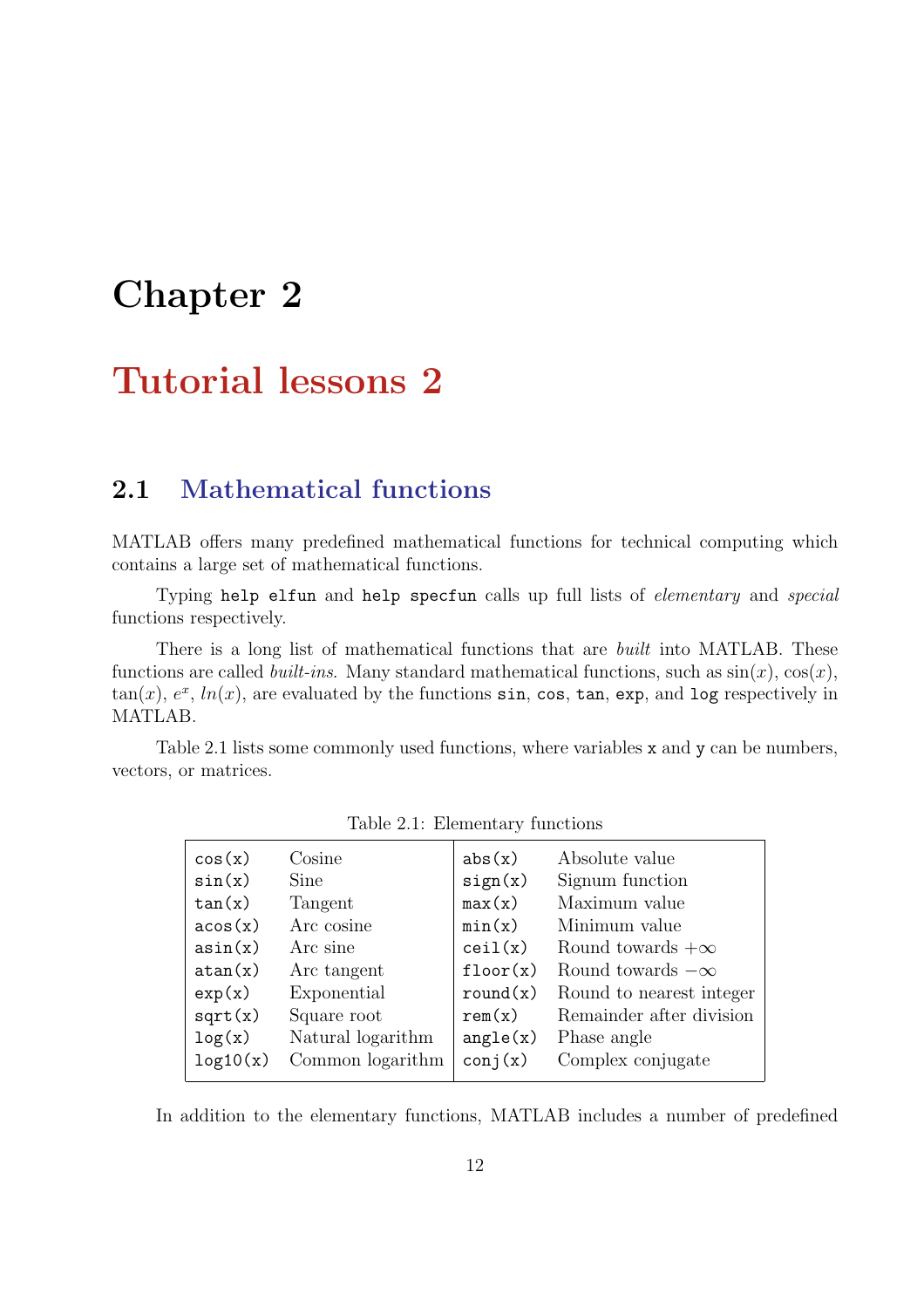# Chapter 2

# Tutorial lessons 2

## 2.1 Mathematical functions

MATLAB offers many predefined mathematical functions for technical computing which contains a large set of mathematical functions.

Typing `help elfun` and `help specfun` calls up full lists of *elementary* and *special* functions respectively.

There is a long list of mathematical functions that are *built* into MATLAB. These functions are called *built-ins*. Many standard mathematical functions, such as $\sin(x)$, $\cos(x)$, $\tan(x)$, $e^x$, $ln(x)$, are evaluated by the functions `sin`, `cos`, `tan`, `exp`, and `log` respectively in MATLAB.

Table 2.1 lists some commonly used functions, where variables `x` and `y` can be numbers, vectors, or matrices.

Table 2.1: Elementary functions

| | | | |
|---|---|---|---|
| `cos(x)` | Cosine | `abs(x)` | Absolute value |
| `sin(x)` | Sine | `sign(x)` | Signum function |
| `tan(x)` | Tangent | `max(x)` | Maximum value |
| `acos(x)` | Arc cosine | `min(x)` | Minimum value |
| `asin(x)` | Arc sine | `ceil(x)` | Round towards $+\infty$ |
| `atan(x)` | Arc tangent | `floor(x)` | Round towards $-\infty$ |
| `exp(x)` | Exponential | `round(x)` | Round to nearest integer |
| `sqrt(x)` | Square root | `rem(x)` | Remainder after division |
| `log(x)` | Natural logarithm | `angle(x)` | Phase angle |
| `log10(x)` | Common logarithm | `conj(x)` | Complex conjugate |

In addition to the elementary functions, MATLAB includes a number of predefined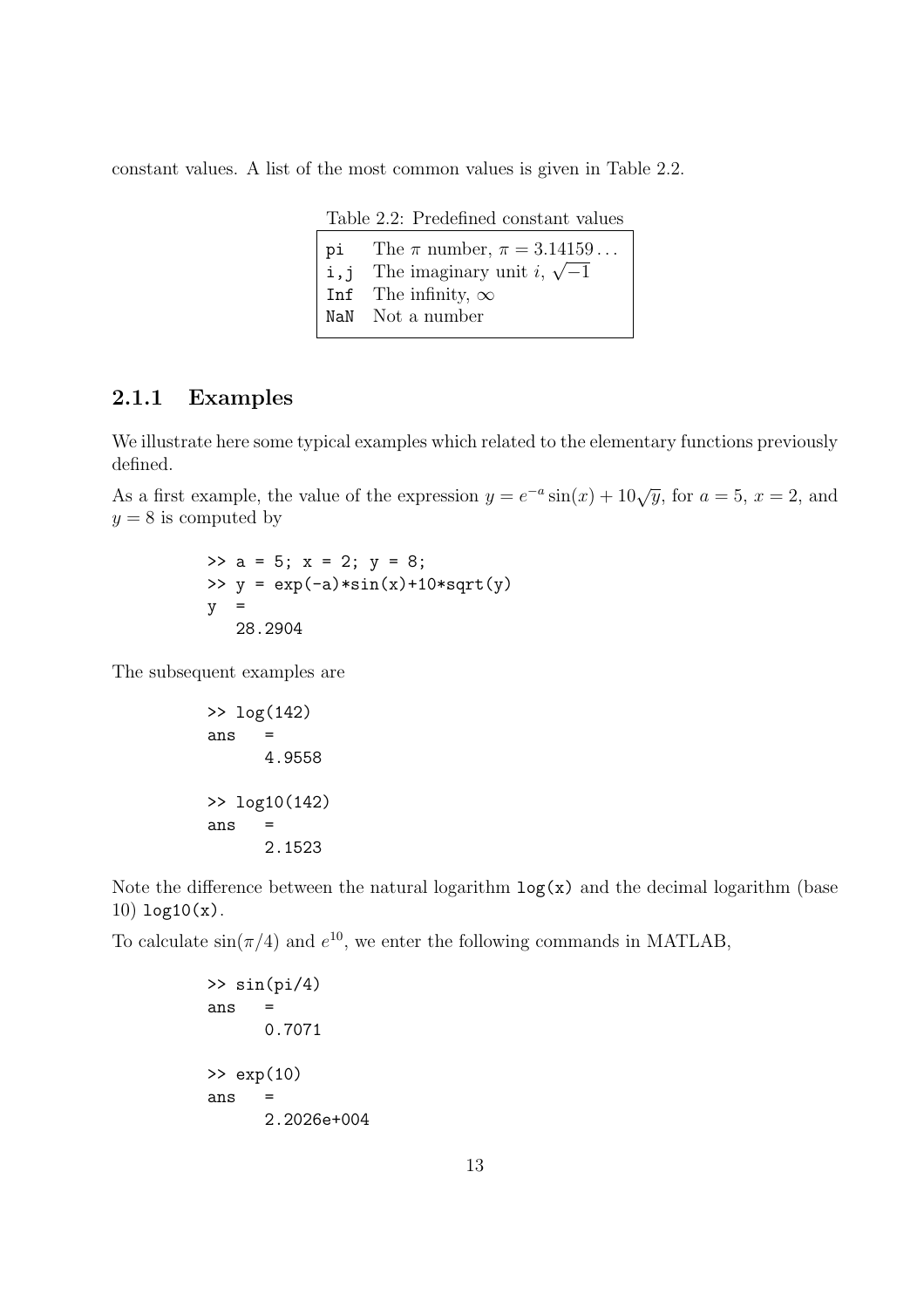constant values. A list of the most common values is given in Table 2.2.

Table 2.2: Predefined constant values

| | |
|---|---|
| `pi` | The $\pi$ number, $\pi = 3.14159\ldots$ |
| `i,j` | The imaginary unit $i$, $\sqrt{-1}$ |
| `Inf` | The infinity, $\infty$ |
| `NaN` | Not a number |

### 2.1.1 Examples

We illustrate here some typical examples which related to the elementary functions previously defined.

As a first example, the value of the expression $y = e^{-a}\sin(x) + 10\sqrt{y}$, for $a = 5$, $x = 2$, and $y = 8$ is computed by

```
>> a = 5; x = 2; y = 8;
>> y = exp(-a)*sin(x)+10*sqrt(y)
y  =
   28.2904
```

The subsequent examples are

```
>> log(142)
ans   =
      4.9558

>> log10(142)
ans   =
      2.1523
```

Note the difference between the natural logarithm `log(x)` and the decimal logarithm (base 10) `log10(x)`.

To calculate $\sin(\pi/4)$ and $e^{10}$, we enter the following commands in MATLAB,

```
>> sin(pi/4)
ans   =
      0.7071

>> exp(10)
ans   =
      2.2026e+004
```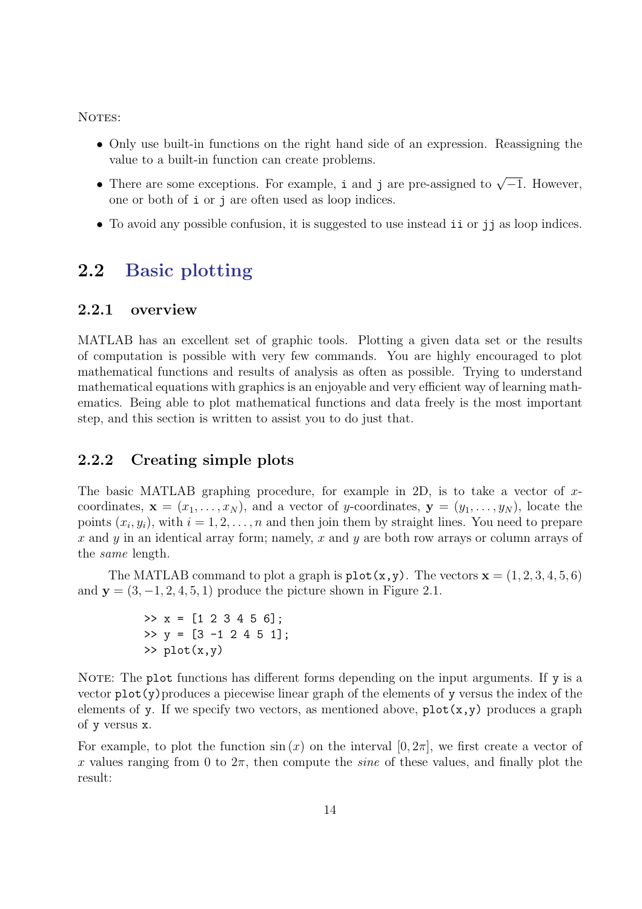NOTES:

- Only use built-in functions on the right hand side of an expression. Reassigning the value to a built-in function can create problems.
- There are some exceptions. For example, `i` and `j` are pre-assigned to $\sqrt{-1}$. However, one or both of `i` or `j` are often used as loop indices.
- To avoid any possible confusion, it is suggested to use instead `ii` or `jj` as loop indices.

## 2.2 Basic plotting

### 2.2.1 overview

MATLAB has an excellent set of graphic tools. Plotting a given data set or the results of computation is possible with very few commands. You are highly encouraged to plot mathematical functions and results of analysis as often as possible. Trying to understand mathematical equations with graphics is an enjoyable and very efficient way of learning mathematics. Being able to plot mathematical functions and data freely is the most important step, and this section is written to assist you to do just that.

### 2.2.2 Creating simple plots

The basic MATLAB graphing procedure, for example in 2D, is to take a vector of $x$-coordinates, $\mathbf{x} = (x_1, \ldots, x_N)$, and a vector of $y$-coordinates, $\mathbf{y} = (y_1, \ldots, y_N)$, locate the points $(x_i, y_i)$, with $i = 1, 2, \ldots, n$ and then join them by straight lines. You need to prepare $x$ and $y$ in an identical array form; namely, $x$ and $y$ are both row arrays or column arrays of the *same* length.

The MATLAB command to plot a graph is `plot(x,y)`. The vectors $\mathbf{x} = (1, 2, 3, 4, 5, 6)$ and $\mathbf{y} = (3, -1, 2, 4, 5, 1)$ produce the picture shown in Figure 2.1.

```
>> x = [1 2 3 4 5 6];
>> y = [3 -1 2 4 5 1];
>> plot(x,y)
```

NOTE: The `plot` functions has different forms depending on the input arguments. If `y` is a vector `plot(y)` produces a piecewise linear graph of the elements of `y` versus the index of the elements of `y`. If we specify two vectors, as mentioned above, `plot(x,y)` produces a graph of `y` versus `x`.

For example, to plot the function $\sin(x)$ on the interval $[0, 2\pi]$, we first create a vector of $x$ values ranging from 0 to $2\pi$, then compute the *sine* of these values, and finally plot the result: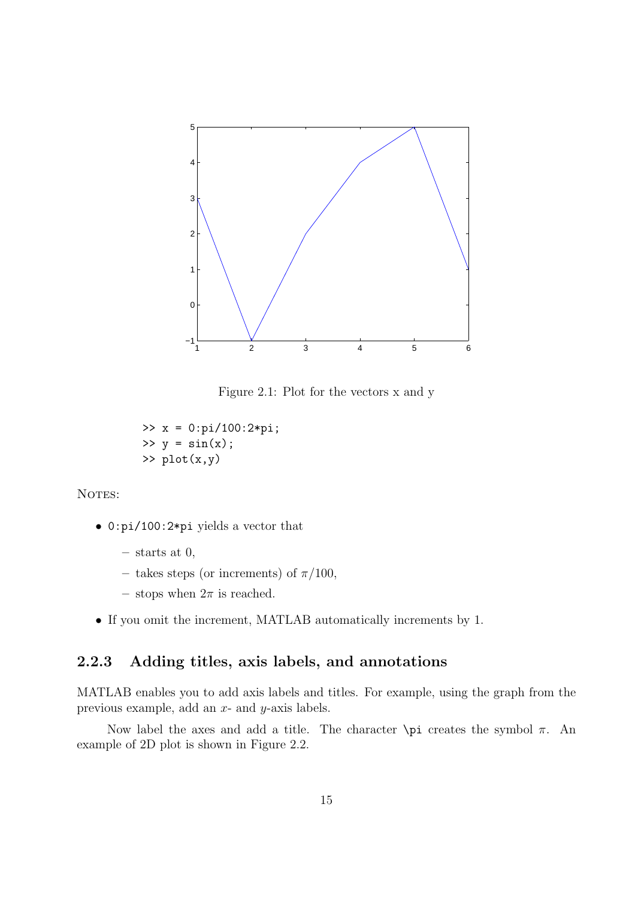Figure 2.1: Plot for the vectors x and y

```
>> x = 0:pi/100:2*pi;
>> y = sin(x);
>> plot(x,y)
```

NOTES:

- `0:pi/100:2*pi` yields a vector that
  - starts at 0,
  - takes steps (or increments) of $\pi/100$,
  - stops when $2\pi$ is reached.
- If you omit the increment, MATLAB automatically increments by 1.

### 2.2.3 Adding titles, axis labels, and annotations

MATLAB enables you to add axis labels and titles. For example, using the graph from the previous example, add an $x$- and $y$-axis labels.

Now label the axes and add a title. The character `\pi` creates the symbol $\pi$. An example of 2D plot is shown in Figure 2.2.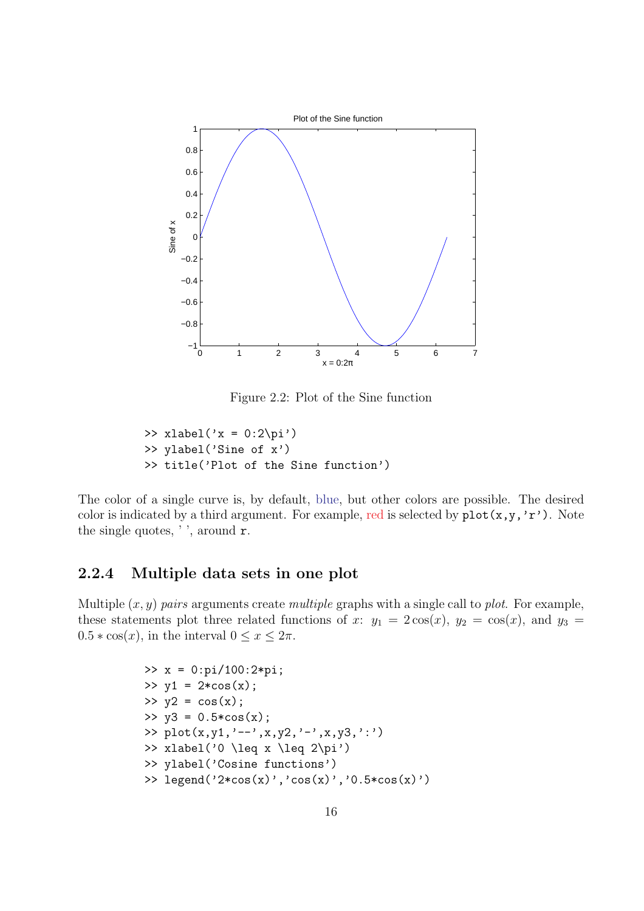Figure 2.2: Plot of the Sine function

```
>> xlabel('x = 0:2\pi')
>> ylabel('Sine of x')
>> title('Plot of the Sine function')
```

The color of a single curve is, by default, blue, but other colors are possible. The desired color is indicated by a third argument. For example, red is selected by `plot(x,y,'r')`. Note the single quotes, ' ', around `r`.

### 2.2.4 Multiple data sets in one plot

Multiple $(x, y)$ *pairs* arguments create *multiple* graphs with a single call to *plot*. For example, these statements plot three related functions of $x$: $y_1 = 2\cos(x)$, $y_2 = \cos(x)$, and $y_3 = 0.5 * \cos(x)$, in the interval $0 \leq x \leq 2\pi$.

```
>> x = 0:pi/100:2*pi;
>> y1 = 2*cos(x);
>> y2 = cos(x);
>> y3 = 0.5*cos(x);
>> plot(x,y1,'--',x,y2,'-',x,y3,':')
>> xlabel('0 \leq x \leq 2\pi')
>> ylabel('Cosine functions')
>> legend('2*cos(x)','cos(x)','0.5*cos(x)')
```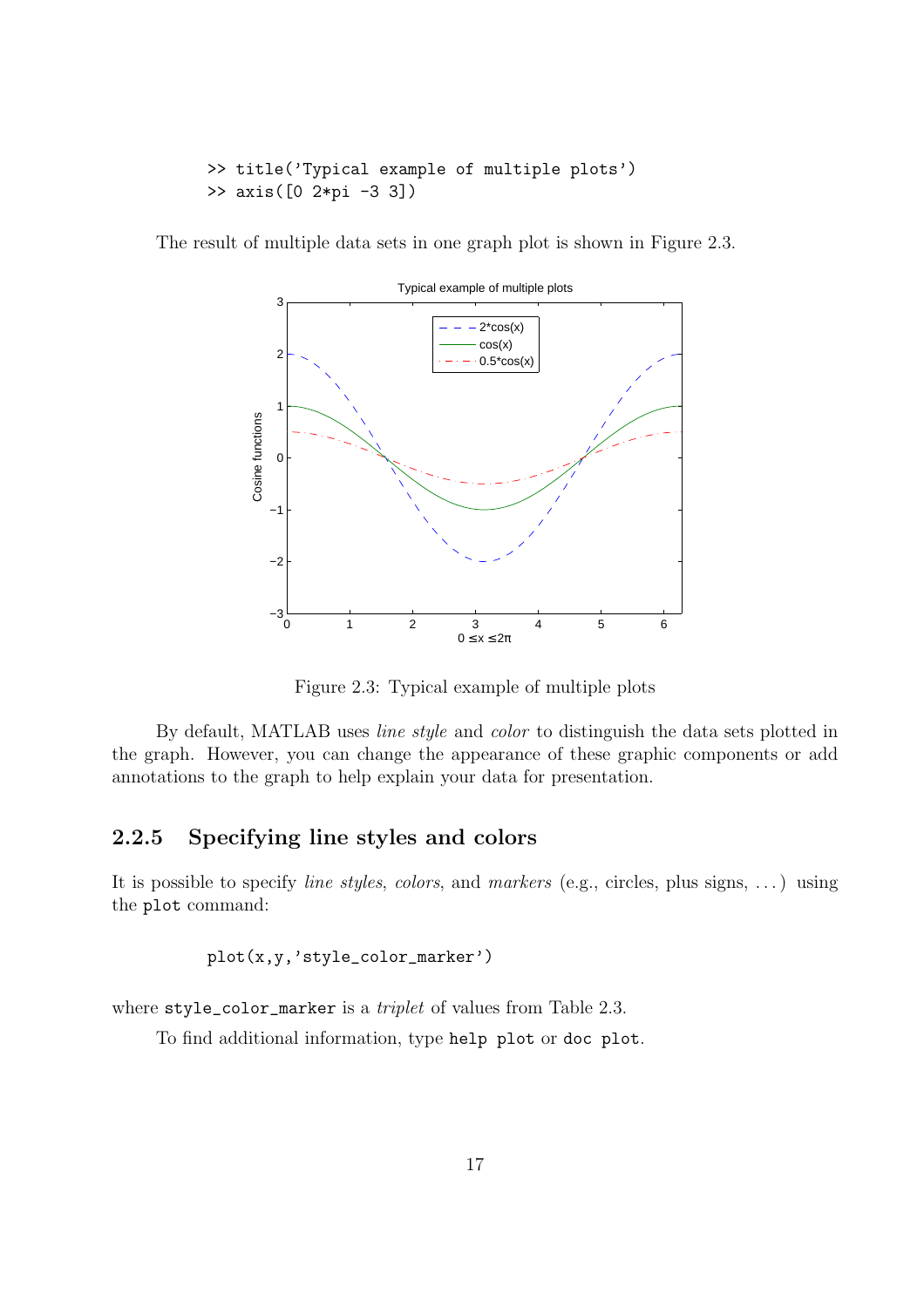```
>> title('Typical example of multiple plots')
>> axis([0 2*pi -3 3])
```

The result of multiple data sets in one graph plot is shown in Figure 2.3.

Figure 2.3: Typical example of multiple plots

By default, MATLAB uses *line style* and *color* to distinguish the data sets plotted in the graph. However, you can change the appearance of these graphic components or add annotations to the graph to help explain your data for presentation.

### 2.2.5 Specifying line styles and colors

It is possible to specify *line styles*, *colors*, and *markers* (e.g., circles, plus signs, ...) using the `plot` command:

```
plot(x,y,'style_color_marker')
```

where `style_color_marker` is a *triplet* of values from Table 2.3.

To find additional information, type `help plot` or `doc plot`.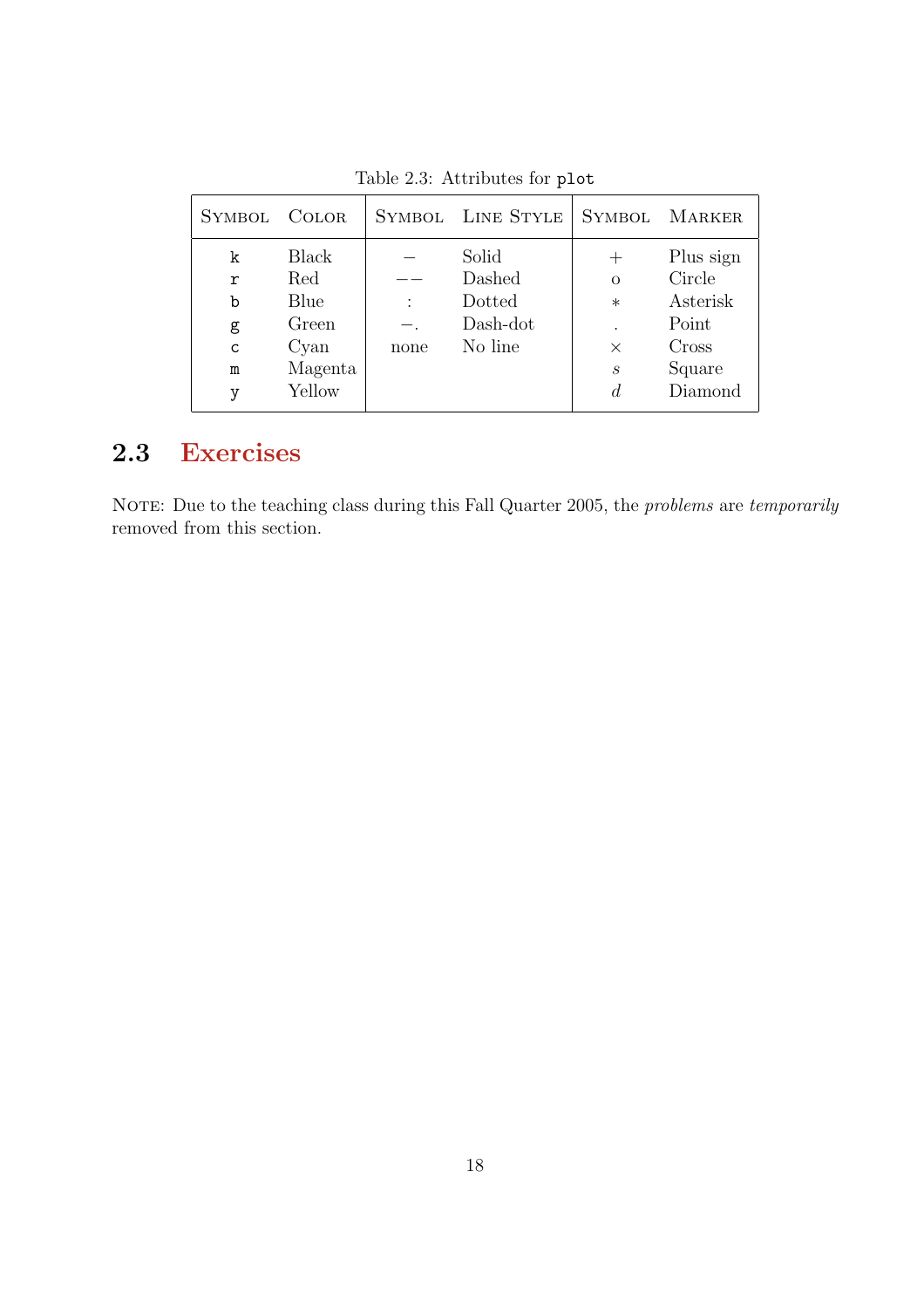Table 2.3: Attributes for `plot`

| Symbol | Color | Symbol | Line Style | Symbol | Marker |
|---|---|---|---|---|---|
| `k` | Black | $-$ | Solid | $+$ | Plus sign |
| `r` | Red | $--$ | Dashed | o | Circle |
| `b` | Blue | : | Dotted | $*$ | Asterisk |
| `g` | Green | $-.$ | Dash-dot | . | Point |
| `c` | Cyan | none | No line | $\times$ | Cross |
| `m` | Magenta | | | $s$ | Square |
| `y` | Yellow | | | $d$ | Diamond |

## 2.3 Exercises

Note: Due to the teaching class during this Fall Quarter 2005, the *problems* are *temporarily* removed from this section.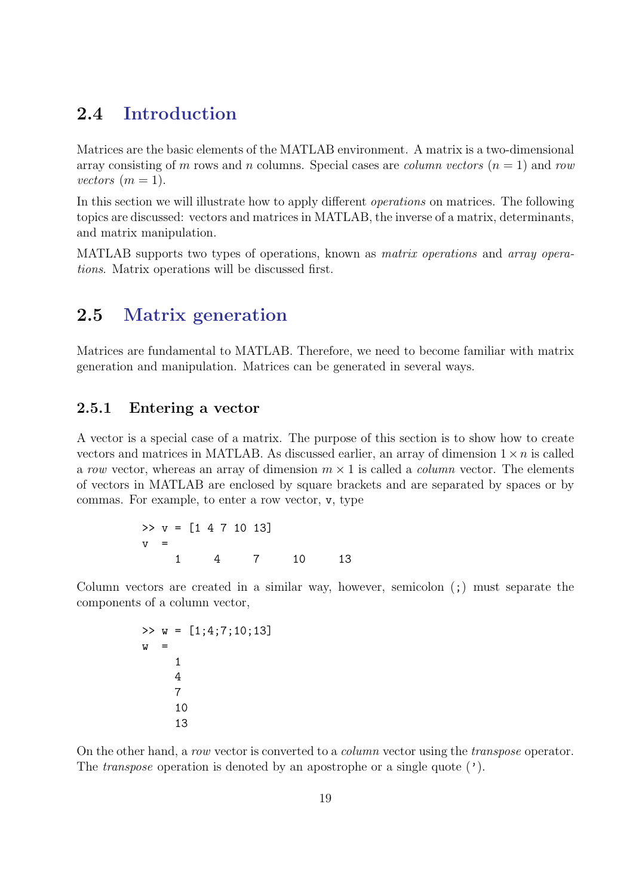## 2.4 Introduction

Matrices are the basic elements of the MATLAB environment. A matrix is a two-dimensional array consisting of $m$ rows and $n$ columns. Special cases are *column vectors* ($n = 1$) and *row vectors* ($m = 1$).

In this section we will illustrate how to apply different *operations* on matrices. The following topics are discussed: vectors and matrices in MATLAB, the inverse of a matrix, determinants, and matrix manipulation.

MATLAB supports two types of operations, known as *matrix operations* and *array operations*. Matrix operations will be discussed first.

## 2.5 Matrix generation

Matrices are fundamental to MATLAB. Therefore, we need to become familiar with matrix generation and manipulation. Matrices can be generated in several ways.

### 2.5.1 Entering a vector

A vector is a special case of a matrix. The purpose of this section is to show how to create vectors and matrices in MATLAB. As discussed earlier, an array of dimension $1 \times n$ is called a *row* vector, whereas an array of dimension $m \times 1$ is called a *column* vector. The elements of vectors in MATLAB are enclosed by square brackets and are separated by spaces or by commas. For example, to enter a row vector, `v`, type

```
>> v = [1 4 7 10 13]
v  =
     1     4     7     10     13
```

Column vectors are created in a similar way, however, semicolon (`;`) must separate the components of a column vector,

```
>> w = [1;4;7;10;13]
w  =
     1
     4
     7
     10
     13
```

On the other hand, a *row* vector is converted to a *column* vector using the *transpose* operator. The *transpose* operation is denoted by an apostrophe or a single quote (**'**).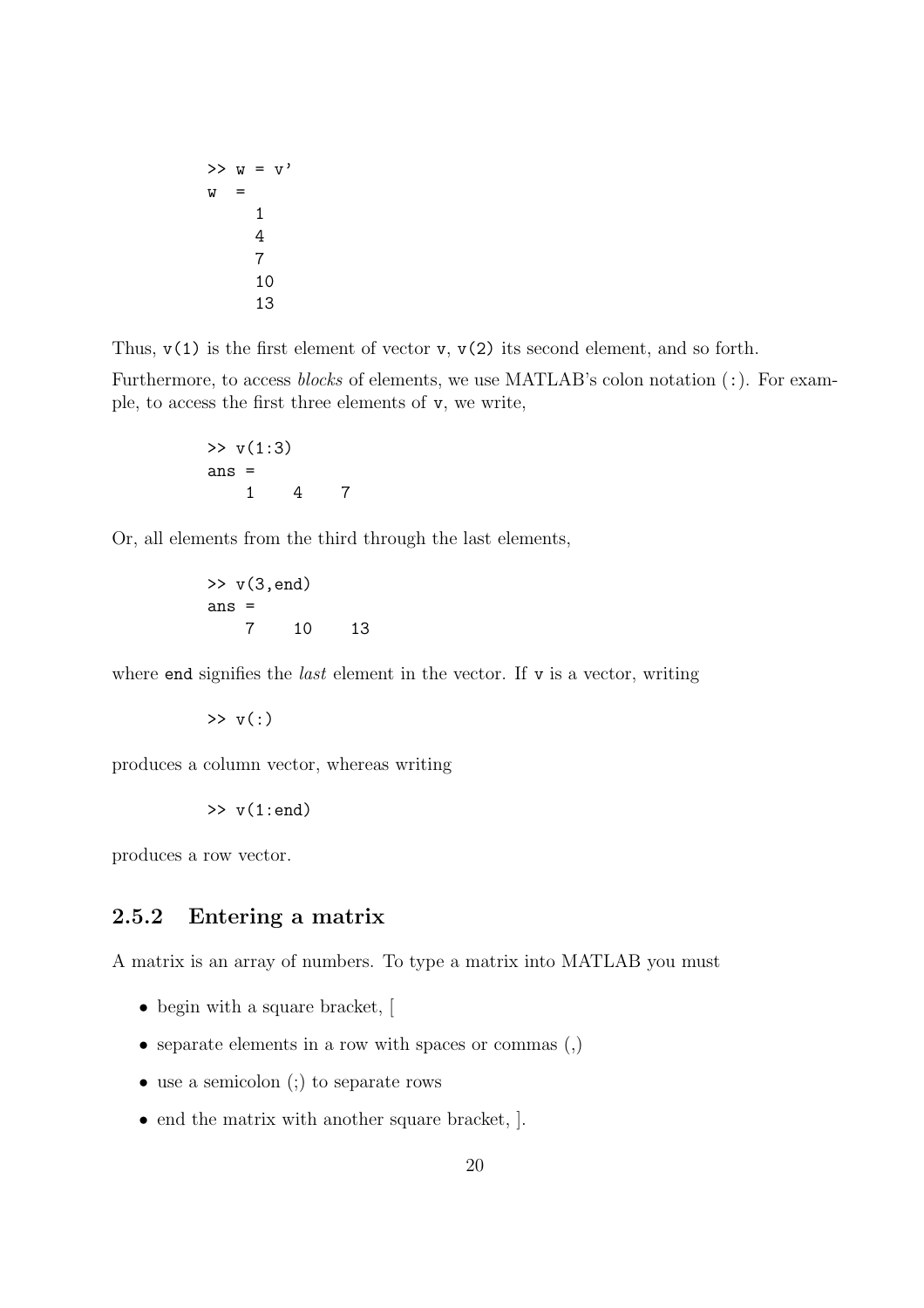```
>> w = v'
w  =
     1
     4
     7
     10
     13
```

Thus, `v(1)` is the first element of vector `v`, `v(2)` its second element, and so forth.

Furthermore, to access *blocks* of elements, we use MATLAB's colon notation (`:`). For example, to access the first three elements of `v`, we write,

```
>> v(1:3)
ans =
    1    4    7
```

Or, all elements from the third through the last elements,

```
>> v(3,end)
ans =
    7    10    13
```

where `end` signifies the *last* element in the vector. If `v` is a vector, writing

```
>> v(:)
```

produces a column vector, whereas writing

```
>> v(1:end)
```

produces a row vector.

### 2.5.2 Entering a matrix

A matrix is an array of numbers. To type a matrix into MATLAB you must

- begin with a square bracket, [
- separate elements in a row with spaces or commas (,)
- use a semicolon (;) to separate rows
- end the matrix with another square bracket, ].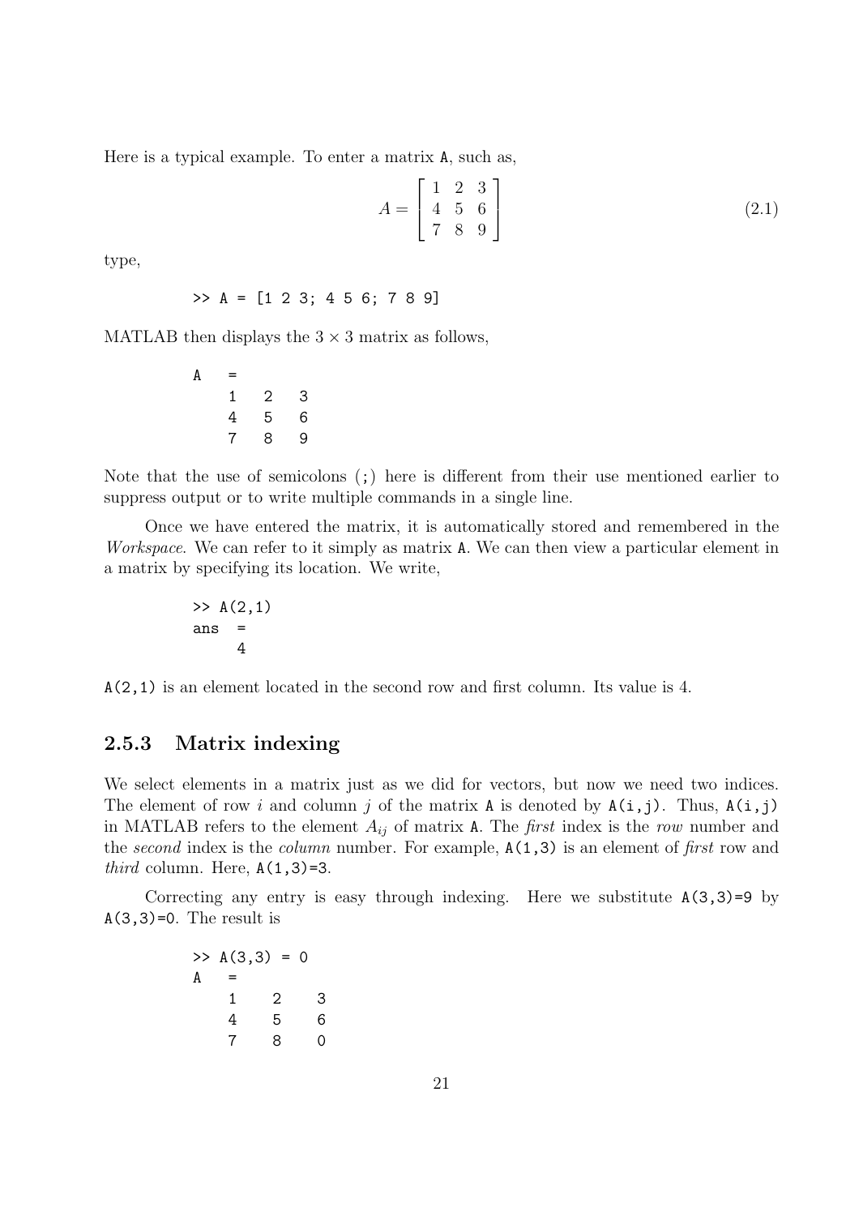Here is a typical example. To enter a matrix `A`, such as,

$$A = \begin{bmatrix} 1 & 2 & 3 \\ 4 & 5 & 6 \\ 7 & 8 & 9 \end{bmatrix} \tag{2.1}$$

type,

```
>> A = [1 2 3; 4 5 6; 7 8 9]
```

MATLAB then displays the $3 \times 3$ matrix as follows,

```
A    =
     1    2    3
     4    5    6
     7    8    9
```

Note that the use of semicolons (`;`) here is different from their use mentioned earlier to suppress output or to write multiple commands in a single line.

Once we have entered the matrix, it is automatically stored and remembered in the *Workspace*. We can refer to it simply as matrix `A`. We can then view a particular element in a matrix by specifying its location. We write,

```
>> A(2,1)
ans  =
     4
```

`A(2,1)` is an element located in the second row and first column. Its value is 4.

### 2.5.3 Matrix indexing

We select elements in a matrix just as we did for vectors, but now we need two indices. The element of row $i$ and column $j$ of the matrix `A` is denoted by `A(i,j)`. Thus, `A(i,j)` in MATLAB refers to the element $A_{ij}$ of matrix `A`. The *first* index is the *row* number and the *second* index is the *column* number. For example, `A(1,3)` is an element of *first* row and *third* column. Here, `A(1,3)=3`.

Correcting any entry is easy through indexing. Here we substitute `A(3,3)=9` by `A(3,3)=0`. The result is

```
>> A(3,3) = 0
A    =
     1     2     3
     4     5     6
     7     8     0
```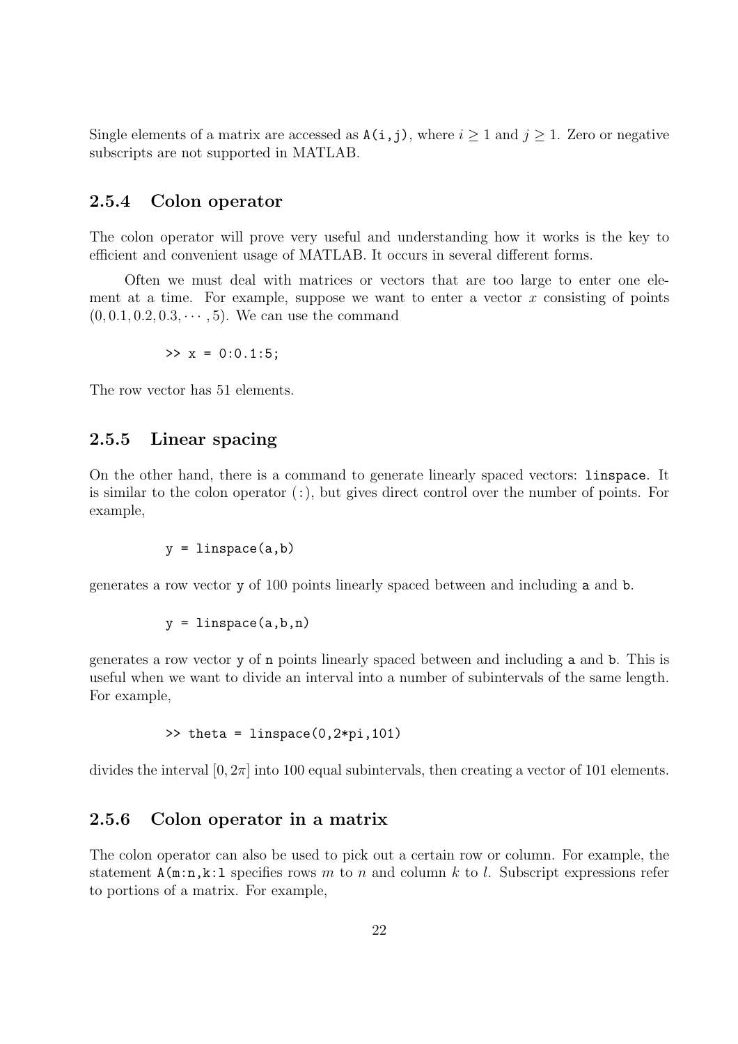Single elements of a matrix are accessed as `A(i,j)`, where $i \geq 1$ and $j \geq 1$. Zero or negative subscripts are not supported in MATLAB.

### 2.5.4 Colon operator

The colon operator will prove very useful and understanding how it works is the key to efficient and convenient usage of MATLAB. It occurs in several different forms.

Often we must deal with matrices or vectors that are too large to enter one element at a time. For example, suppose we want to enter a vector $x$ consisting of points $(0, 0.1, 0.2, 0.3, \cdots, 5)$. We can use the command

```
>> x = 0:0.1:5;
```

The row vector has 51 elements.

### 2.5.5 Linear spacing

On the other hand, there is a command to generate linearly spaced vectors: `linspace`. It is similar to the colon operator (`:`), but gives direct control over the number of points. For example,

```
y = linspace(a,b)
```

generates a row vector `y` of 100 points linearly spaced between and including `a` and `b`.

```
y = linspace(a,b,n)
```

generates a row vector `y` of `n` points linearly spaced between and including `a` and `b`. This is useful when we want to divide an interval into a number of subintervals of the same length. For example,

```
>> theta = linspace(0,2*pi,101)
```

divides the interval $[0, 2\pi]$ into 100 equal subintervals, then creating a vector of 101 elements.

### 2.5.6 Colon operator in a matrix

The colon operator can also be used to pick out a certain row or column. For example, the statement `A(m:n,k:l` specifies rows $m$ to $n$ and column $k$ to $l$. Subscript expressions refer to portions of a matrix. For example,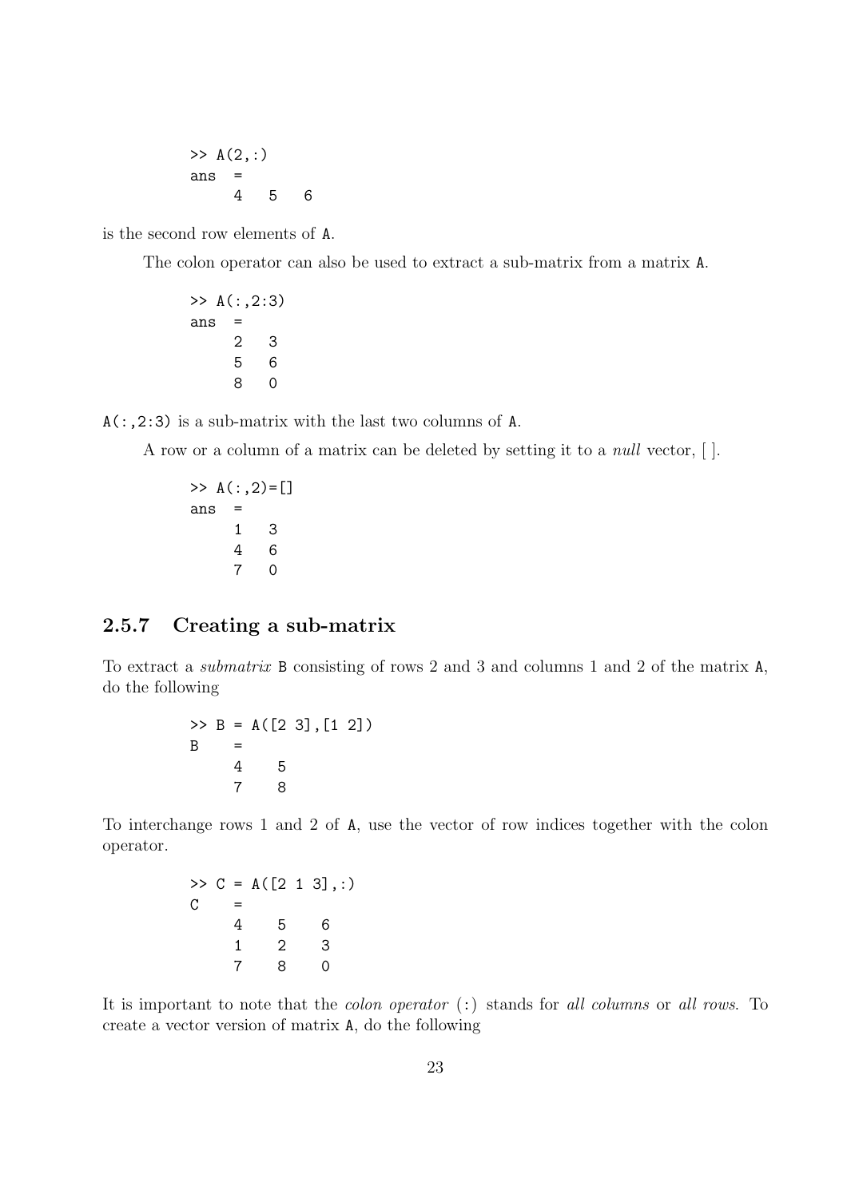```
>> A(2,:)
ans  =
     4   5   6
```

is the second row elements of A.

The colon operator can also be used to extract a sub-matrix from a matrix A.

```
>> A(:,2:3)
ans  =
     2   3
     5   6
     8   0
```

A(:,2:3) is a sub-matrix with the last two columns of A.

A row or a column of a matrix can be deleted by setting it to a *null* vector, [ ].

```
>> A(:,2)=[]
ans  =
     1   3
     4   6
     7   0
```

### 2.5.7 Creating a sub-matrix

To extract a *submatrix* B consisting of rows 2 and 3 and columns 1 and 2 of the matrix A, do the following

```
>> B = A([2 3],[1 2])
B    =
     4    5
     7    8
```

To interchange rows 1 and 2 of A, use the vector of row indices together with the colon operator.

```
>> C = A([2 1 3],:)
C    =
     4    5    6
     1    2    3
     7    8    0
```

It is important to note that the *colon operator* (:) stands for *all columns* or *all rows*. To create a vector version of matrix A, do the following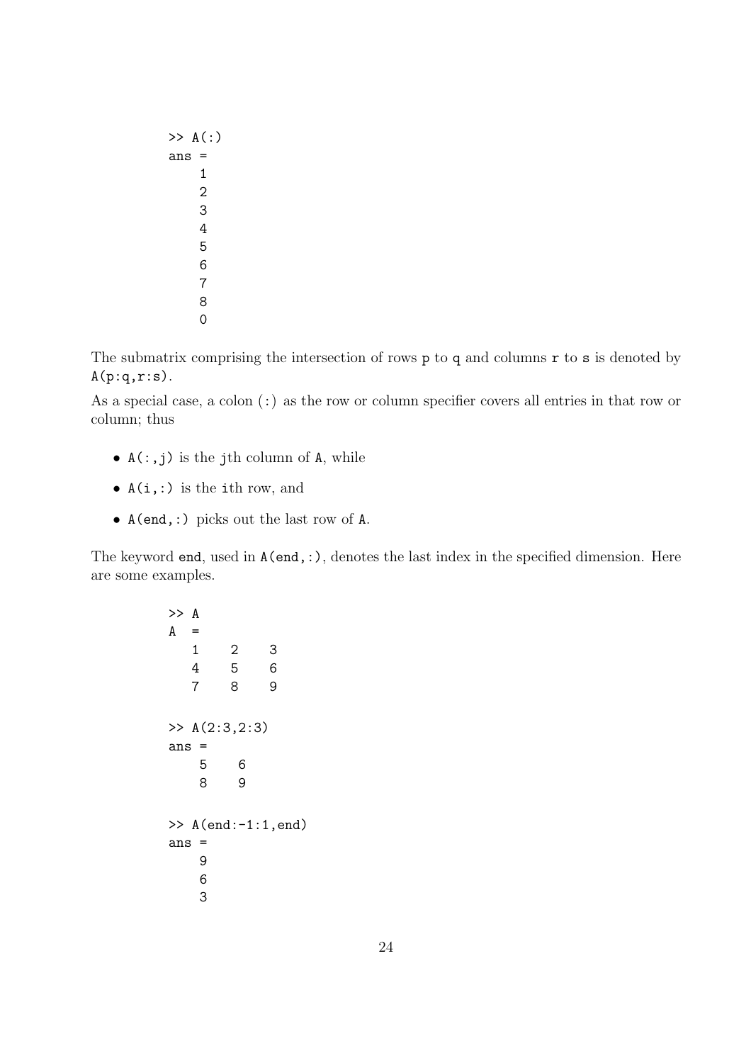```
>> A(:)
ans =
    1
    2
    3
    4
    5
    6
    7
    8
    0
```

The submatrix comprising the intersection of rows `p` to `q` and columns `r` to `s` is denoted by `A(p:q,r:s)`.

As a special case, a colon (`:`) as the row or column specifier covers all entries in that row or column; thus

- `A(:,j)` is the `j`th column of `A`, while
- `A(i,:)` is the `i`th row, and
- `A(end,:)` picks out the last row of `A`.

The keyword `end`, used in `A(end,:)`, denotes the last index in the specified dimension. Here are some examples.

```
>> A
A  =
   1    2    3
   4    5    6
   7    8    9

>> A(2:3,2:3)
ans =
    5    6
    8    9

>> A(end:-1:1,end)
ans =
    9
    6
    3
```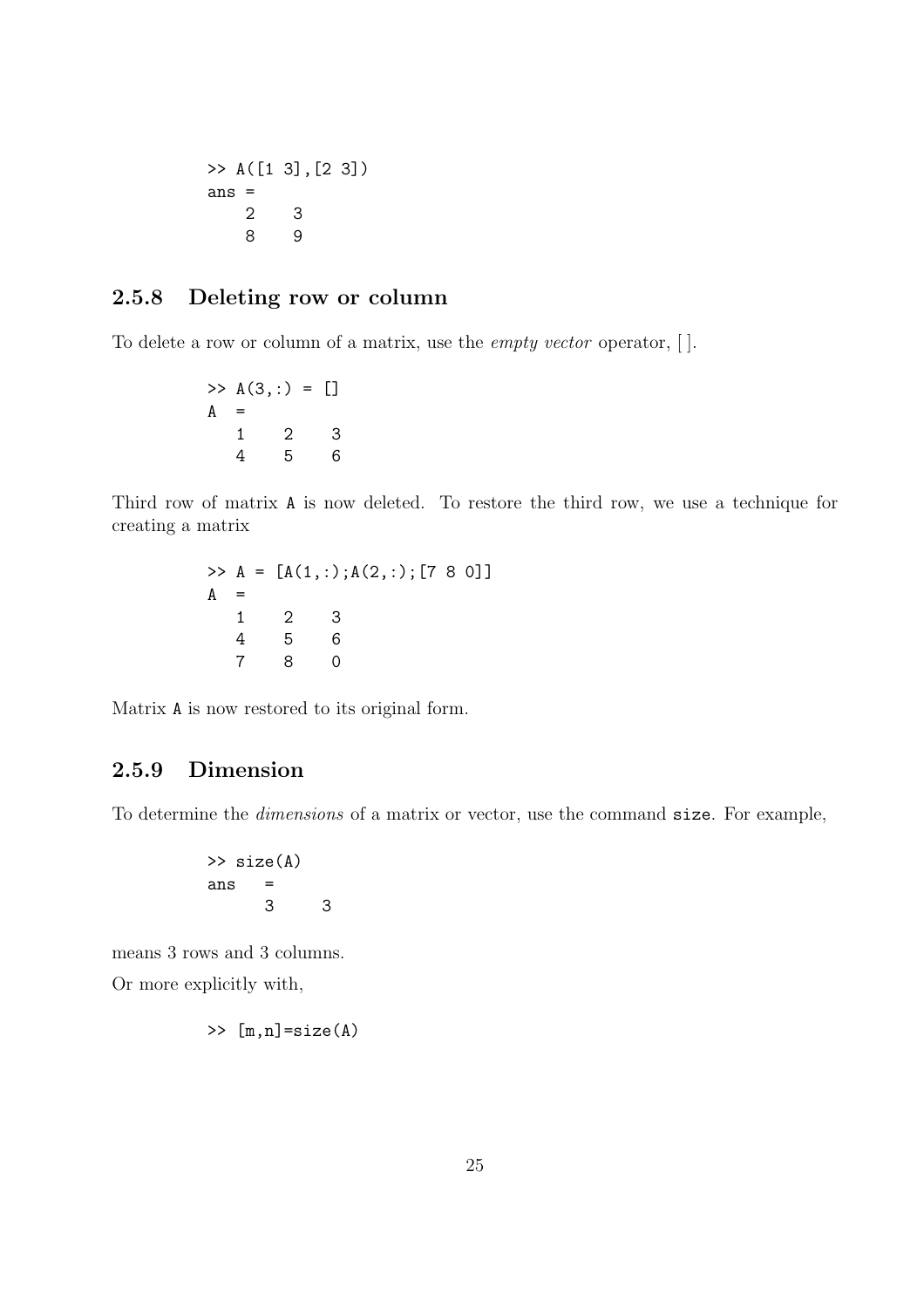```
>> A([1 3],[2 3])
ans =
    2    3
    8    9
```

### 2.5.8 Deleting row or column

To delete a row or column of a matrix, use the *empty vector* operator, [ ].

```
>> A(3,:) = []
A  =
   1    2    3
   4    5    6
```

Third row of matrix A is now deleted. To restore the third row, we use a technique for creating a matrix

```
>> A = [A(1,:);A(2,:);[7 8 0]]
A  =
   1    2    3
   4    5    6
   7    8    0
```

Matrix A is now restored to its original form.

### 2.5.9 Dimension

To determine the *dimensions* of a matrix or vector, use the command size. For example,

```
>> size(A)
ans   =
      3     3
```

means 3 rows and 3 columns.

Or more explicitly with,

```
>> [m,n]=size(A)
```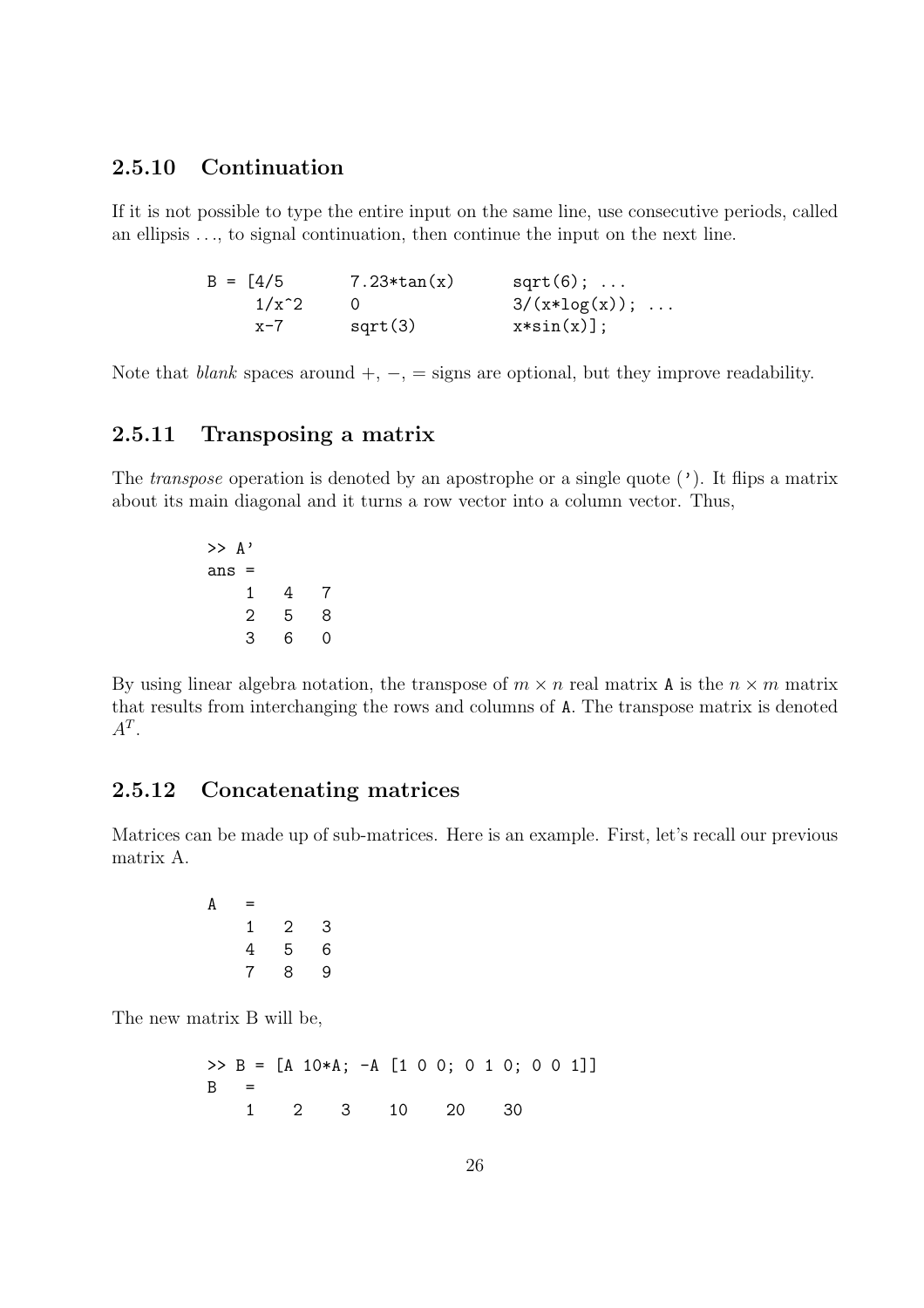### 2.5.10 Continuation

If it is not possible to type the entire input on the same line, use consecutive periods, called an ellipsis ..., to signal continuation, then continue the input on the next line.

```
B = [4/5      7.23*tan(x)     sqrt(6); ...
     1/x^2    0               3/(x*log(x)); ...
     x-7      sqrt(3)         x*sin(x)];
```

Note that *blank* spaces around +, −, = signs are optional, but they improve readability.

### 2.5.11 Transposing a matrix

The *transpose* operation is denoted by an apostrophe or a single quote ('). It flips a matrix about its main diagonal and it turns a row vector into a column vector. Thus,

```
>> A'
ans =
    1   4   7
    2   5   8
    3   6   0
```

By using linear algebra notation, the transpose of $m \times n$ real matrix A is the $n \times m$ matrix that results from interchanging the rows and columns of A. The transpose matrix is denoted $A^T$.

### 2.5.12 Concatenating matrices

Matrices can be made up of sub-matrices. Here is an example. First, let's recall our previous matrix A.

```
A   =
    1   2   3
    4   5   6
    7   8   9
```

The new matrix B will be,

```
>> B = [A 10*A; -A [1 0 0; 0 1 0; 0 0 1]]
B   =
    1    2    3    10    20    30
```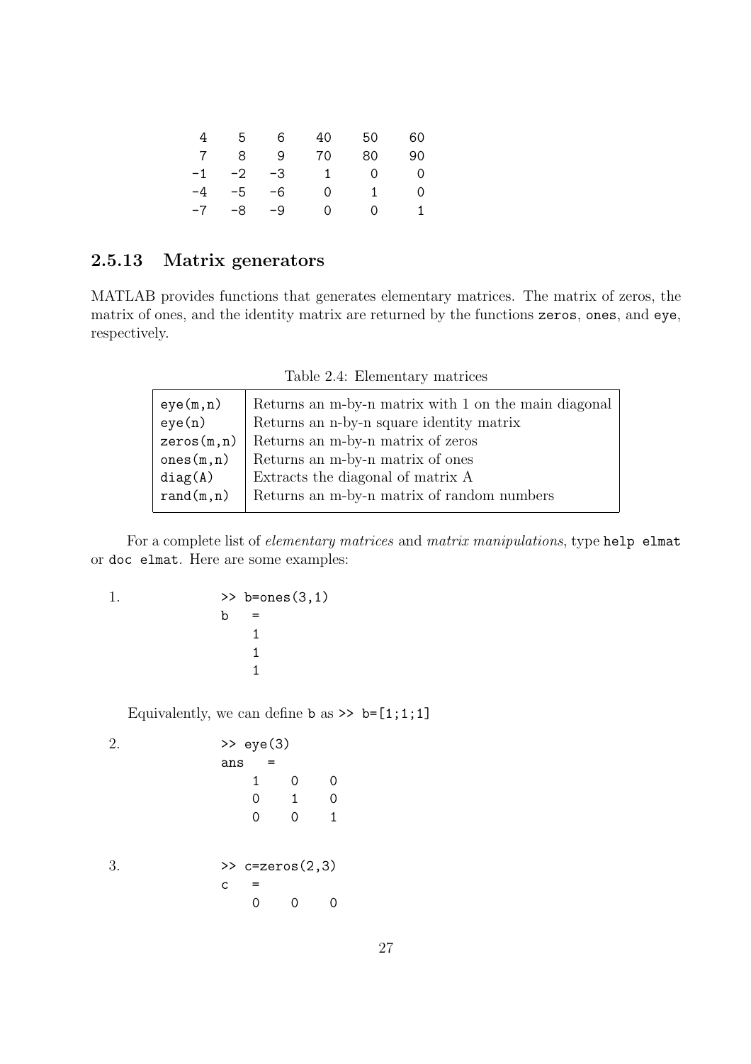```
 4    5    6   40   50   60
 7    8    9   70   80   90
-1   -2   -3    1    0    0
-4   -5   -6    0    1    0
-7   -8   -9    0    0    1
```

### 2.5.13 Matrix generators

MATLAB provides functions that generates elementary matrices. The matrix of zeros, the matrix of ones, and the identity matrix are returned by the functions `zeros`, `ones`, and `eye`, respectively.

Table 2.4: Elementary matrices

| | |
|---|---|
| `eye(m,n)` | Returns an m-by-n matrix with 1 on the main diagonal |
| `eye(n)` | Returns an n-by-n square identity matrix |
| `zeros(m,n)` | Returns an m-by-n matrix of zeros |
| `ones(m,n)` | Returns an m-by-n matrix of ones |
| `diag(A)` | Extracts the diagonal of matrix A |
| `rand(m,n)` | Returns an m-by-n matrix of random numbers |

For a complete list of *elementary matrices* and *matrix manipulations*, type `help elmat` or `doc elmat`. Here are some examples:

1.
```
>> b=ones(3,1)
b   =
    1
    1
    1
```

Equivalently, we can define `b` as `>> b=[1;1;1]`

2.
```
>> eye(3)
ans   =
    1    0    0
    0    1    0
    0    0    1
```

3.
```
>> c=zeros(2,3)
c   =
    0    0    0
```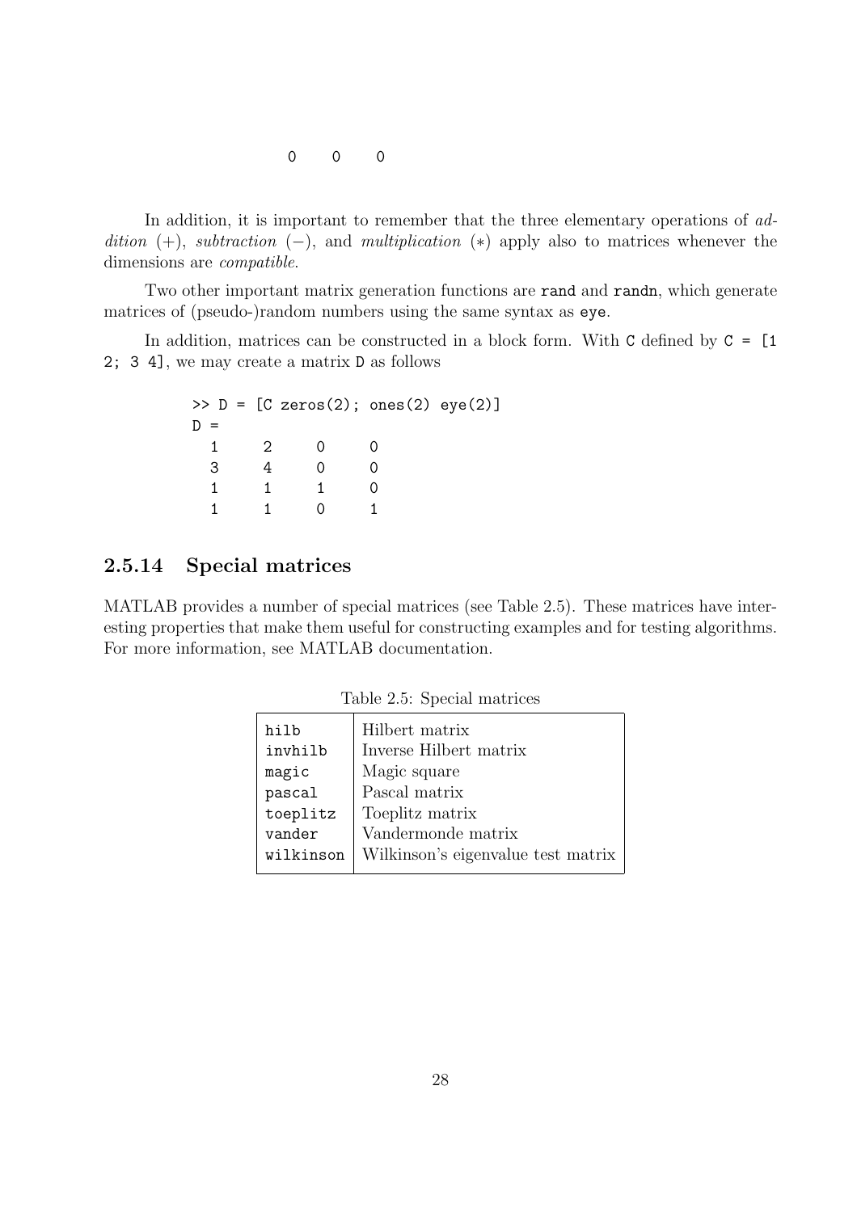```
     0     0     0
```

In addition, it is important to remember that the three elementary operations of *addition* (+), *subtraction* (−), and *multiplication* (∗) apply also to matrices whenever the dimensions are *compatible*.

Two other important matrix generation functions are `rand` and `randn`, which generate matrices of (pseudo-)random numbers using the same syntax as `eye`.

In addition, matrices can be constructed in a block form. With `C` defined by `C = [1 2; 3 4]`, we may create a matrix `D` as follows

```
>> D = [C zeros(2); ones(2) eye(2)]
D =
  1     2     0     0
  3     4     0     0
  1     1     1     0
  1     1     0     1
```

### 2.5.14 Special matrices

MATLAB provides a number of special matrices (see Table 2.5). These matrices have interesting properties that make them useful for constructing examples and for testing algorithms. For more information, see MATLAB documentation.

Table 2.5: Special matrices

| | |
|---|---|
| `hilb` | Hilbert matrix |
| `invhilb` | Inverse Hilbert matrix |
| `magic` | Magic square |
| `pascal` | Pascal matrix |
| `toeplitz` | Toeplitz matrix |
| `vander` | Vandermonde matrix |
| `wilkinson` | Wilkinson's eigenvalue test matrix |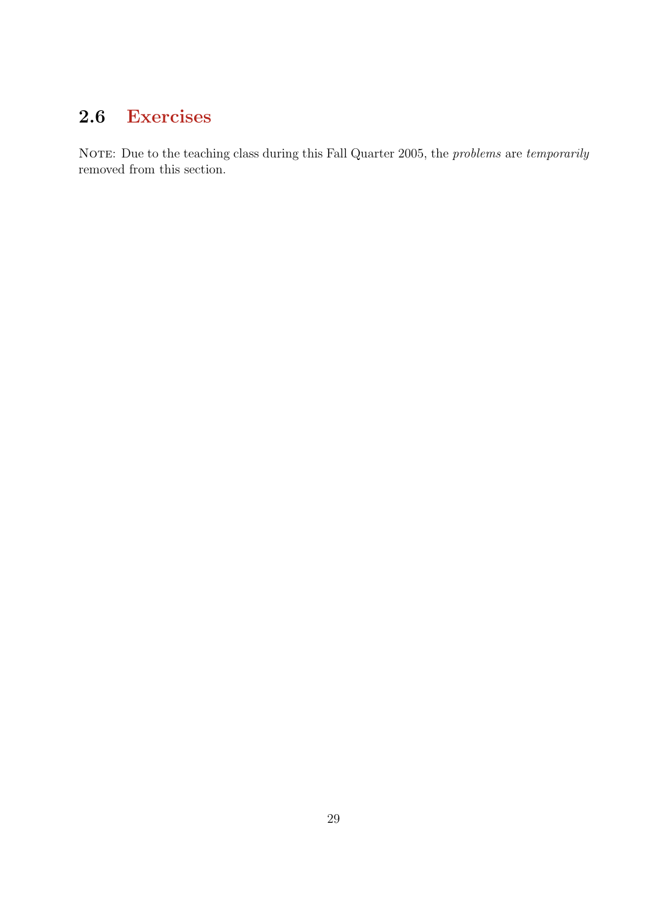## 2.6 Exercises

Note: Due to the teaching class during this Fall Quarter 2005, the *problems* are *temporarily* removed from this section.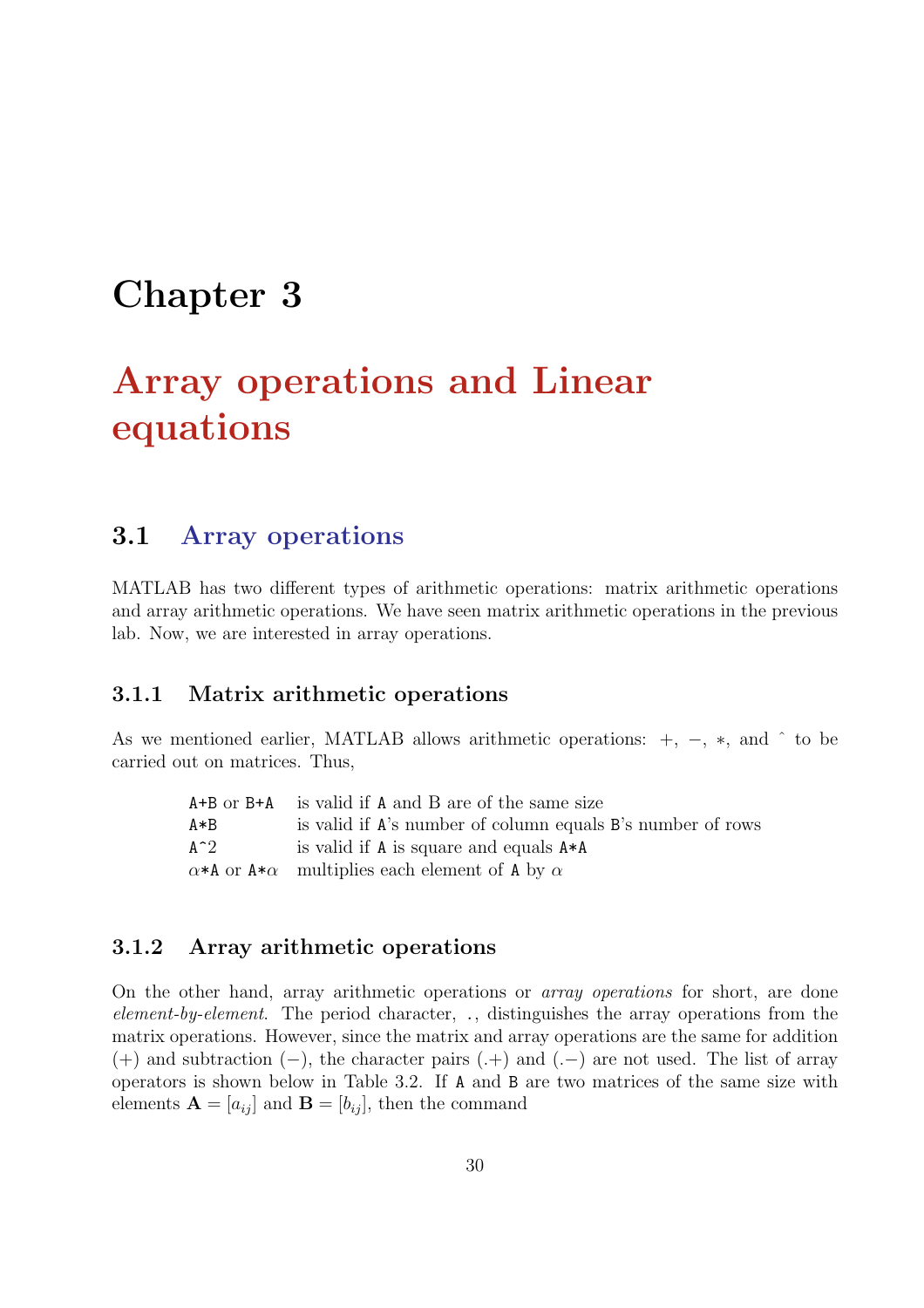# Chapter 3

# Array operations and Linear equations

## 3.1 Array operations

MATLAB has two different types of arithmetic operations: matrix arithmetic operations and array arithmetic operations. We have seen matrix arithmetic operations in the previous lab. Now, we are interested in array operations.

### 3.1.1 Matrix arithmetic operations

As we mentioned earlier, MATLAB allows arithmetic operations: $+$, $-$, $*$, and ˆ to be carried out on matrices. Thus,

| | |
|---|---|
| `A+B` or `B+A` | is valid if `A` and B are of the same size |
| `A*B` | is valid if `A`'s number of column equals `B`'s number of rows |
| `A^2` | is valid if `A` is square and equals `A*A` |
| $\alpha$`*A` or `A*`$\alpha$ | multiplies each element of `A` by $\alpha$ |

### 3.1.2 Array arithmetic operations

On the other hand, array arithmetic operations or *array operations* for short, are done *element-by-element*. The period character, ., distinguishes the array operations from the matrix operations. However, since the matrix and array operations are the same for addition ($+$) and subtraction ($-$), the character pairs ($.+$) and ($.-$) are not used. The list of array operators is shown below in Table 3.2. If `A` and `B` are two matrices of the same size with elements $\mathbf{A} = [a_{ij}]$ and $\mathbf{B} = [b_{ij}]$, then the command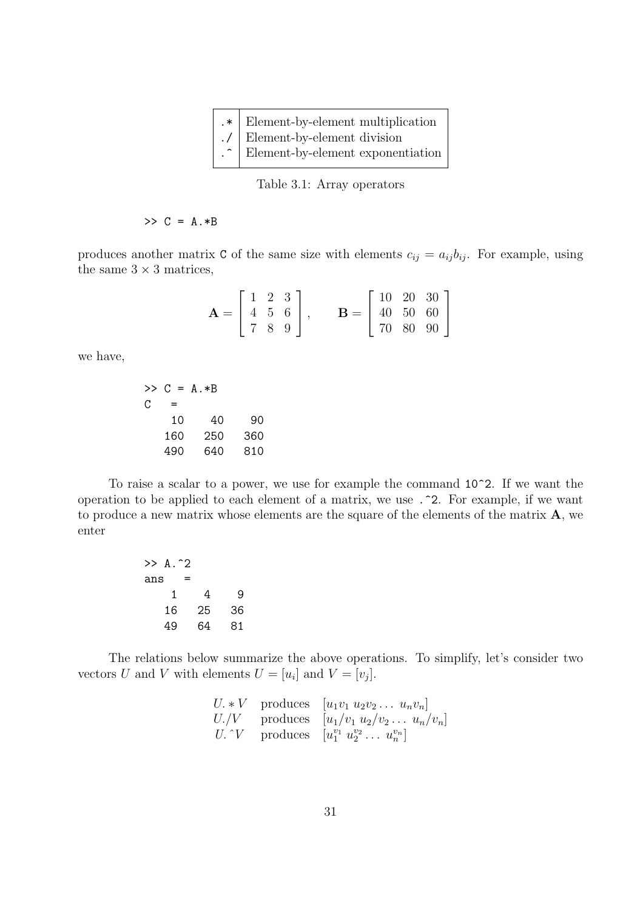| | |
|---|---|
| `.*` | Element-by-element multiplication |
| `./` | Element-by-element division |
| `.^` | Element-by-element exponentiation |

Table 3.1: Array operators

```
>> C = A.*B
```

produces another matrix `C` of the same size with elements $c_{ij} = a_{ij}b_{ij}$. For example, using the same $3 \times 3$ matrices,

$$\mathbf{A} = \begin{bmatrix} 1 & 2 & 3 \\ 4 & 5 & 6 \\ 7 & 8 & 9 \end{bmatrix}, \qquad \mathbf{B} = \begin{bmatrix} 10 & 20 & 30 \\ 40 & 50 & 60 \\ 70 & 80 & 90 \end{bmatrix}$$

we have,

```
>> C = A.*B
C   =
    10     40     90
   160    250    360
   490    640    810
```

To raise a scalar to a power, we use for example the command `10^2`. If we want the operation to be applied to each element of a matrix, we use `.^2`. For example, if we want to produce a new matrix whose elements are the square of the elements of the matrix **A**, we enter

```
>> A.^2
ans   =
     1     4     9
    16    25    36
    49    64    81
```

The relations below summarize the above operations. To simplify, let's consider two vectors $U$ and $V$ with elements $U = [u_i]$ and $V = [v_j]$.

$$\begin{array}{lll} U.*V & \text{produces} & [u_1v_1 \; u_2v_2 \ldots \; u_nv_n] \\ U./V & \text{produces} & [u_1/v_1 \; u_2/v_2 \ldots \; u_n/v_n] \\ U.\hat{}V & \text{produces} & [u_1^{v_1} \; u_2^{v_2} \ldots \; u_n^{v_n}] \end{array}$$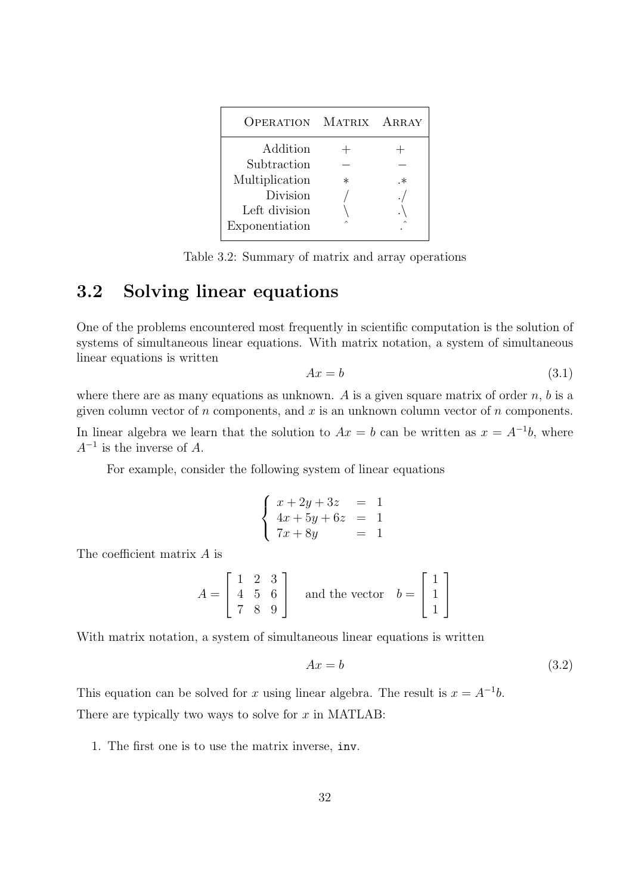| OPERATION | MATRIX | ARRAY |
|---|---|---|
| Addition | + | + |
| Subtraction | − | − |
| Multiplication | * | .* |
| Division | / | ./ |
| Left division | \ | .\ |
| Exponentiation | ^ | .^ |

Table 3.2: Summary of matrix and array operations

## 3.2 Solving linear equations

One of the problems encountered most frequently in scientific computation is the solution of systems of simultaneous linear equations. With matrix notation, a system of simultaneous linear equations is written

$$Ax = b \tag{3.1}$$

where there are as many equations as unknown. $A$ is a given square matrix of order $n$, $b$ is a given column vector of $n$ components, and $x$ is an unknown column vector of $n$ components.

In linear algebra we learn that the solution to $Ax = b$ can be written as $x = A^{-1}b$, where $A^{-1}$ is the inverse of $A$.

For example, consider the following system of linear equations

$$\begin{cases} x + 2y + 3z &= 1 \\ 4x + 5y + 6z &= 1 \\ 7x + 8y &= 1 \end{cases}$$

The coefficient matrix $A$ is

$$A = \begin{bmatrix} 1 & 2 & 3 \\ 4 & 5 & 6 \\ 7 & 8 & 9 \end{bmatrix} \quad \text{and the vector} \quad b = \begin{bmatrix} 1 \\ 1 \\ 1 \end{bmatrix}$$

With matrix notation, a system of simultaneous linear equations is written

$$Ax = b \tag{3.2}$$

This equation can be solved for $x$ using linear algebra. The result is $x = A^{-1}b$.

There are typically two ways to solve for $x$ in MATLAB:

1. The first one is to use the matrix inverse, `inv`.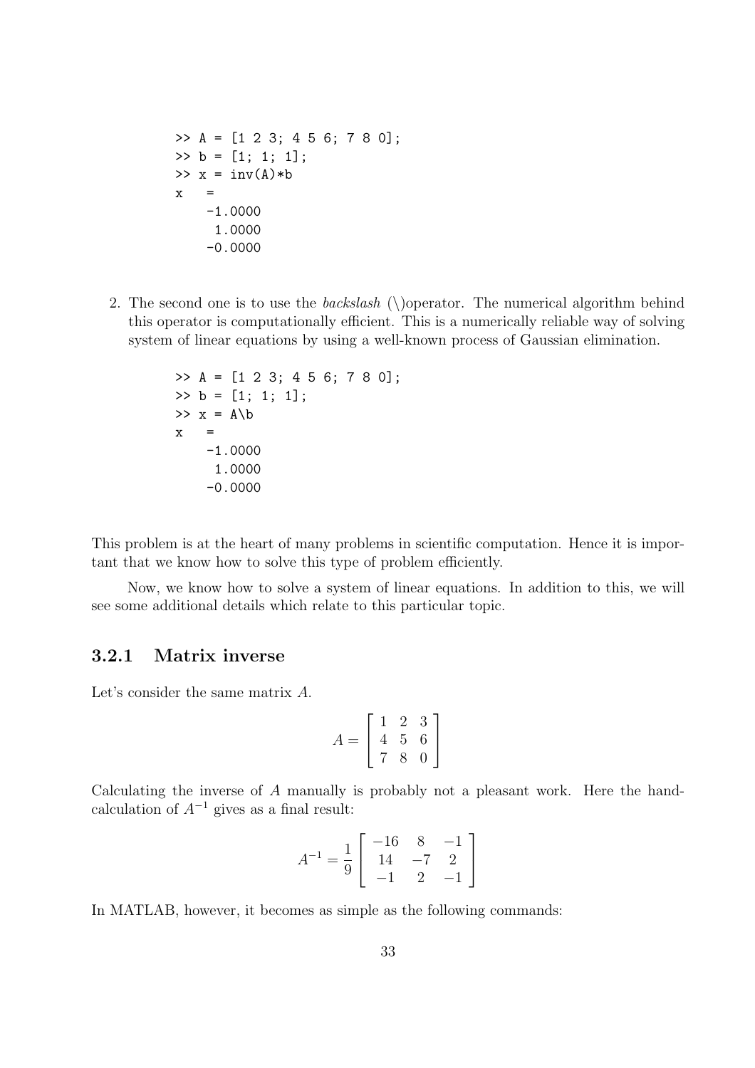```
>> A = [1 2 3; 4 5 6; 7 8 0];
>> b = [1; 1; 1];
>> x = inv(A)*b
x   =
    -1.0000
     1.0000
    -0.0000
```

2. The second one is to use the *backslash* (\)operator. The numerical algorithm behind this operator is computationally efficient. This is a numerically reliable way of solving system of linear equations by using a well-known process of Gaussian elimination.

    ```
    >> A = [1 2 3; 4 5 6; 7 8 0];
    >> b = [1; 1; 1];
    >> x = A\b
    x   =
        -1.0000
         1.0000
        -0.0000
    ```

This problem is at the heart of many problems in scientific computation. Hence it is important that we know how to solve this type of problem efficiently.

Now, we know how to solve a system of linear equations. In addition to this, we will see some additional details which relate to this particular topic.

### 3.2.1 Matrix inverse

Let's consider the same matrix $A$.

$$A = \begin{bmatrix} 1 & 2 & 3 \\ 4 & 5 & 6 \\ 7 & 8 & 0 \end{bmatrix}$$

Calculating the inverse of $A$ manually is probably not a pleasant work. Here the hand-calculation of $A^{-1}$ gives as a final result:

$$A^{-1} = \frac{1}{9} \begin{bmatrix} -16 & 8 & -1 \\ 14 & -7 & 2 \\ -1 & 2 & -1 \end{bmatrix}$$

In MATLAB, however, it becomes as simple as the following commands: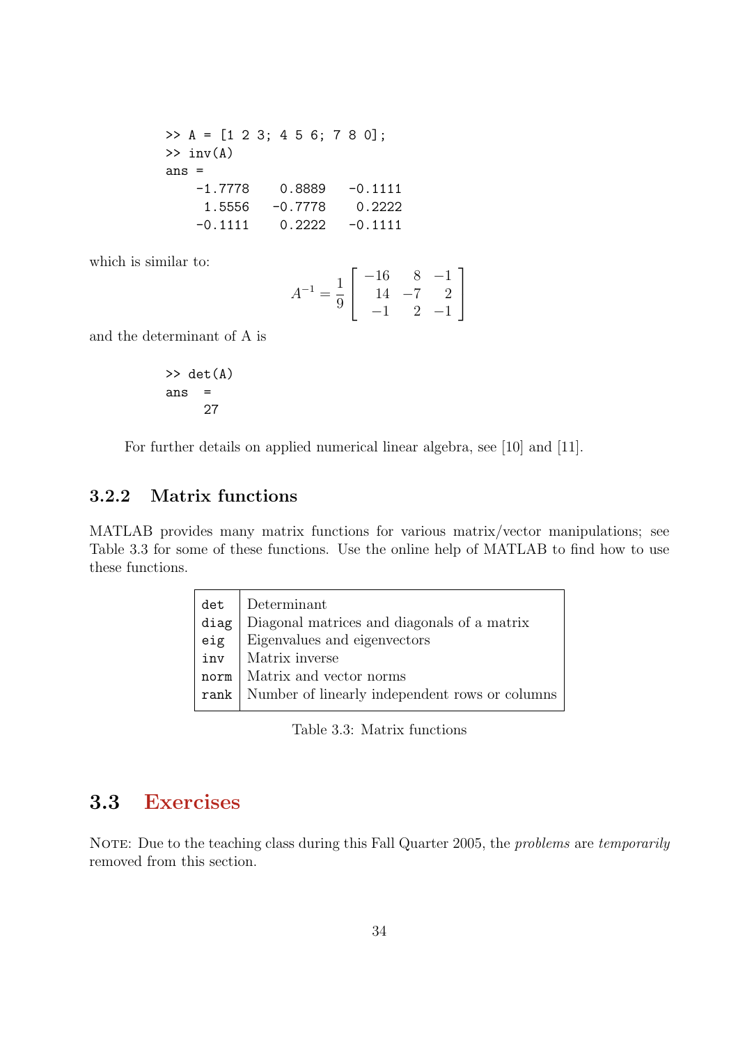```
>> A = [1 2 3; 4 5 6; 7 8 0];
>> inv(A)
ans =
    -1.7778    0.8889   -0.1111
     1.5556   -0.7778    0.2222
    -0.1111    0.2222   -0.1111
```

which is similar to:

$$A^{-1} = \frac{1}{9}\begin{bmatrix} -16 & 8 & -1 \\ 14 & -7 & 2 \\ -1 & 2 & -1 \end{bmatrix}$$

and the determinant of A is

```
>> det(A)
ans   =
     27
```

For further details on applied numerical linear algebra, see [10] and [11].

### 3.2.2 Matrix functions

MATLAB provides many matrix functions for various matrix/vector manipulations; see Table 3.3 for some of these functions. Use the online help of MATLAB to find how to use these functions.

| | |
|---|---|
| `det` | Determinant |
| `diag` | Diagonal matrices and diagonals of a matrix |
| `eig` | Eigenvalues and eigenvectors |
| `inv` | Matrix inverse |
| `norm` | Matrix and vector norms |
| `rank` | Number of linearly independent rows or columns |

Table 3.3: Matrix functions

## 3.3 Exercises

Note: Due to the teaching class during this Fall Quarter 2005, the *problems* are *temporarily* removed from this section.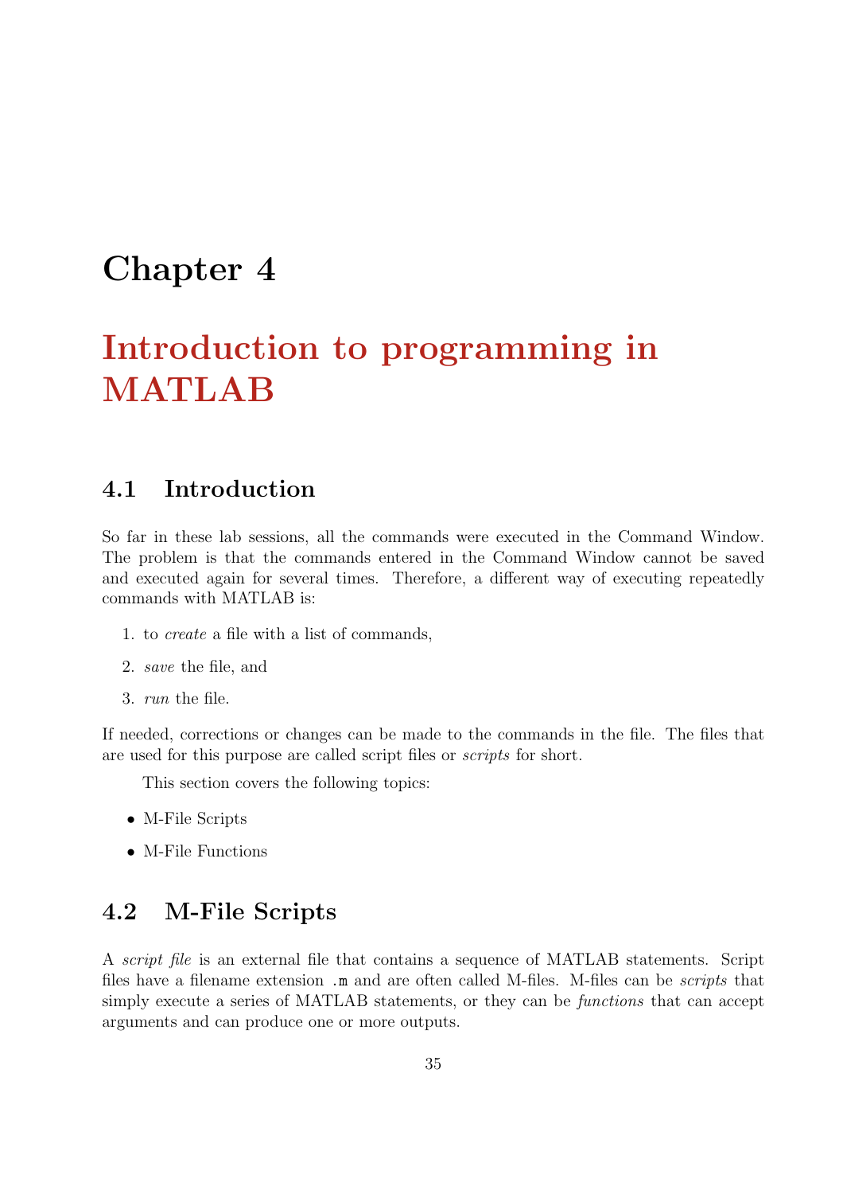# Chapter 4

# Introduction to programming in MATLAB

## 4.1 Introduction

So far in these lab sessions, all the commands were executed in the Command Window. The problem is that the commands entered in the Command Window cannot be saved and executed again for several times. Therefore, a different way of executing repeatedly commands with MATLAB is:

1. to *create* a file with a list of commands,
2. *save* the file, and
3. *run* the file.

If needed, corrections or changes can be made to the commands in the file. The files that are used for this purpose are called script files or *scripts* for short.

This section covers the following topics:

- M-File Scripts
- M-File Functions

## 4.2 M-File Scripts

A *script file* is an external file that contains a sequence of MATLAB statements. Script files have a filename extension `.m` and are often called M-files. M-files can be *scripts* that simply execute a series of MATLAB statements, or they can be *functions* that can accept arguments and can produce one or more outputs.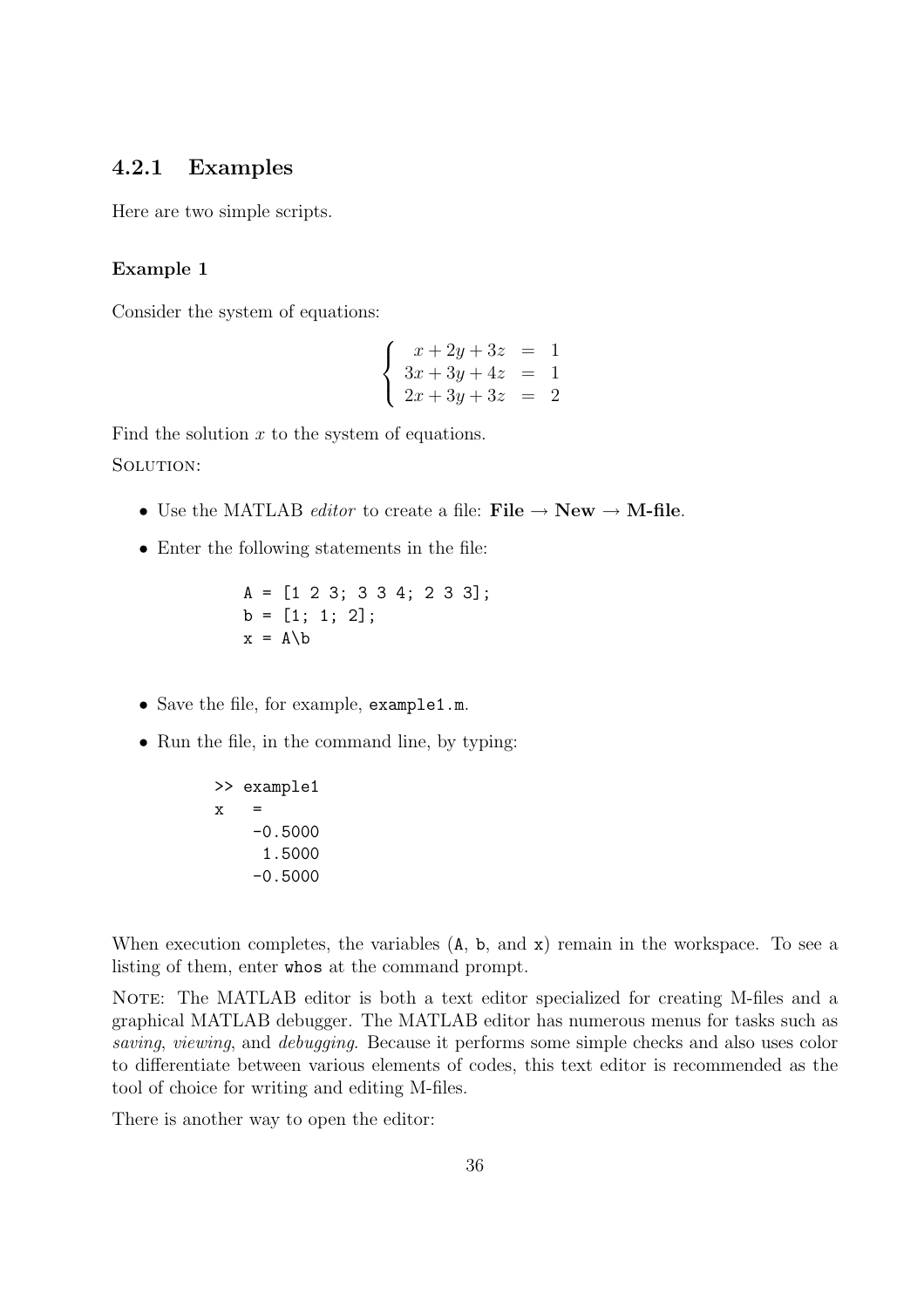### 4.2.1 Examples

Here are two simple scripts.

#### Example 1

Consider the system of equations:

$$\begin{cases} x + 2y + 3z &= 1 \\ 3x + 3y + 4z &= 1 \\ 2x + 3y + 3z &= 2 \end{cases}$$

Find the solution $x$ to the system of equations.

SOLUTION:

- Use the MATLAB *editor* to create a file: **File → New → M-file**.
- Enter the following statements in the file:

```
A = [1 2 3; 3 3 4; 2 3 3];
b = [1; 1; 2];
x = A\b
```

- Save the file, for example, `example1.m`.
- Run the file, in the command line, by typing:

```
>> example1
x   =
    -0.5000
     1.5000
    -0.5000
```

When execution completes, the variables (`A`, `b`, and `x`) remain in the workspace. To see a listing of them, enter `whos` at the command prompt.

NOTE: The MATLAB editor is both a text editor specialized for creating M-files and a graphical MATLAB debugger. The MATLAB editor has numerous menus for tasks such as *saving*, *viewing*, and *debugging*. Because it performs some simple checks and also uses color to differentiate between various elements of codes, this text editor is recommended as the tool of choice for writing and editing M-files.

There is another way to open the editor: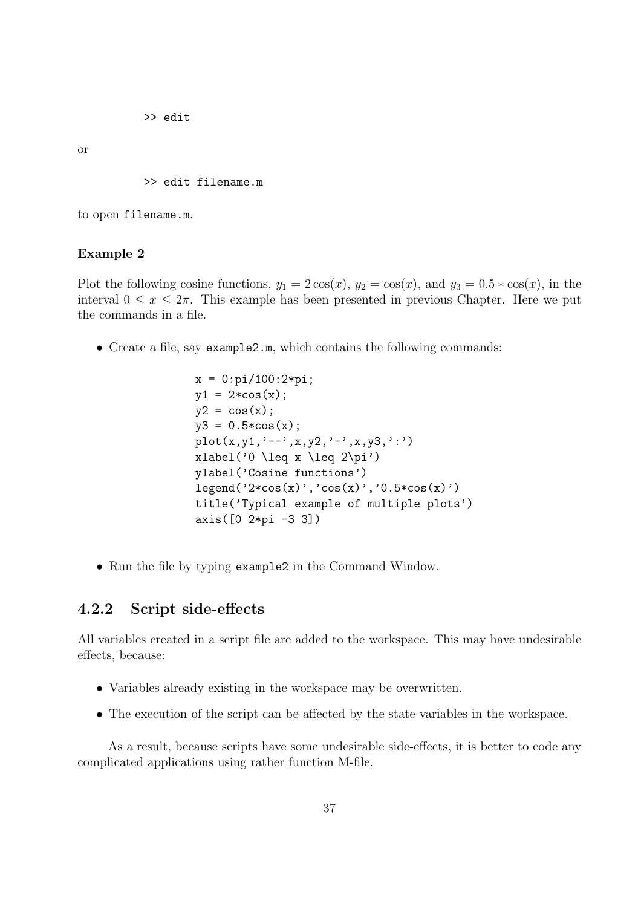```
>> edit
```

or

```
>> edit filename.m
```

to open `filename.m`.

**Example 2**

Plot the following cosine functions, $y_1 = 2\cos(x)$, $y_2 = \cos(x)$, and $y_3 = 0.5 * \cos(x)$, in the interval $0 \leq x \leq 2\pi$. This example has been presented in previous Chapter. Here we put the commands in a file.

- Create a file, say `example2.m`, which contains the following commands:

```
x = 0:pi/100:2*pi;
y1 = 2*cos(x);
y2 = cos(x);
y3 = 0.5*cos(x);
plot(x,y1,'--',x,y2,'-',x,y3,':')
xlabel('0 \leq x \leq 2\pi')
ylabel('Cosine functions')
legend('2*cos(x)','cos(x)','0.5*cos(x)')
title('Typical example of multiple plots')
axis([0 2*pi -3 3])
```

- Run the file by typing `example2` in the Command Window.

### 4.2.2 Script side-effects

All variables created in a script file are added to the workspace. This may have undesirable effects, because:

- Variables already existing in the workspace may be overwritten.
- The execution of the script can be affected by the state variables in the workspace.

As a result, because scripts have some undesirable side-effects, it is better to code any complicated applications using rather function M-file.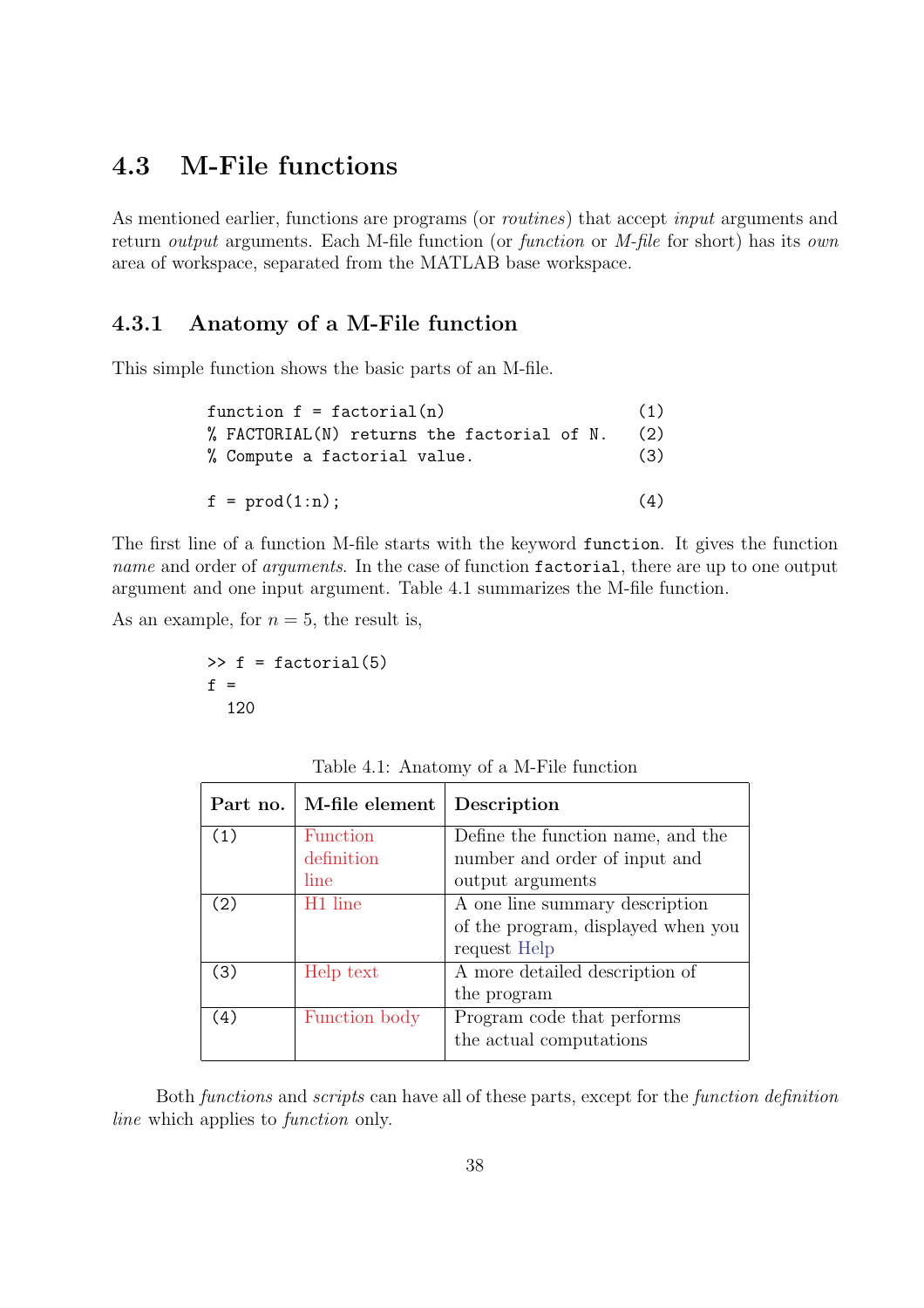## 4.3 M-File functions

As mentioned earlier, functions are programs (or *routines*) that accept *input* arguments and return *output* arguments. Each M-file function (or *function* or *M-file* for short) has its *own* area of workspace, separated from the MATLAB base workspace.

### 4.3.1 Anatomy of a M-File function

This simple function shows the basic parts of an M-file.

```
function f = factorial(n)                    (1)
% FACTORIAL(N) returns the factorial of N.   (2)
% Compute a factorial value.                 (3)

f = prod(1:n);                               (4)
```

The first line of a function M-file starts with the keyword `function`. It gives the function *name* and order of *arguments*. In the case of function `factorial`, there are up to one output argument and one input argument. Table 4.1 summarizes the M-file function.

As an example, for $n = 5$, the result is,

```
>> f = factorial(5)
f =
  120
```

Table 4.1: Anatomy of a M-File function

| Part no. | M-file element | Description |
|---|---|---|
| (1) | Function definition line | Define the function name, and the number and order of input and output arguments |
| (2) | H1 line | A one line summary description of the program, displayed when you request Help |
| (3) | Help text | A more detailed description of the program |
| (4) | Function body | Program code that performs the actual computations |

Both *functions* and *scripts* can have all of these parts, except for the *function definition line* which applies to *function* only.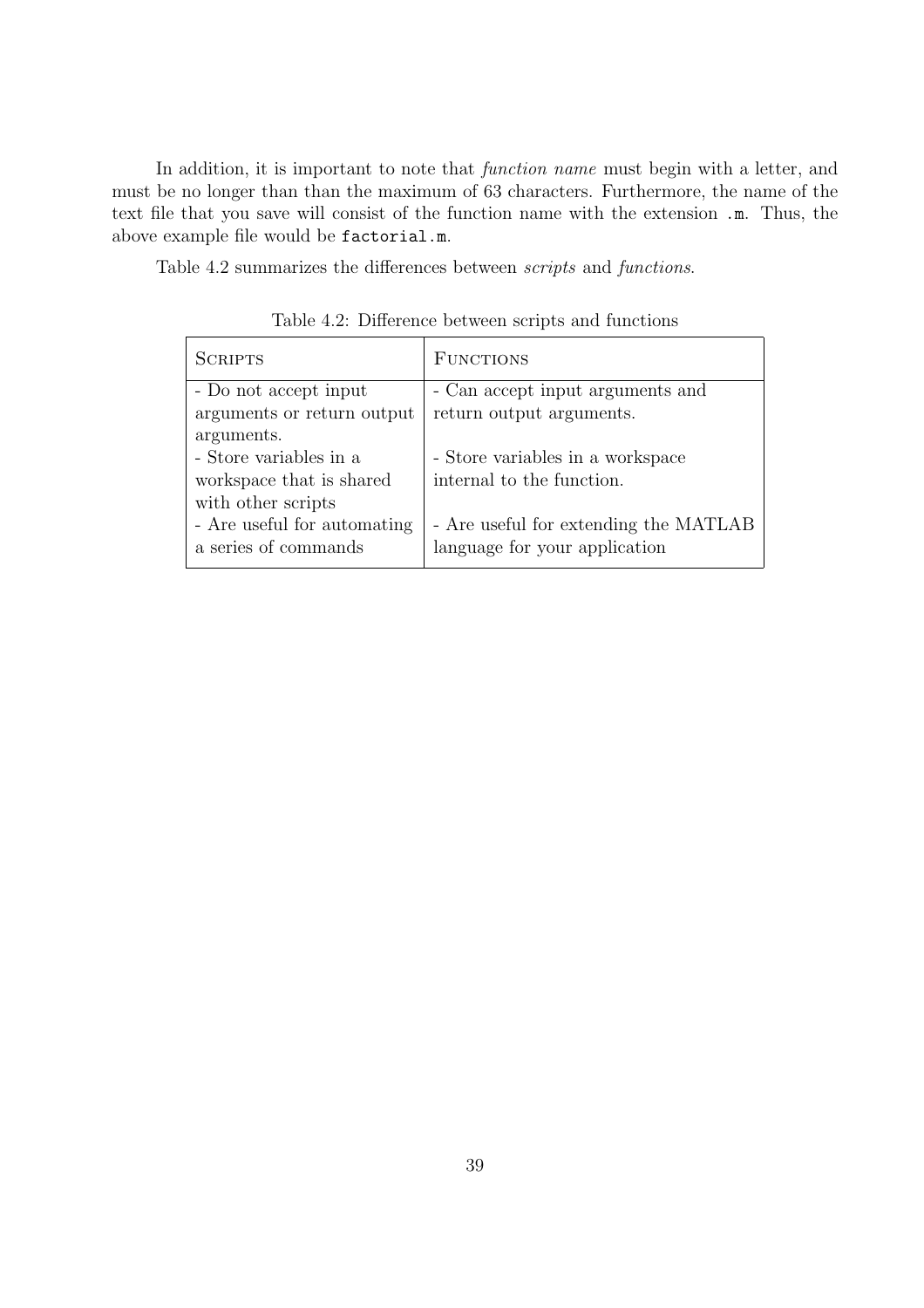In addition, it is important to note that *function name* must begin with a letter, and must be no longer than than the maximum of 63 characters. Furthermore, the name of the text file that you save will consist of the function name with the extension `.m`. Thus, the above example file would be `factorial.m`.

Table 4.2 summarizes the differences between *scripts* and *functions*.

Table 4.2: Difference between scripts and functions

| SCRIPTS | FUNCTIONS |
|---|---|
| - Do not accept input arguments or return output arguments. | - Can accept input arguments and return output arguments. |
| - Store variables in a workspace that is shared with other scripts | - Store variables in a workspace internal to the function. |
| - Are useful for automating a series of commands | - Are useful for extending the MATLAB language for your application |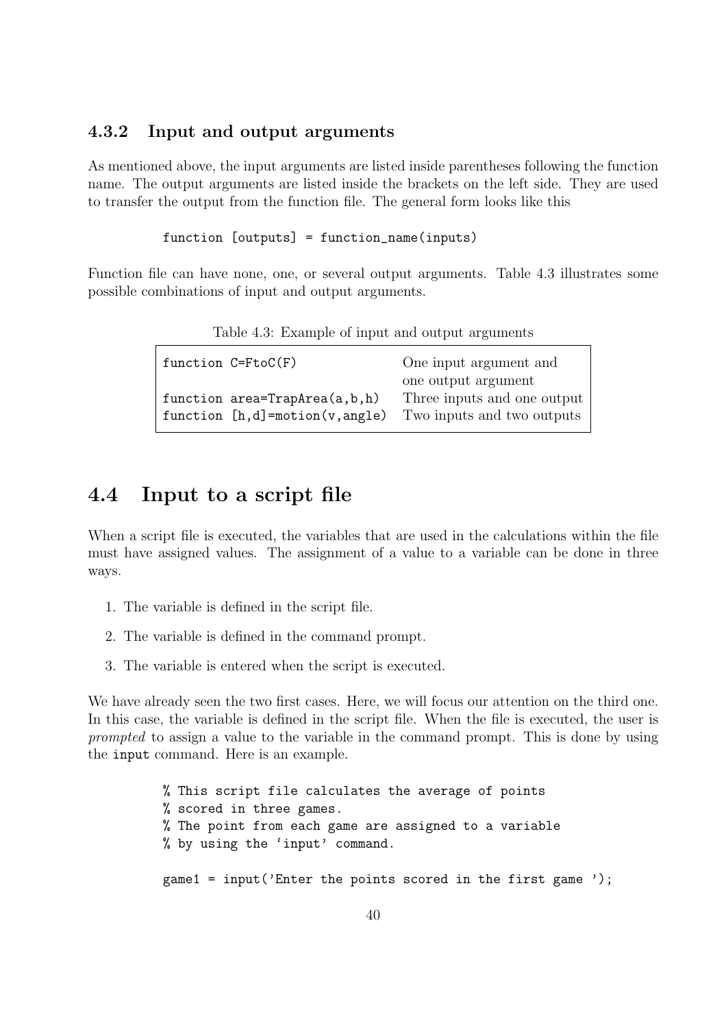### 4.3.2 Input and output arguments

As mentioned above, the input arguments are listed inside parentheses following the function name. The output arguments are listed inside the brackets on the left side. They are used to transfer the output from the function file. The general form looks like this

```
function [outputs] = function_name(inputs)
```

Function file can have none, one, or several output arguments. Table 4.3 illustrates some possible combinations of input and output arguments.

Table 4.3: Example of input and output arguments

| | |
|---|---|
| `function C=FtoC(F)` | One input argument and one output argument |
| `function area=TrapArea(a,b,h)` | Three inputs and one output |
| `function [h,d]=motion(v,angle)` | Two inputs and two outputs |

## 4.4 Input to a script file

When a script file is executed, the variables that are used in the calculations within the file must have assigned values. The assignment of a value to a variable can be done in three ways.

1. The variable is defined in the script file.
2. The variable is defined in the command prompt.
3. The variable is entered when the script is executed.

We have already seen the two first cases. Here, we will focus our attention on the third one. In this case, the variable is defined in the script file. When the file is executed, the user is *prompted* to assign a value to the variable in the command prompt. This is done by using the `input` command. Here is an example.

```
% This script file calculates the average of points
% scored in three games.
% The point from each game are assigned to a variable
% by using the 'input' command.

game1 = input('Enter the points scored in the first game ');
```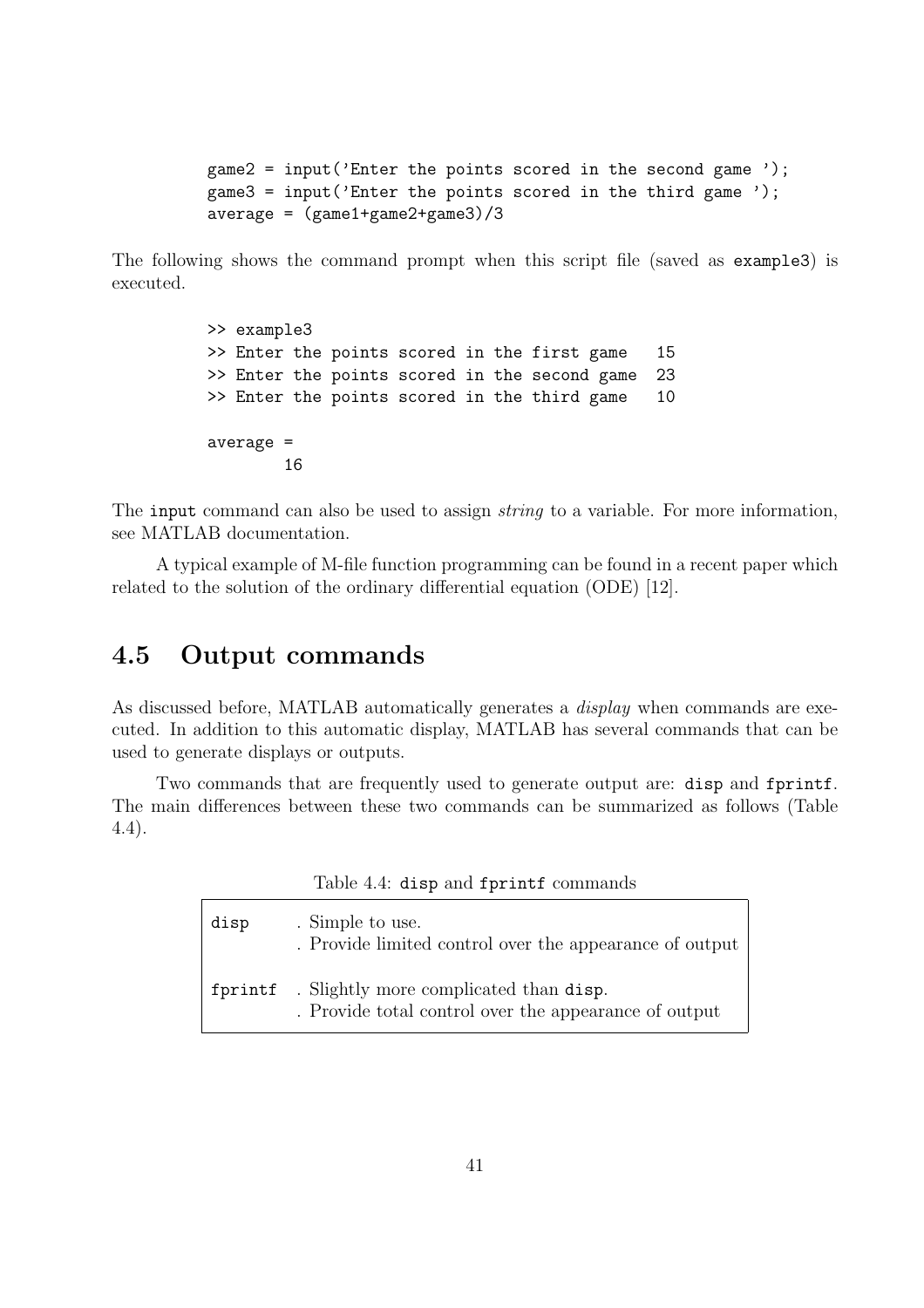```
game2 = input('Enter the points scored in the second game ');
game3 = input('Enter the points scored in the third game ');
average = (game1+game2+game3)/3
```

The following shows the command prompt when this script file (saved as example3) is executed.

```
>> example3
>> Enter the points scored in the first game   15
>> Enter the points scored in the second game  23
>> Enter the points scored in the third game   10

average =
        16
```

The input command can also be used to assign *string* to a variable. For more information, see MATLAB documentation.

A typical example of M-file function programming can be found in a recent paper which related to the solution of the ordinary differential equation (ODE) [12].

## 4.5 Output commands

As discussed before, MATLAB automatically generates a *display* when commands are executed. In addition to this automatic display, MATLAB has several commands that can be used to generate displays or outputs.

Two commands that are frequently used to generate output are: disp and fprintf. The main differences between these two commands can be summarized as follows (Table 4.4).

Table 4.4: disp and fprintf commands

| Command | Description |
|---|---|
| disp | . Simple to use.<br>. Provide limited control over the appearance of output |
| fprintf | . Slightly more complicated than disp.<br>. Provide total control over the appearance of output |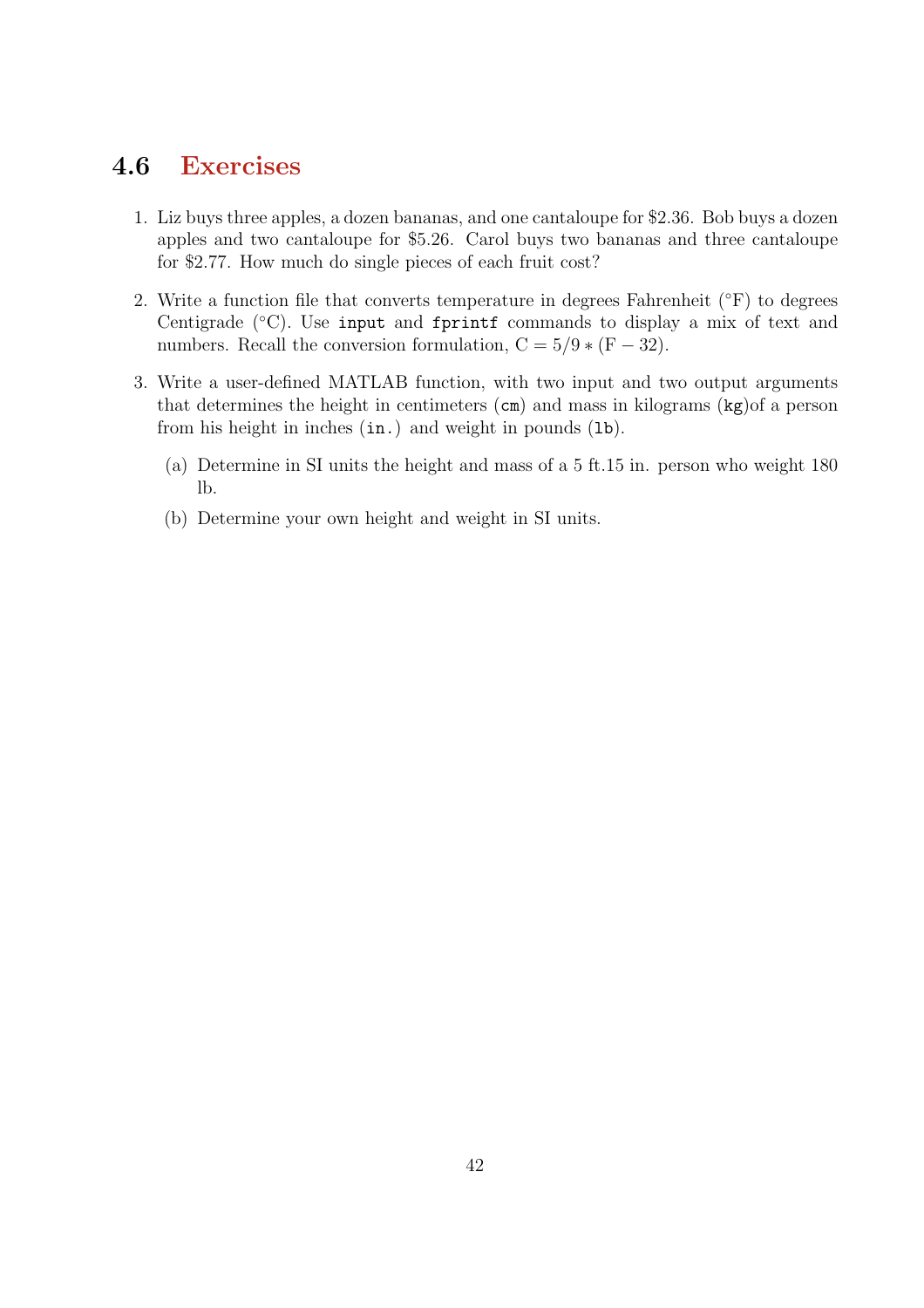## 4.6 Exercises

1. Liz buys three apples, a dozen bananas, and one cantaloupe for \$2.36. Bob buys a dozen apples and two cantaloupe for \$5.26. Carol buys two bananas and three cantaloupe for \$2.77. How much do single pieces of each fruit cost?

2. Write a function file that converts temperature in degrees Fahrenheit (°F) to degrees Centigrade (°C). Use `input` and `fprintf` commands to display a mix of text and numbers. Recall the conversion formulation, $\mathrm{C} = 5/9 * (\mathrm{F} - 32)$.

3. Write a user-defined MATLAB function, with two input and two output arguments that determines the height in centimeters (`cm`) and mass in kilograms (`kg`)of a person from his height in inches (`in.`) and weight in pounds (`lb`).

   (a) Determine in SI units the height and mass of a 5 ft.15 in. person who weight 180 lb.

   (b) Determine your own height and weight in SI units.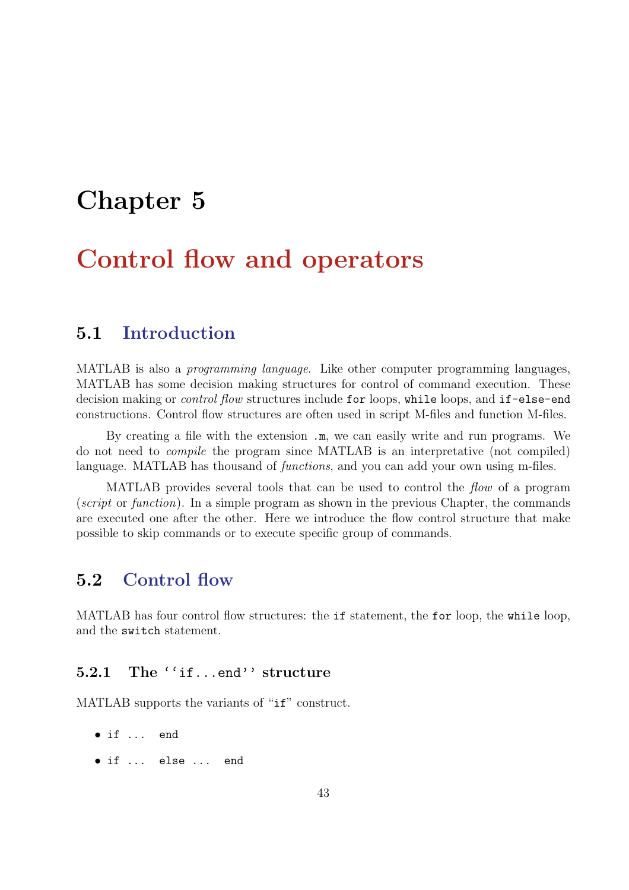# Chapter 5

# Control flow and operators

## 5.1 Introduction

MATLAB is also a *programming language*. Like other computer programming languages, MATLAB has some decision making structures for control of command execution. These decision making or *control flow* structures include `for` loops, `while` loops, and `if-else-end` constructions. Control flow structures are often used in script M-files and function M-files.

By creating a file with the extension `.m`, we can easily write and run programs. We do not need to *compile* the program since MATLAB is an interpretative (not compiled) language. MATLAB has thousand of *functions*, and you can add your own using m-files.

MATLAB provides several tools that can be used to control the *flow* of a program (*script* or *function*). In a simple program as shown in the previous Chapter, the commands are executed one after the other. Here we introduce the flow control structure that make possible to skip commands or to execute specific group of commands.

## 5.2 Control flow

MATLAB has four control flow structures: the `if` statement, the `for` loop, the `while` loop, and the `switch` statement.

### 5.2.1 The ``if...end'' structure

MATLAB supports the variants of "`if`" construct.

- `if ... end`
- `if ... else ... end`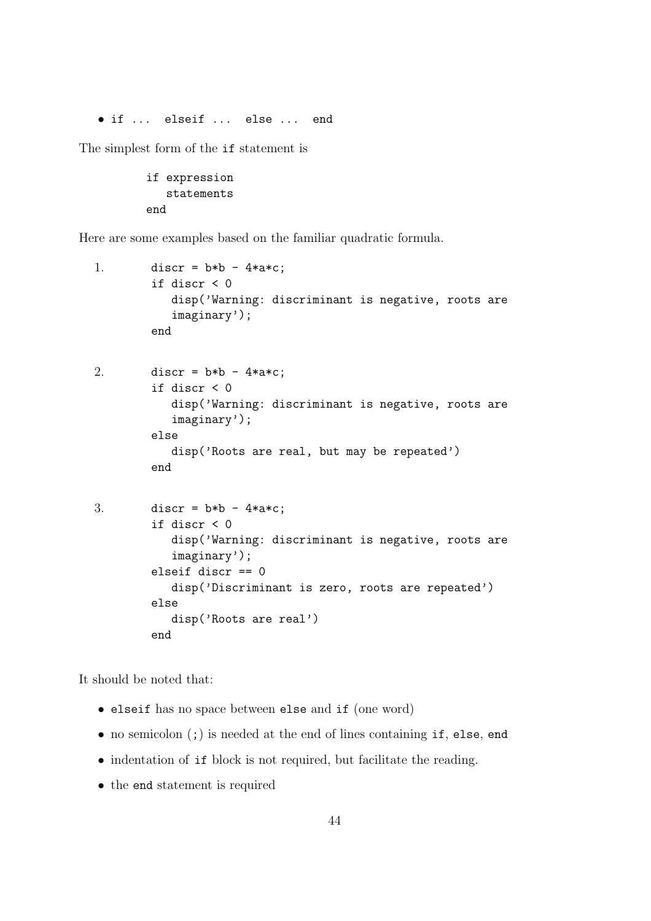- `if ... elseif ... else ... end`

The simplest form of the `if` statement is

```
if expression
   statements
end
```

Here are some examples based on the familiar quadratic formula.

1.
```
discr = b*b - 4*a*c;
if discr < 0
   disp('Warning: discriminant is negative, roots are
   imaginary');
end
```

2.
```
discr = b*b - 4*a*c;
if discr < 0
   disp('Warning: discriminant is negative, roots are
   imaginary');
else
   disp('Roots are real, but may be repeated')
end
```

3.
```
discr = b*b - 4*a*c;
if discr < 0
   disp('Warning: discriminant is negative, roots are
   imaginary');
elseif discr == 0
   disp('Discriminant is zero, roots are repeated')
else
   disp('Roots are real')
end
```

It should be noted that:

- `elseif` has no space between `else` and `if` (one word)
- no semicolon (`;`) is needed at the end of lines containing `if`, `else`, `end`
- indentation of `if` block is not required, but facilitate the reading.
- the `end` statement is required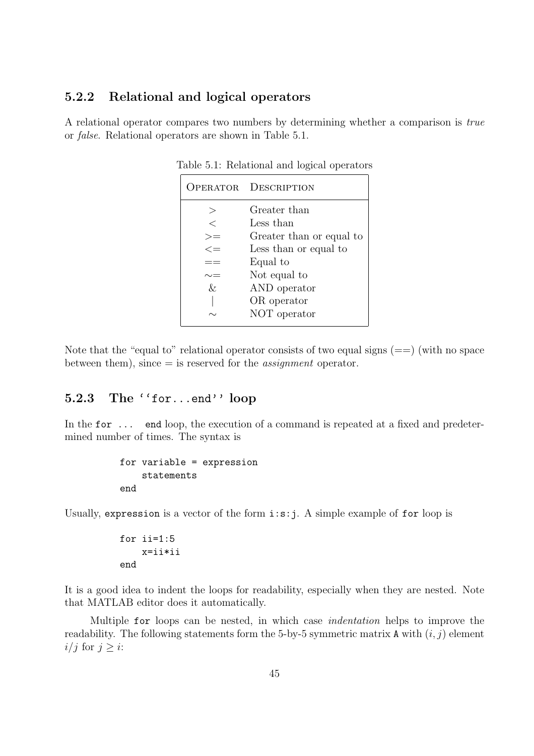### 5.2.2 Relational and logical operators

A relational operator compares two numbers by determining whether a comparison is *true* or *false*. Relational operators are shown in Table 5.1.

Table 5.1: Relational and logical operators

| OPERATOR | DESCRIPTION |
|---|---|
| > | Greater than |
| < | Less than |
| >= | Greater than or equal to |
| <= | Less than or equal to |
| == | Equal to |
| ~= | Not equal to |
| & | AND operator |
| \| | OR operator |
| ~ | NOT operator |

Note that the "equal to" relational operator consists of two equal signs (==) (with no space between them), since = is reserved for the *assignment* operator.

### 5.2.3 The ``for...end'' loop

In the `for ... end` loop, the execution of a command is repeated at a fixed and predetermined number of times. The syntax is

```
for variable = expression
    statements
end
```

Usually, `expression` is a vector of the form `i:s:j`. A simple example of `for` loop is

```
for ii=1:5
    x=ii*ii
end
```

It is a good idea to indent the loops for readability, especially when they are nested. Note that MATLAB editor does it automatically.

Multiple `for` loops can be nested, in which case *indentation* helps to improve the readability. The following statements form the 5-by-5 symmetric matrix `A` with $(i, j)$ element $i/j$ for $j \geq i$: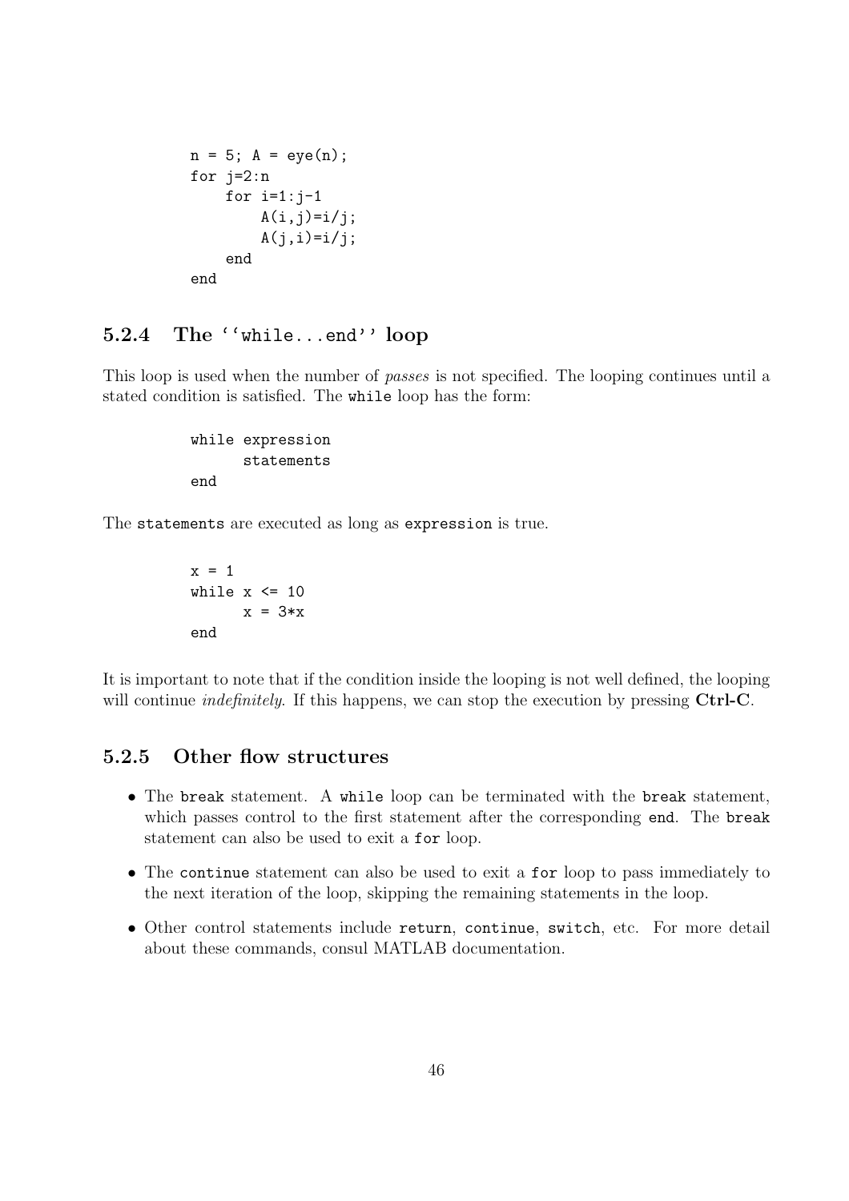```
n = 5; A = eye(n);
for j=2:n
    for i=1:j-1
        A(i,j)=i/j;
        A(j,i)=i/j;
    end
end
```

### 5.2.4 The ``while...end'' loop

This loop is used when the number of *passes* is not specified. The looping continues until a stated condition is satisfied. The `while` loop has the form:

```
while expression
      statements
end
```

The `statements` are executed as long as `expression` is true.

```
x = 1
while x <= 10
      x = 3*x
end
```

It is important to note that if the condition inside the looping is not well defined, the looping will continue *indefinitely*. If this happens, we can stop the execution by pressing **Ctrl-C**.

### 5.2.5 Other flow structures

- The `break` statement. A `while` loop can be terminated with the `break` statement, which passes control to the first statement after the corresponding `end`. The `break` statement can also be used to exit a `for` loop.
- The `continue` statement can also be used to exit a `for` loop to pass immediately to the next iteration of the loop, skipping the remaining statements in the loop.
- Other control statements include `return`, `continue`, `switch`, etc. For more detail about these commands, consul MATLAB documentation.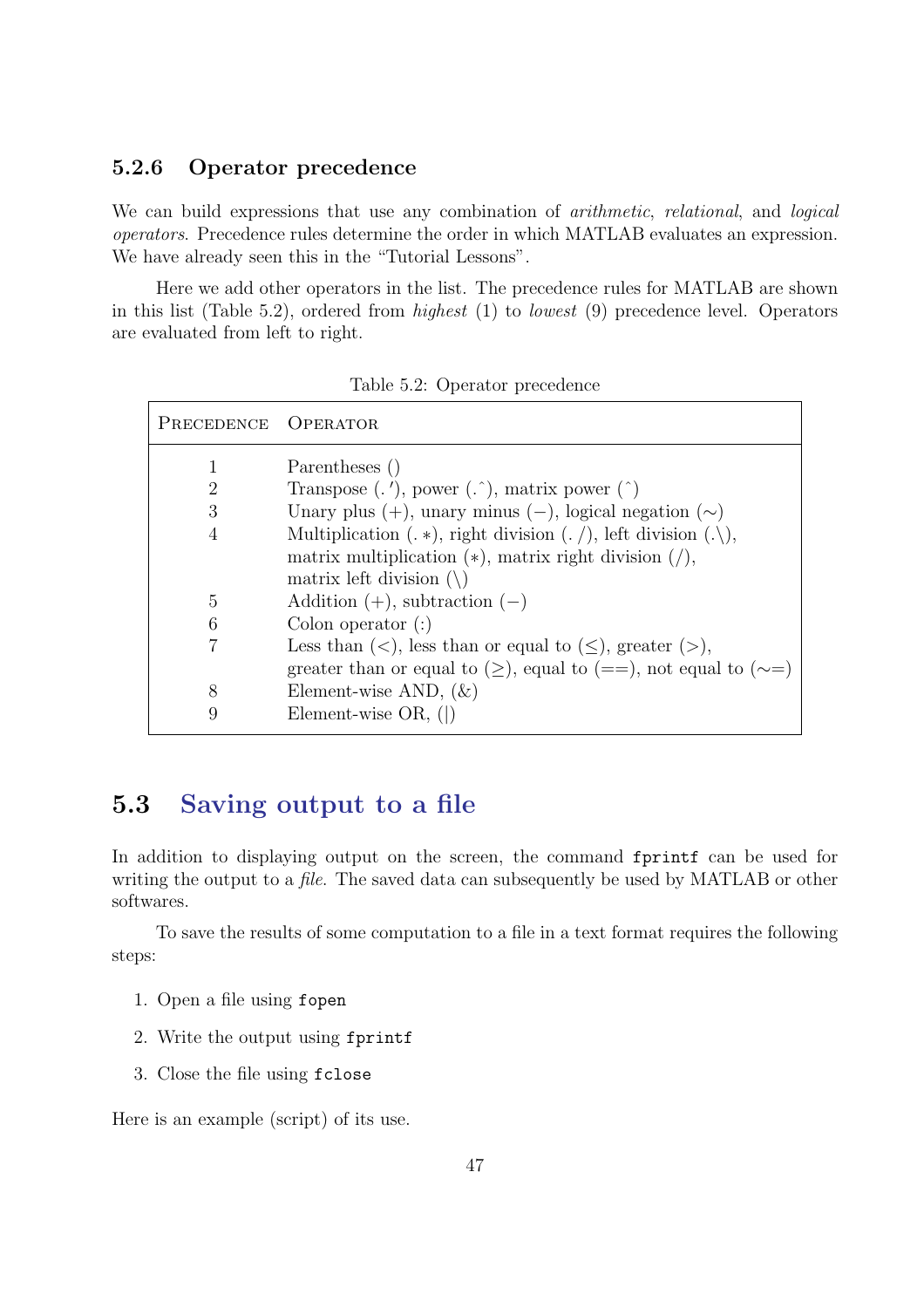### 5.2.6 Operator precedence

We can build expressions that use any combination of *arithmetic*, *relational*, and *logical operators*. Precedence rules determine the order in which MATLAB evaluates an expression. We have already seen this in the "Tutorial Lessons".

Here we add other operators in the list. The precedence rules for MATLAB are shown in this list (Table 5.2), ordered from *highest* (1) to *lowest* (9) precedence level. Operators are evaluated from left to right.

Table 5.2: Operator precedence

| Precedence | Operator |
|---|---|
| 1 | Parentheses () |
| 2 | Transpose (.'), power (.ˆ), matrix power (ˆ) |
| 3 | Unary plus (+), unary minus (−), logical negation (∼) |
| 4 | Multiplication (.∗), right division (./), left division (.\), matrix multiplication (∗), matrix right division (/), matrix left division (\) |
| 5 | Addition (+), subtraction (−) |
| 6 | Colon operator (:) |
| 7 | Less than (<), less than or equal to (≤), greater (>), greater than or equal to (≥), equal to (==), not equal to (∼=) |
| 8 | Element-wise AND, (&) |
| 9 | Element-wise OR, (\|) |

## 5.3 Saving output to a file

In addition to displaying output on the screen, the command `fprintf` can be used for writing the output to a *file*. The saved data can subsequently be used by MATLAB or other softwares.

To save the results of some computation to a file in a text format requires the following steps:

1. Open a file using `fopen`
2. Write the output using `fprintf`
3. Close the file using `fclose`

Here is an example (script) of its use.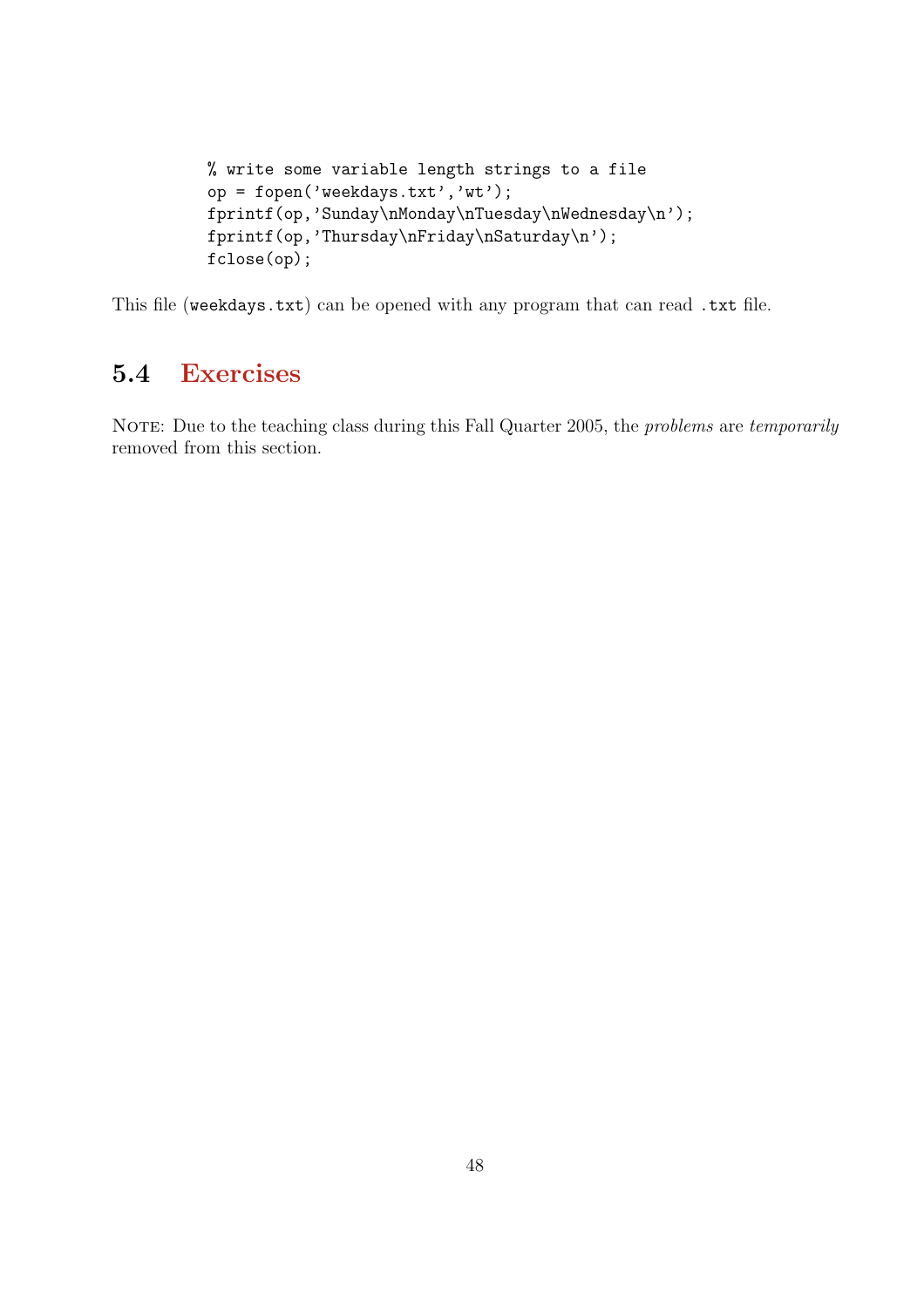```
% write some variable length strings to a file
op = fopen('weekdays.txt','wt');
fprintf(op,'Sunday\nMonday\nTuesday\nWednesday\n');
fprintf(op,'Thursday\nFriday\nSaturday\n');
fclose(op);
```

This file (`weekdays.txt`) can be opened with any program that can read `.txt` file.

## 5.4 Exercises

NOTE: Due to the teaching class during this Fall Quarter 2005, the *problems* are *temporarily* removed from this section.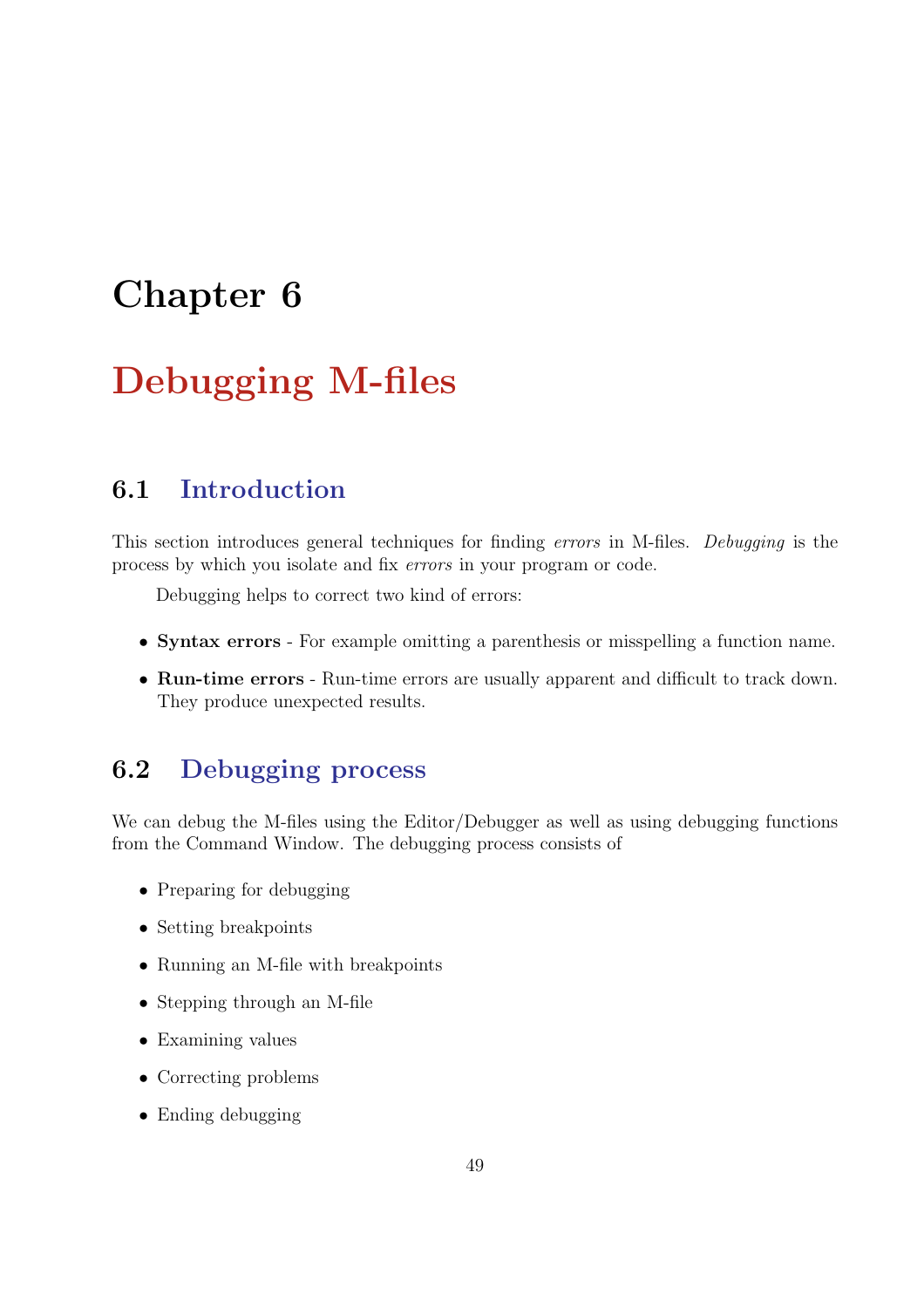# Chapter 6

# Debugging M-files

## 6.1 Introduction

This section introduces general techniques for finding *errors* in M-files. *Debugging* is the process by which you isolate and fix *errors* in your program or code.

Debugging helps to correct two kind of errors:

- **Syntax errors** - For example omitting a parenthesis or misspelling a function name.
- **Run-time errors** - Run-time errors are usually apparent and difficult to track down. They produce unexpected results.

## 6.2 Debugging process

We can debug the M-files using the Editor/Debugger as well as using debugging functions from the Command Window. The debugging process consists of

- Preparing for debugging
- Setting breakpoints
- Running an M-file with breakpoints
- Stepping through an M-file
- Examining values
- Correcting problems
- Ending debugging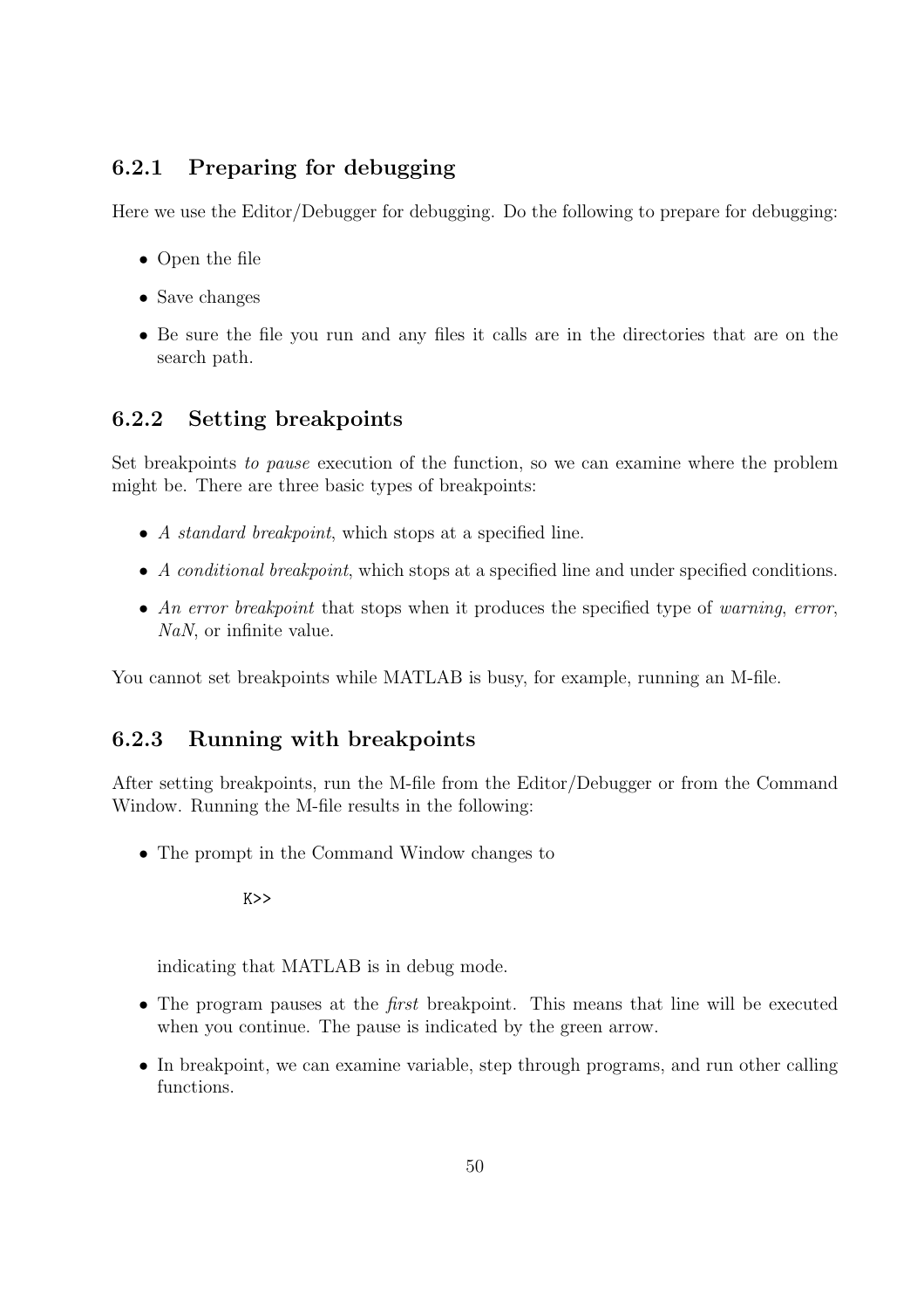### 6.2.1 Preparing for debugging

Here we use the Editor/Debugger for debugging. Do the following to prepare for debugging:

- Open the file
- Save changes
- Be sure the file you run and any files it calls are in the directories that are on the search path.

### 6.2.2 Setting breakpoints

Set breakpoints *to pause* execution of the function, so we can examine where the problem might be. There are three basic types of breakpoints:

- *A standard breakpoint*, which stops at a specified line.
- *A conditional breakpoint*, which stops at a specified line and under specified conditions.
- *An error breakpoint* that stops when it produces the specified type of *warning*, *error*, *NaN*, or infinite value.

You cannot set breakpoints while MATLAB is busy, for example, running an M-file.

### 6.2.3 Running with breakpoints

After setting breakpoints, run the M-file from the Editor/Debugger or from the Command Window. Running the M-file results in the following:

- The prompt in the Command Window changes to

  ```
  K>>
  ```

  indicating that MATLAB is in debug mode.
- The program pauses at the *first* breakpoint. This means that line will be executed when you continue. The pause is indicated by the green arrow.
- In breakpoint, we can examine variable, step through programs, and run other calling functions.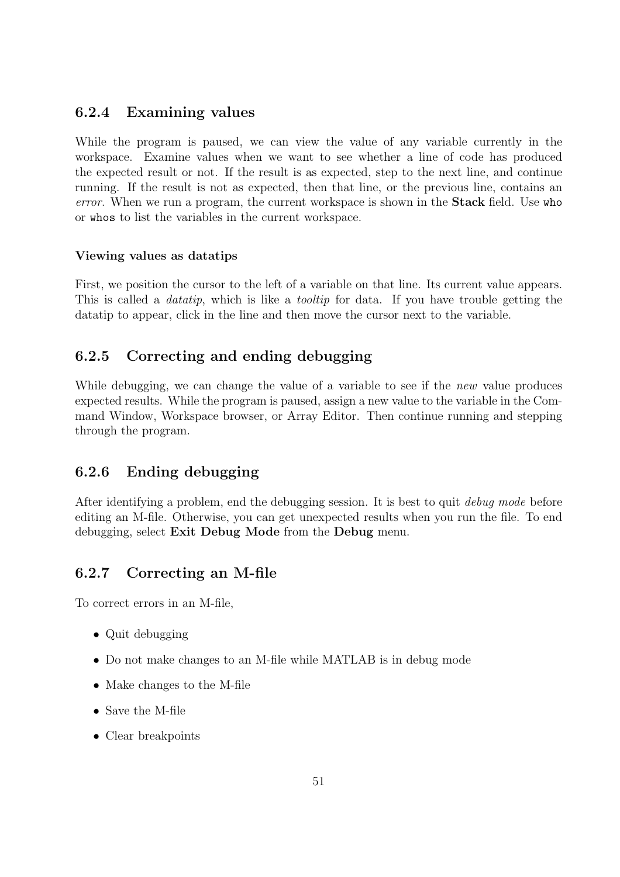### 6.2.4 Examining values

While the program is paused, we can view the value of any variable currently in the workspace. Examine values when we want to see whether a line of code has produced the expected result or not. If the result is as expected, step to the next line, and continue running. If the result is not as expected, then that line, or the previous line, contains an *error*. When we run a program, the current workspace is shown in the **Stack** field. Use `who` or `whos` to list the variables in the current workspace.

#### Viewing values as datatips

First, we position the cursor to the left of a variable on that line. Its current value appears. This is called a *datatip*, which is like a *tooltip* for data. If you have trouble getting the datatip to appear, click in the line and then move the cursor next to the variable.

### 6.2.5 Correcting and ending debugging

While debugging, we can change the value of a variable to see if the *new* value produces expected results. While the program is paused, assign a new value to the variable in the Command Window, Workspace browser, or Array Editor. Then continue running and stepping through the program.

### 6.2.6 Ending debugging

After identifying a problem, end the debugging session. It is best to quit *debug mode* before editing an M-file. Otherwise, you can get unexpected results when you run the file. To end debugging, select **Exit Debug Mode** from the **Debug** menu.

### 6.2.7 Correcting an M-file

To correct errors in an M-file,

- Quit debugging
- Do not make changes to an M-file while MATLAB is in debug mode
- Make changes to the M-file
- Save the M-file
- Clear breakpoints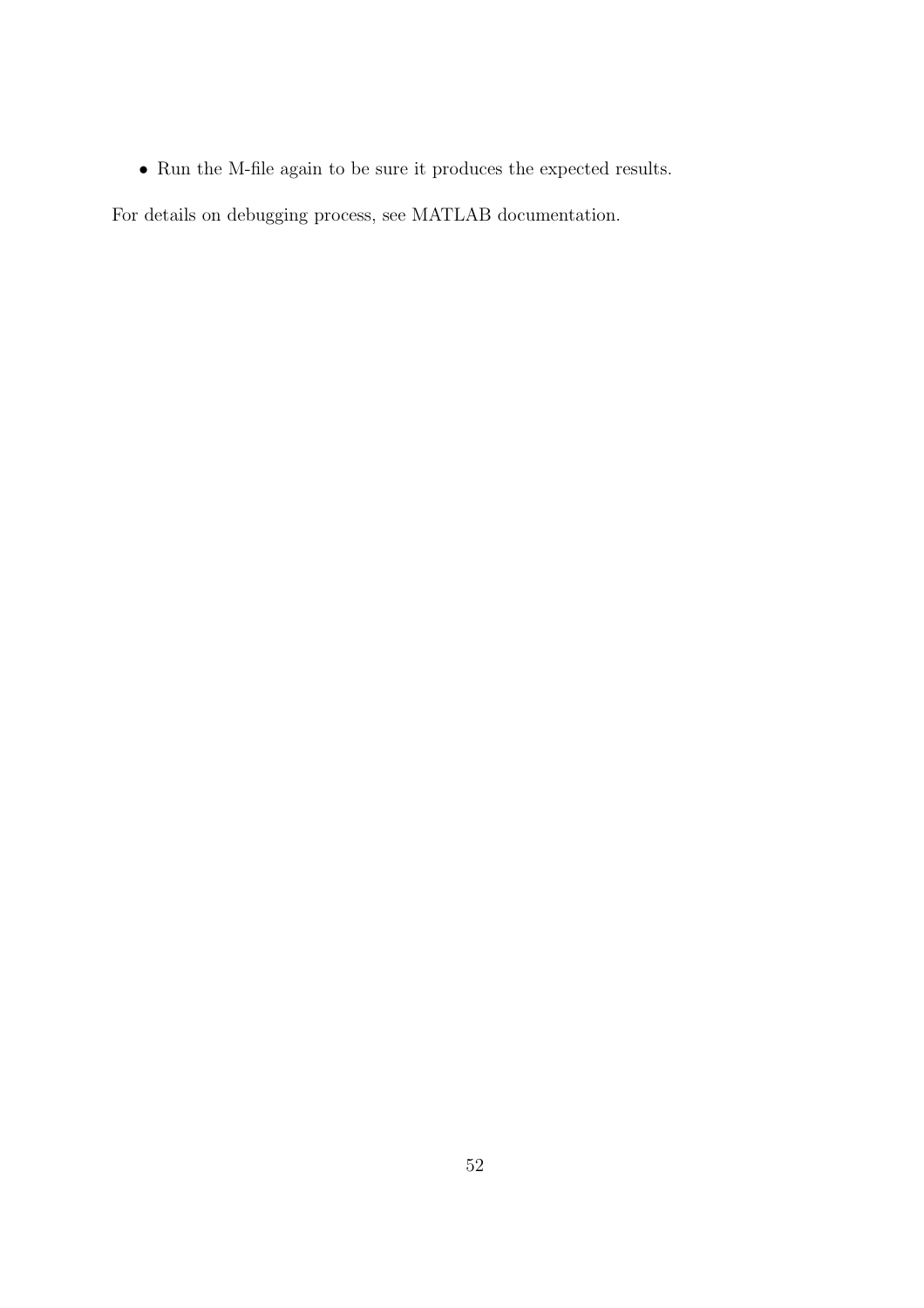- Run the M-file again to be sure it produces the expected results.

For details on debugging process, see MATLAB documentation.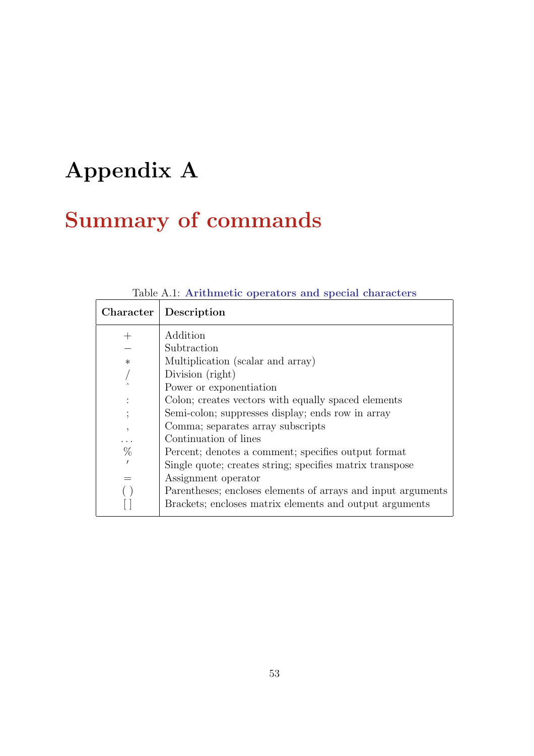# Appendix A

## Summary of commands

Table A.1: **Arithmetic operators and special characters**

| Character | Description |
|---|---|
| + | Addition |
| − | Subtraction |
| * | Multiplication (scalar and array) |
| / | Division (right) |
| ^ | Power or exponentiation |
| : | Colon; creates vectors with equally spaced elements |
| ; | Semi-colon; suppresses display; ends row in array |
| , | Comma; separates array subscripts |
| ... | Continuation of lines |
| % | Percent; denotes a comment; specifies output format |
| ′ | Single quote; creates string; specifies matrix transpose |
| = | Assignment operator |
| ( ) | Parentheses; encloses elements of arrays and input arguments |
| [ ] | Brackets; encloses matrix elements and output arguments |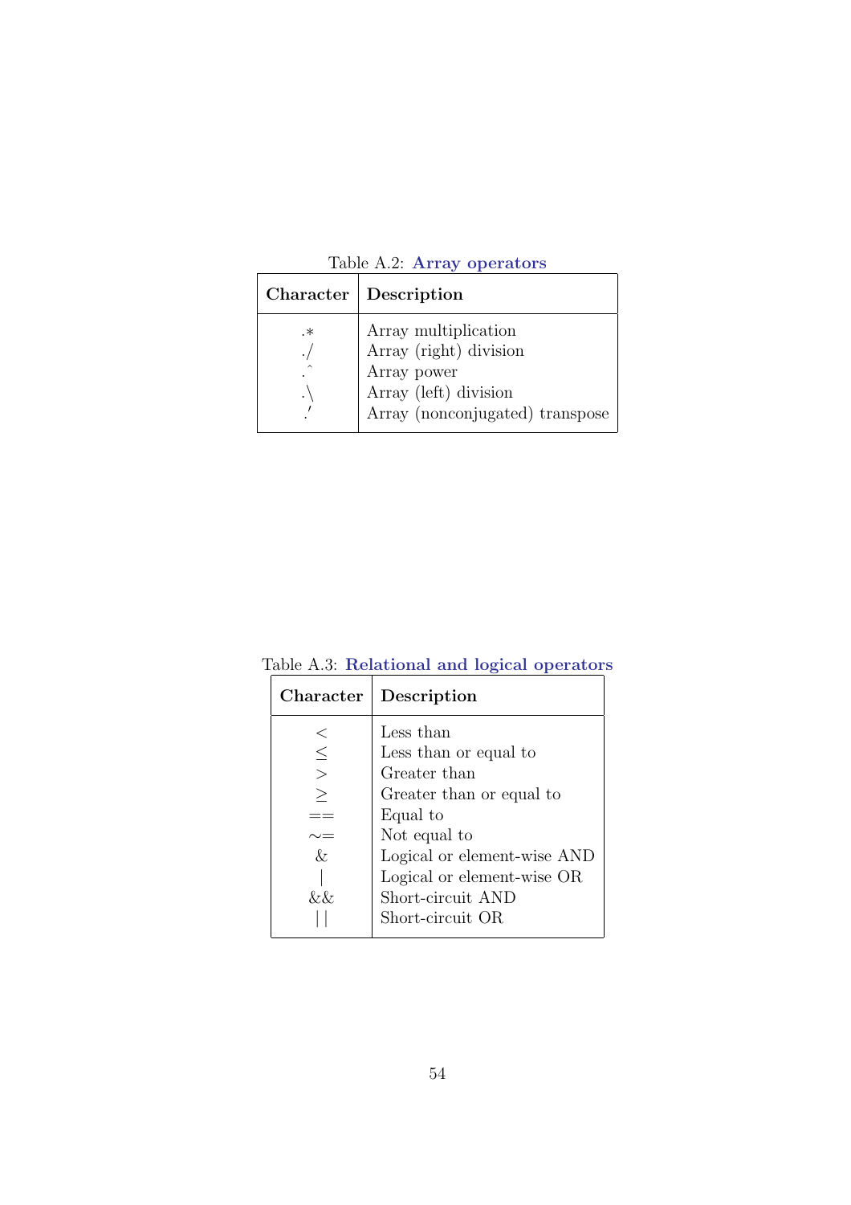Table A.2: **Array operators**

| Character | Description |
|---|---|
| .* | Array multiplication |
| ./ | Array (right) division |
| .^ | Array power |
| .\ | Array (left) division |
| .' | Array (nonconjugated) transpose |

Table A.3: **Relational and logical operators**

| Character | Description |
|---|---|
| < | Less than |
| ≤ | Less than or equal to |
| > | Greater than |
| ≥ | Greater than or equal to |
| == | Equal to |
| ∼= | Not equal to |
| & | Logical or element-wise AND |
| \| | Logical or element-wise OR |
| && | Short-circuit AND |
| \|\| | Short-circuit OR |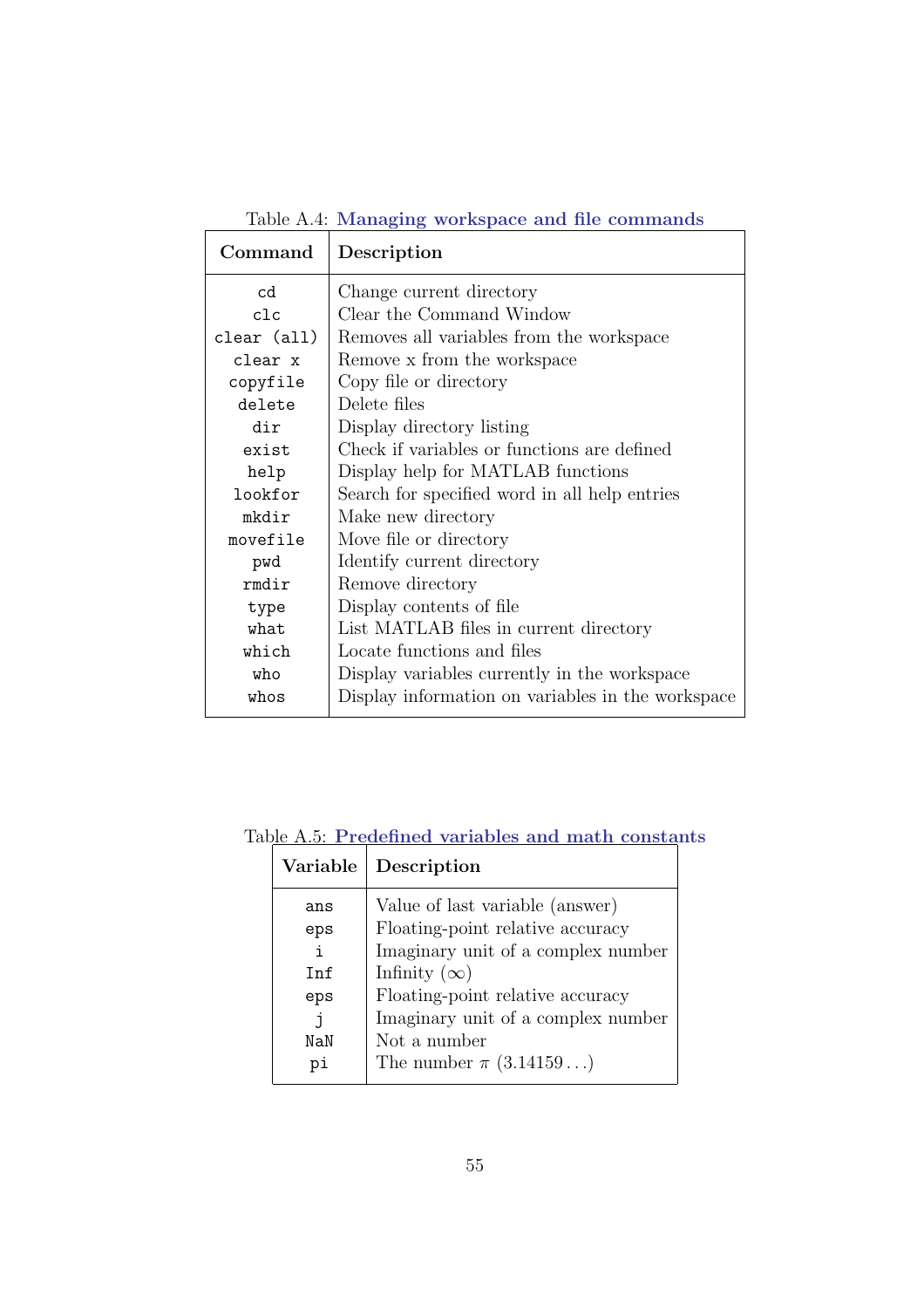Table A.4: **Managing workspace and file commands**

| Command | Description |
|---|---|
| `cd` | Change current directory |
| `clc` | Clear the Command Window |
| `clear (all)` | Removes all variables from the workspace |
| `clear x` | Remove x from the workspace |
| `copyfile` | Copy file or directory |
| `delete` | Delete files |
| `dir` | Display directory listing |
| `exist` | Check if variables or functions are defined |
| `help` | Display help for MATLAB functions |
| `lookfor` | Search for specified word in all help entries |
| `mkdir` | Make new directory |
| `movefile` | Move file or directory |
| `pwd` | Identify current directory |
| `rmdir` | Remove directory |
| `type` | Display contents of file |
| `what` | List MATLAB files in current directory |
| `which` | Locate functions and files |
| `who` | Display variables currently in the workspace |
| `whos` | Display information on variables in the workspace |

Table A.5: **Predefined variables and math constants**

| Variable | Description |
|---|---|
| `ans` | Value of last variable (answer) |
| `eps` | Floating-point relative accuracy |
| `i` | Imaginary unit of a complex number |
| `Inf` | Infinity ($\infty$) |
| `eps` | Floating-point relative accuracy |
| `j` | Imaginary unit of a complex number |
| `NaN` | Not a number |
| `pi` | The number $\pi$ ($3.14159\ldots$) |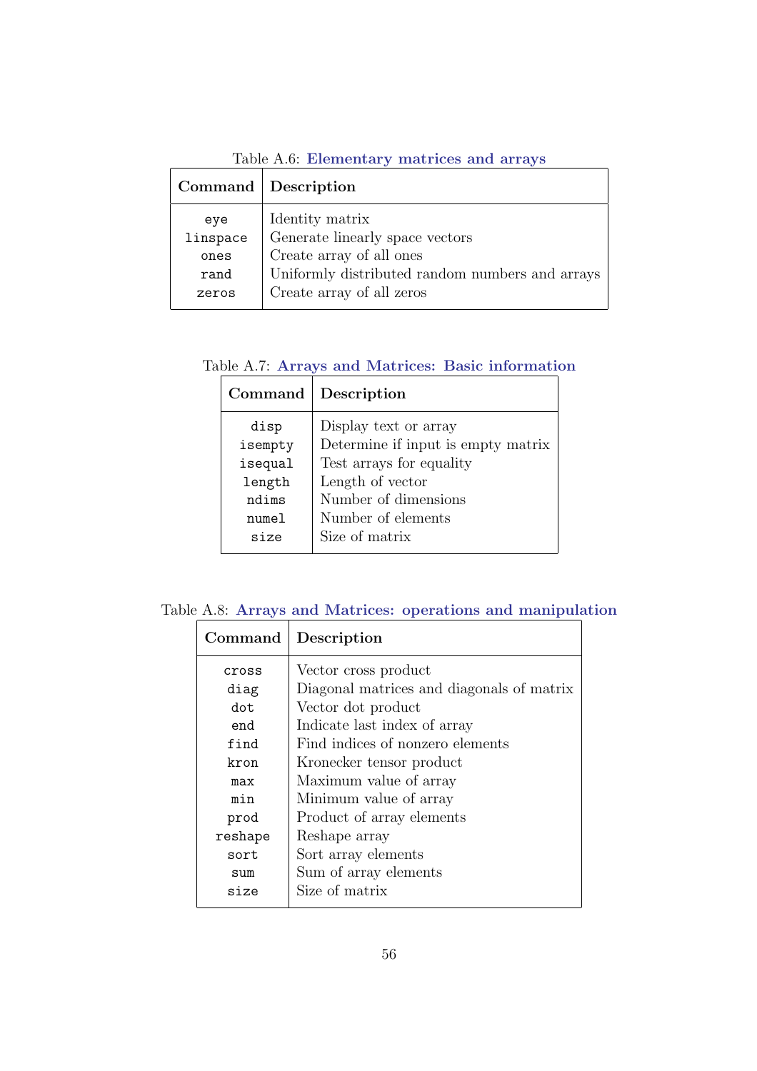Table A.6: **Elementary matrices and arrays**

| Command | Description |
| --- | --- |
| `eye` | Identity matrix |
| `linspace` | Generate linearly space vectors |
| `ones` | Create array of all ones |
| `rand` | Uniformly distributed random numbers and arrays |
| `zeros` | Create array of all zeros |

Table A.7: **Arrays and Matrices: Basic information**

| Command | Description |
| --- | --- |
| `disp` | Display text or array |
| `isempty` | Determine if input is empty matrix |
| `isequal` | Test arrays for equality |
| `length` | Length of vector |
| `ndims` | Number of dimensions |
| `numel` | Number of elements |
| `size` | Size of matrix |

Table A.8: **Arrays and Matrices: operations and manipulation**

| Command | Description |
| --- | --- |
| `cross` | Vector cross product |
| `diag` | Diagonal matrices and diagonals of matrix |
| `dot` | Vector dot product |
| `end` | Indicate last index of array |
| `find` | Find indices of nonzero elements |
| `kron` | Kronecker tensor product |
| `max` | Maximum value of array |
| `min` | Minimum value of array |
| `prod` | Product of array elements |
| `reshape` | Reshape array |
| `sort` | Sort array elements |
| `sum` | Sum of array elements |
| `size` | Size of matrix |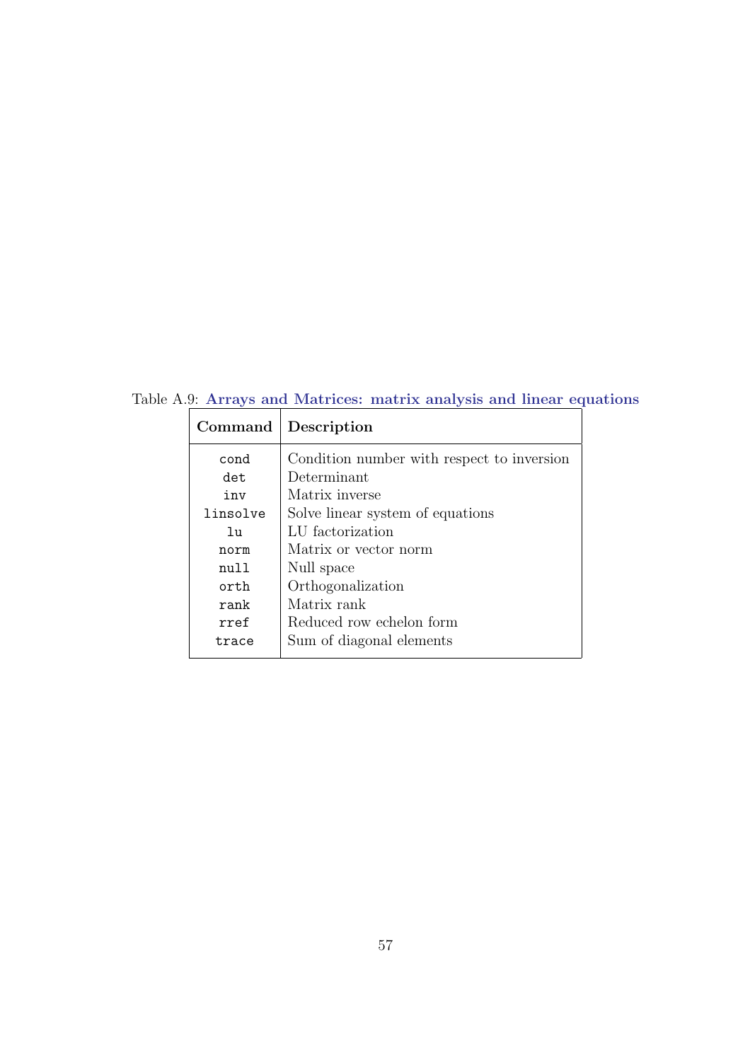Table A.9: **Arrays and Matrices: matrix analysis and linear equations**

| **Command** | **Description** |
|---|---|
| `cond` | Condition number with respect to inversion |
| `det` | Determinant |
| `inv` | Matrix inverse |
| `linsolve` | Solve linear system of equations |
| `lu` | LU factorization |
| `norm` | Matrix or vector norm |
| `null` | Null space |
| `orth` | Orthogonalization |
| `rank` | Matrix rank |
| `rref` | Reduced row echelon form |
| `trace` | Sum of diagonal elements |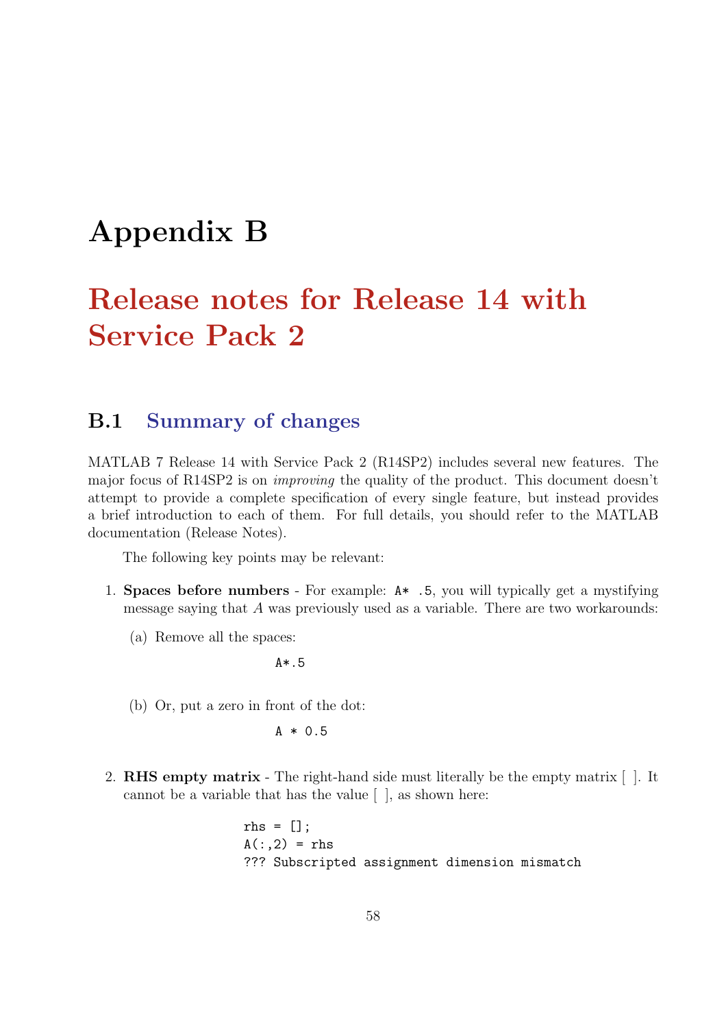# Appendix B

# Release notes for Release 14 with Service Pack 2

## B.1 Summary of changes

MATLAB 7 Release 14 with Service Pack 2 (R14SP2) includes several new features. The major focus of R14SP2 is on *improving* the quality of the product. This document doesn't attempt to provide a complete specification of every single feature, but instead provides a brief introduction to each of them. For full details, you should refer to the MATLAB documentation (Release Notes).

The following key points may be relevant:

1. **Spaces before numbers** - For example: `A* .5`, you will typically get a mystifying message saying that $A$ was previously used as a variable. There are two workarounds:

   (a) Remove all the spaces:

   ```
   A*.5
   ```

   (b) Or, put a zero in front of the dot:

   ```
   A * 0.5
   ```

2. **RHS empty matrix** - The right-hand side must literally be the empty matrix [ ]. It cannot be a variable that has the value [ ], as shown here:

   ```
   rhs = [];
   A(:,2) = rhs
   ??? Subscripted assignment dimension mismatch
   ```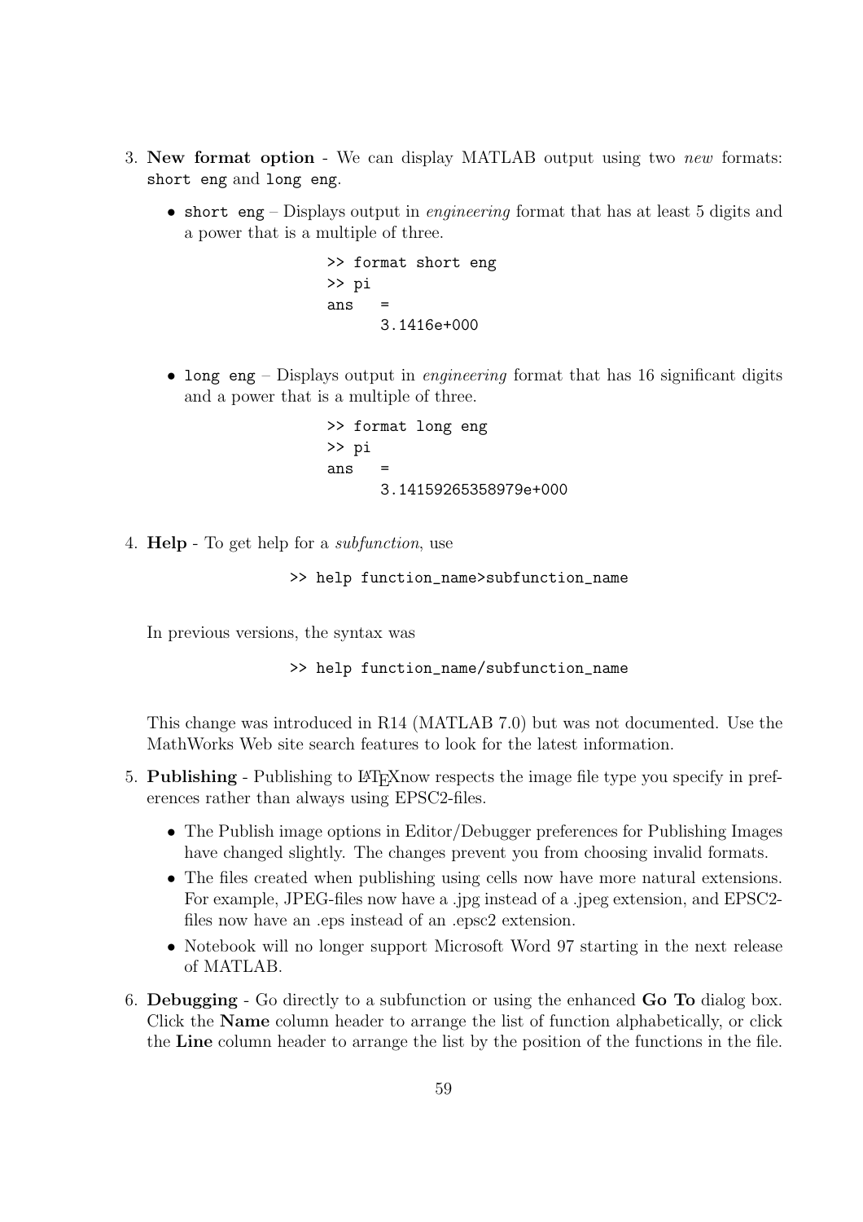3. **New format option** - We can display MATLAB output using two *new* formats: `short eng` and `long eng`.

   - `short eng` – Displays output in *engineering* format that has at least 5 digits and a power that is a multiple of three.

     ```
     >> format short eng
     >> pi
     ans   =
           3.1416e+000
     ```

   - `long eng` – Displays output in *engineering* format that has 16 significant digits and a power that is a multiple of three.

     ```
     >> format long eng
     >> pi
     ans   =
           3.14159265358979e+000
     ```

4. **Help** - To get help for a *subfunction*, use

   ```
   >> help function_name>subfunction_name
   ```

   In previous versions, the syntax was

   ```
   >> help function_name/subfunction_name
   ```

   This change was introduced in R14 (MATLAB 7.0) but was not documented. Use the MathWorks Web site search features to look for the latest information.

5. **Publishing** - Publishing to LaTeXnow respects the image file type you specify in preferences rather than always using EPSC2-files.

   - The Publish image options in Editor/Debugger preferences for Publishing Images have changed slightly. The changes prevent you from choosing invalid formats.
   - The files created when publishing using cells now have more natural extensions. For example, JPEG-files now have a .jpg instead of a .jpeg extension, and EPSC2-files now have an .eps instead of an .epsc2 extension.
   - Notebook will no longer support Microsoft Word 97 starting in the next release of MATLAB.

6. **Debugging** - Go directly to a subfunction or using the enhanced **Go To** dialog box. Click the **Name** column header to arrange the list of function alphabetically, or click the **Line** column header to arrange the list by the position of the functions in the file.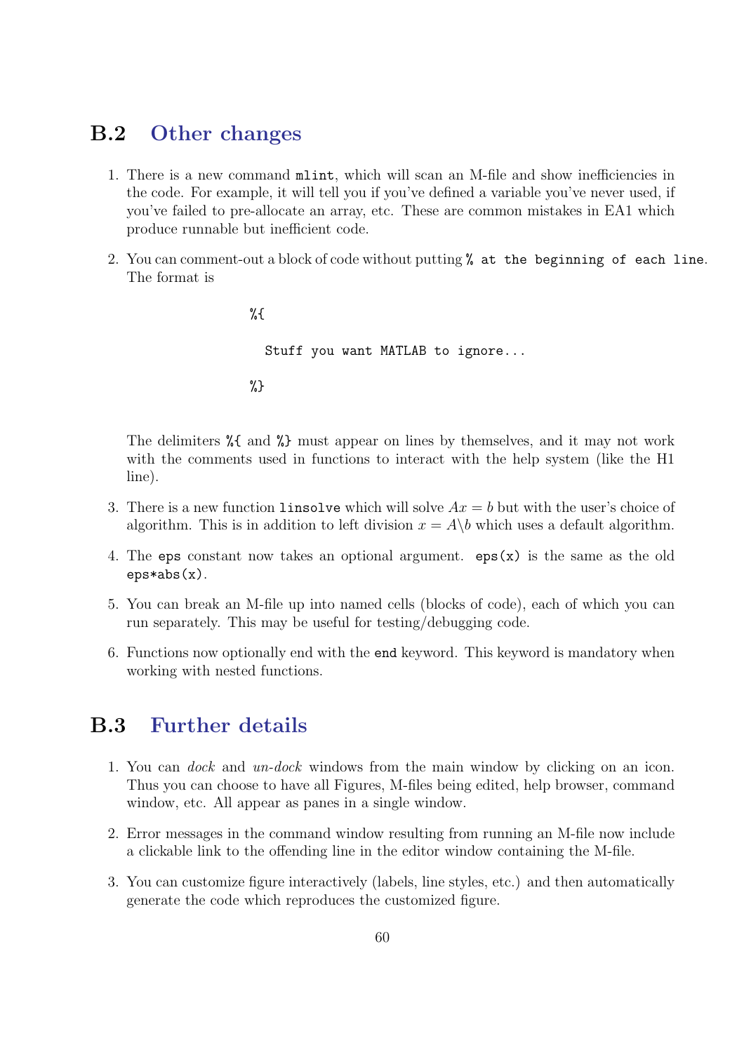## B.2 Other changes

1. There is a new command `mlint`, which will scan an M-file and show inefficiencies in the code. For example, it will tell you if you've defined a variable you've never used, if you've failed to pre-allocate an array, etc. These are common mistakes in EA1 which produce runnable but inefficient code.

2. You can comment-out a block of code without putting `% at the beginning of each line`. The format is

   ```
   %{
     Stuff you want MATLAB to ignore...
   %}
   ```

   The delimiters `%{` and `%}` must appear on lines by themselves, and it may not work with the comments used in functions to interact with the help system (like the H1 line).

3. There is a new function `linsolve` which will solve $Ax = b$ but with the user's choice of algorithm. This is in addition to left division $x = A\backslash b$ which uses a default algorithm.

4. The `eps` constant now takes an optional argument. `eps(x)` is the same as the old `eps*abs(x)`.

5. You can break an M-file up into named cells (blocks of code), each of which you can run separately. This may be useful for testing/debugging code.

6. Functions now optionally end with the `end` keyword. This keyword is mandatory when working with nested functions.

## B.3 Further details

1. You can *dock* and *un-dock* windows from the main window by clicking on an icon. Thus you can choose to have all Figures, M-files being edited, help browser, command window, etc. All appear as panes in a single window.

2. Error messages in the command window resulting from running an M-file now include a clickable link to the offending line in the editor window containing the M-file.

3. You can customize figure interactively (labels, line styles, etc.) and then automatically generate the code which reproduces the customized figure.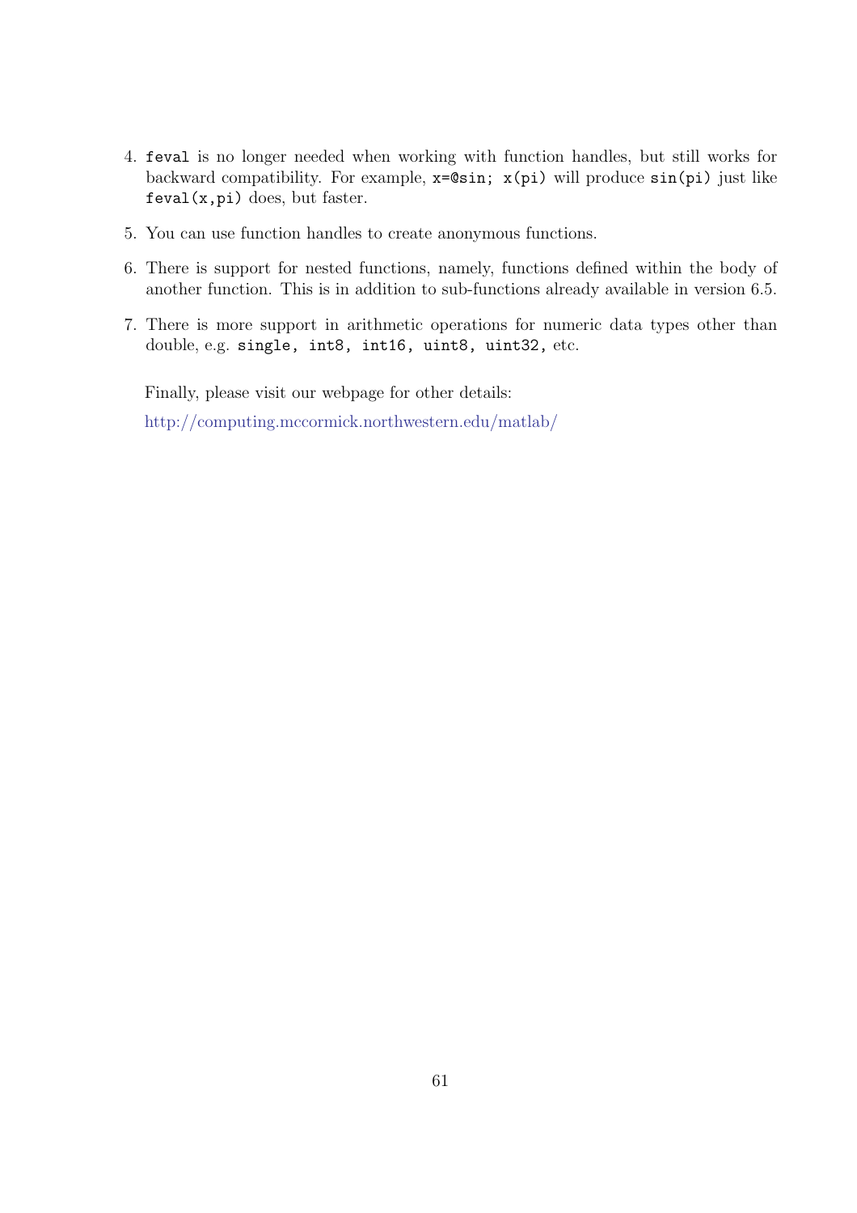4. `feval` is no longer needed when working with function handles, but still works for backward compatibility. For example, `x=@sin; x(pi)` will produce `sin(pi)` just like `feval(x,pi)` does, but faster.

5. You can use function handles to create anonymous functions.

6. There is support for nested functions, namely, functions defined within the body of another function. This is in addition to sub-functions already available in version 6.5.

7. There is more support in arithmetic operations for numeric data types other than double, e.g. `single, int8, int16, uint8, uint32,` etc.

Finally, please visit our webpage for other details:

http://computing.mccormick.northwestern.edu/matlab/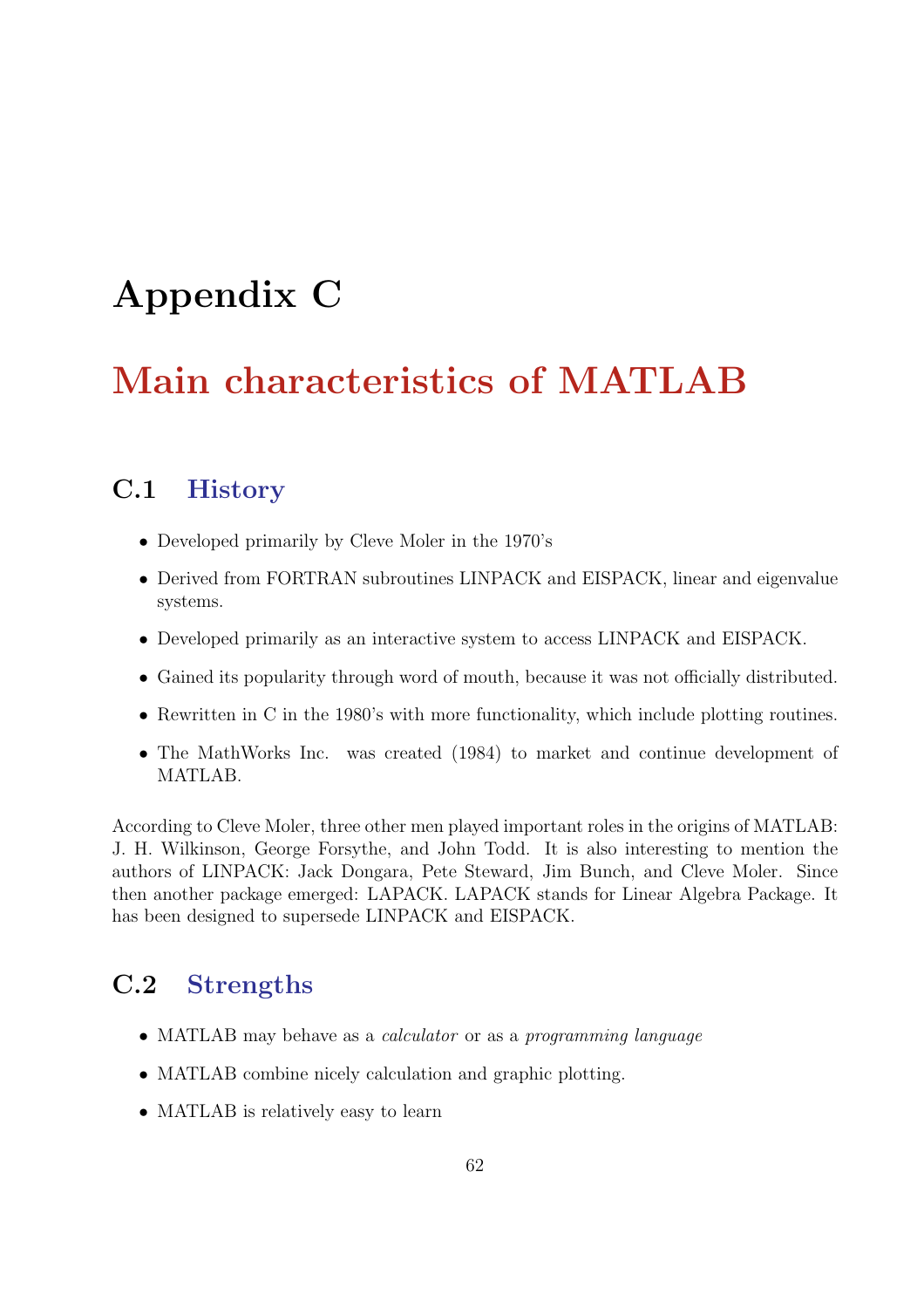# Appendix C

# Main characteristics of MATLAB

## C.1 History

- Developed primarily by Cleve Moler in the 1970's
- Derived from FORTRAN subroutines LINPACK and EISPACK, linear and eigenvalue systems.
- Developed primarily as an interactive system to access LINPACK and EISPACK.
- Gained its popularity through word of mouth, because it was not officially distributed.
- Rewritten in C in the 1980's with more functionality, which include plotting routines.
- The MathWorks Inc. was created (1984) to market and continue development of MATLAB.

According to Cleve Moler, three other men played important roles in the origins of MATLAB: J. H. Wilkinson, George Forsythe, and John Todd. It is also interesting to mention the authors of LINPACK: Jack Dongara, Pete Steward, Jim Bunch, and Cleve Moler. Since then another package emerged: LAPACK. LAPACK stands for Linear Algebra Package. It has been designed to supersede LINPACK and EISPACK.

## C.2 Strengths

- MATLAB may behave as a *calculator* or as a *programming language*
- MATLAB combine nicely calculation and graphic plotting.
- MATLAB is relatively easy to learn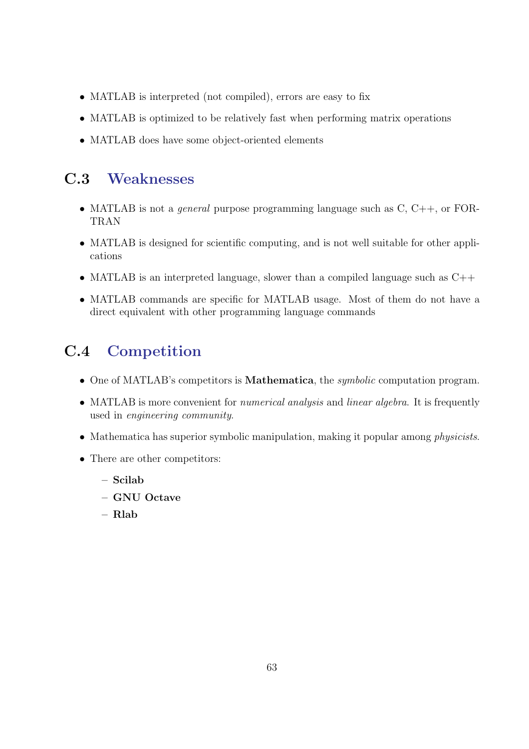- MATLAB is interpreted (not compiled), errors are easy to fix
- MATLAB is optimized to be relatively fast when performing matrix operations
- MATLAB does have some object-oriented elements

## C.3 Weaknesses

- MATLAB is not a *general* purpose programming language such as C, C++, or FORTRAN
- MATLAB is designed for scientific computing, and is not well suitable for other applications
- MATLAB is an interpreted language, slower than a compiled language such as C++
- MATLAB commands are specific for MATLAB usage. Most of them do not have a direct equivalent with other programming language commands

## C.4 Competition

- One of MATLAB's competitors is **Mathematica**, the *symbolic* computation program.
- MATLAB is more convenient for *numerical analysis* and *linear algebra*. It is frequently used in *engineering community*.
- Mathematica has superior symbolic manipulation, making it popular among *physicists*.
- There are other competitors:
  - **Scilab**
  - **GNU Octave**
  - **Rlab**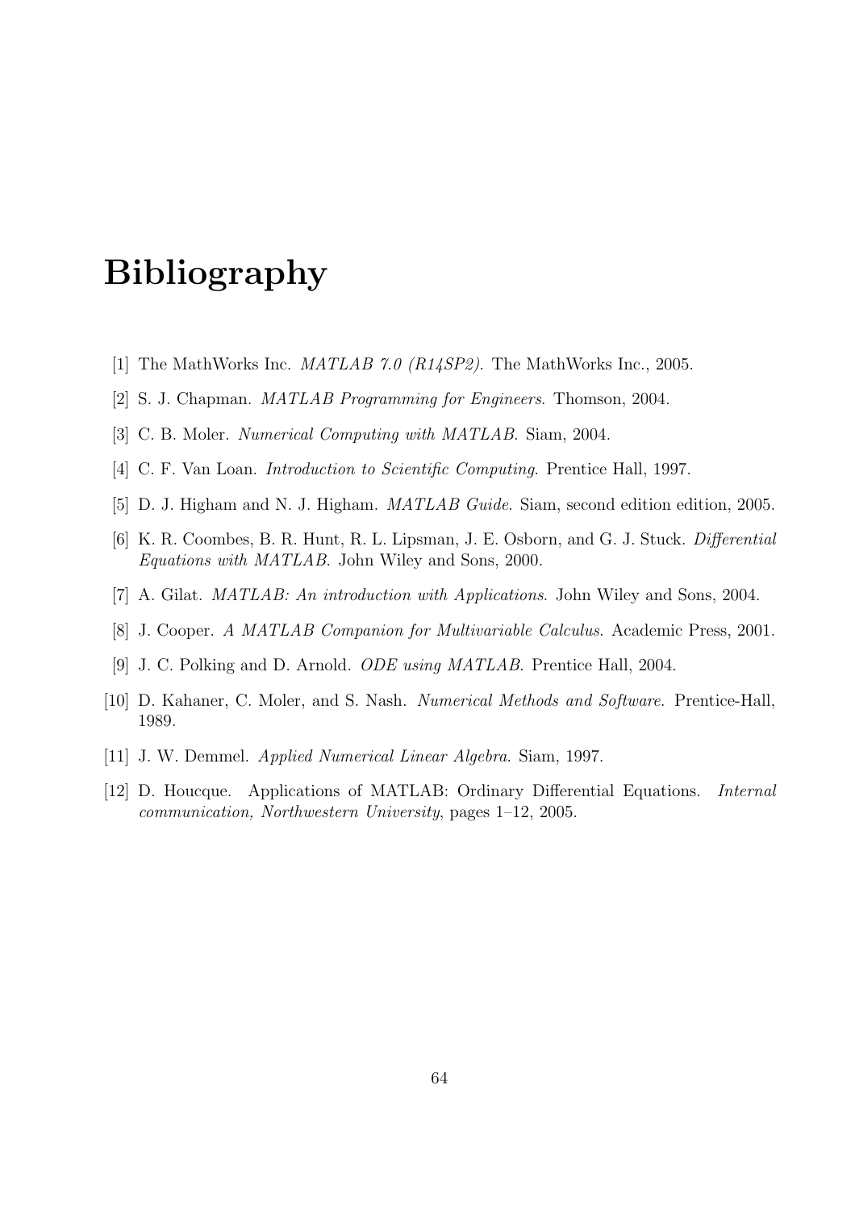# Bibliography

[1] The MathWorks Inc. *MATLAB 7.0 (R14SP2)*. The MathWorks Inc., 2005.

[2] S. J. Chapman. *MATLAB Programming for Engineers*. Thomson, 2004.

[3] C. B. Moler. *Numerical Computing with MATLAB*. Siam, 2004.

[4] C. F. Van Loan. *Introduction to Scientific Computing*. Prentice Hall, 1997.

[5] D. J. Higham and N. J. Higham. *MATLAB Guide*. Siam, second edition edition, 2005.

[6] K. R. Coombes, B. R. Hunt, R. L. Lipsman, J. E. Osborn, and G. J. Stuck. *Differential Equations with MATLAB*. John Wiley and Sons, 2000.

[7] A. Gilat. *MATLAB: An introduction with Applications*. John Wiley and Sons, 2004.

[8] J. Cooper. *A MATLAB Companion for Multivariable Calculus*. Academic Press, 2001.

[9] J. C. Polking and D. Arnold. *ODE using MATLAB*. Prentice Hall, 2004.

[10] D. Kahaner, C. Moler, and S. Nash. *Numerical Methods and Software*. Prentice-Hall, 1989.

[11] J. W. Demmel. *Applied Numerical Linear Algebra*. Siam, 1997.

[12] D. Houcque. Applications of MATLAB: Ordinary Differential Equations. *Internal communication, Northwestern University*, pages 1–12, 2005.